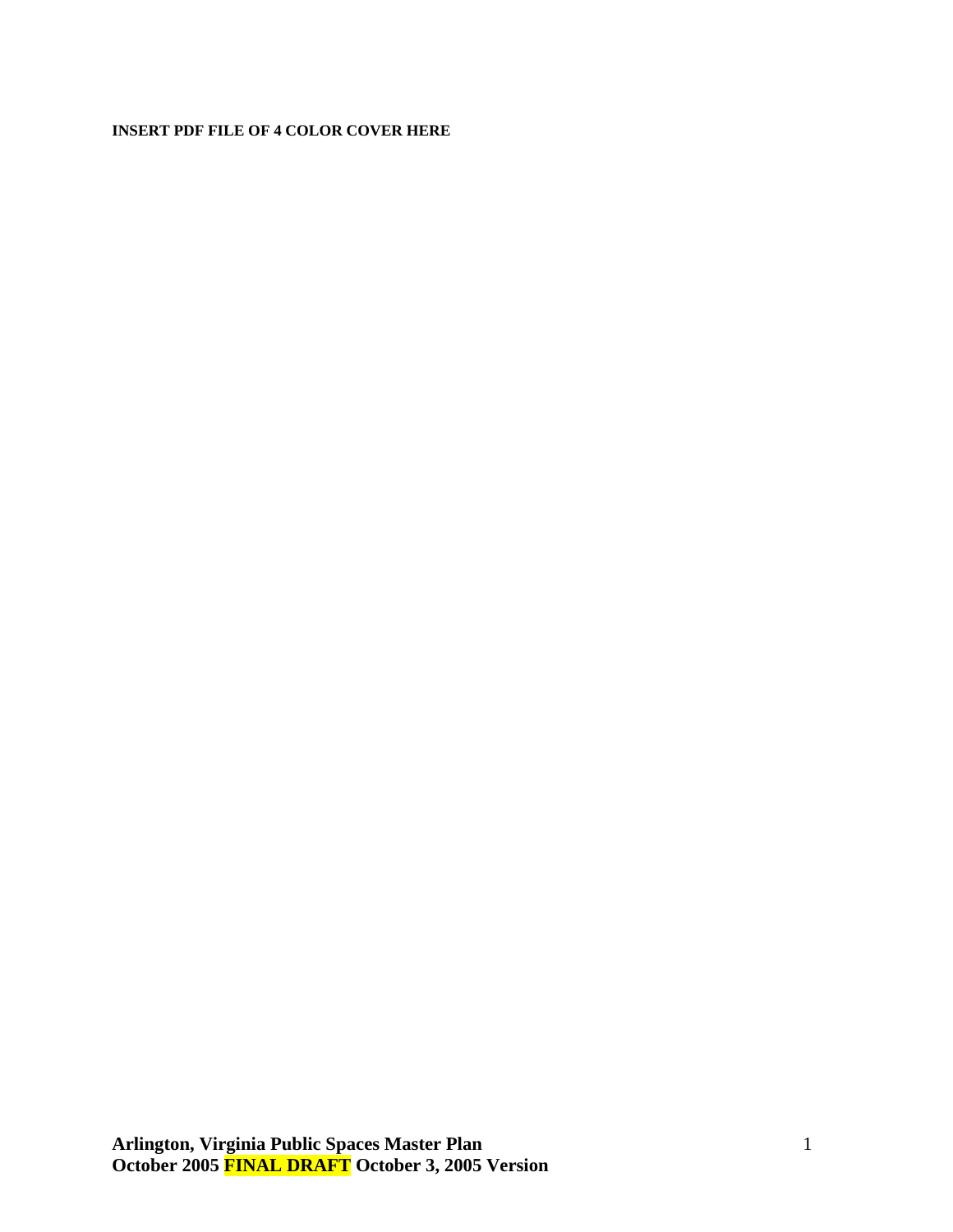**INSERT PDF FILE OF 4 COLOR COVER HERE**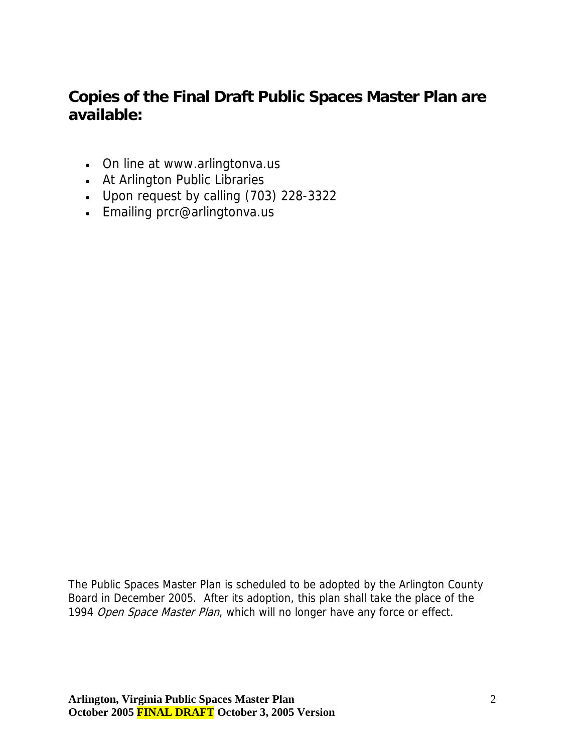## Copies of the Final Draft Public Spaces Master Plan are available:

- On line at www.arlingtonva.us
- At Arlington Public Libraries
- Upon request by calling (703) 228-3322
- Emailing prcr@arlingtonva.us

The Public Spaces Master Plan is scheduled to be adopted by the Arlington County Board in December 2005. After its adoption, this plan shall take the place of the 1994 *Open Space Master Plan*, which will no longer have any force or effect.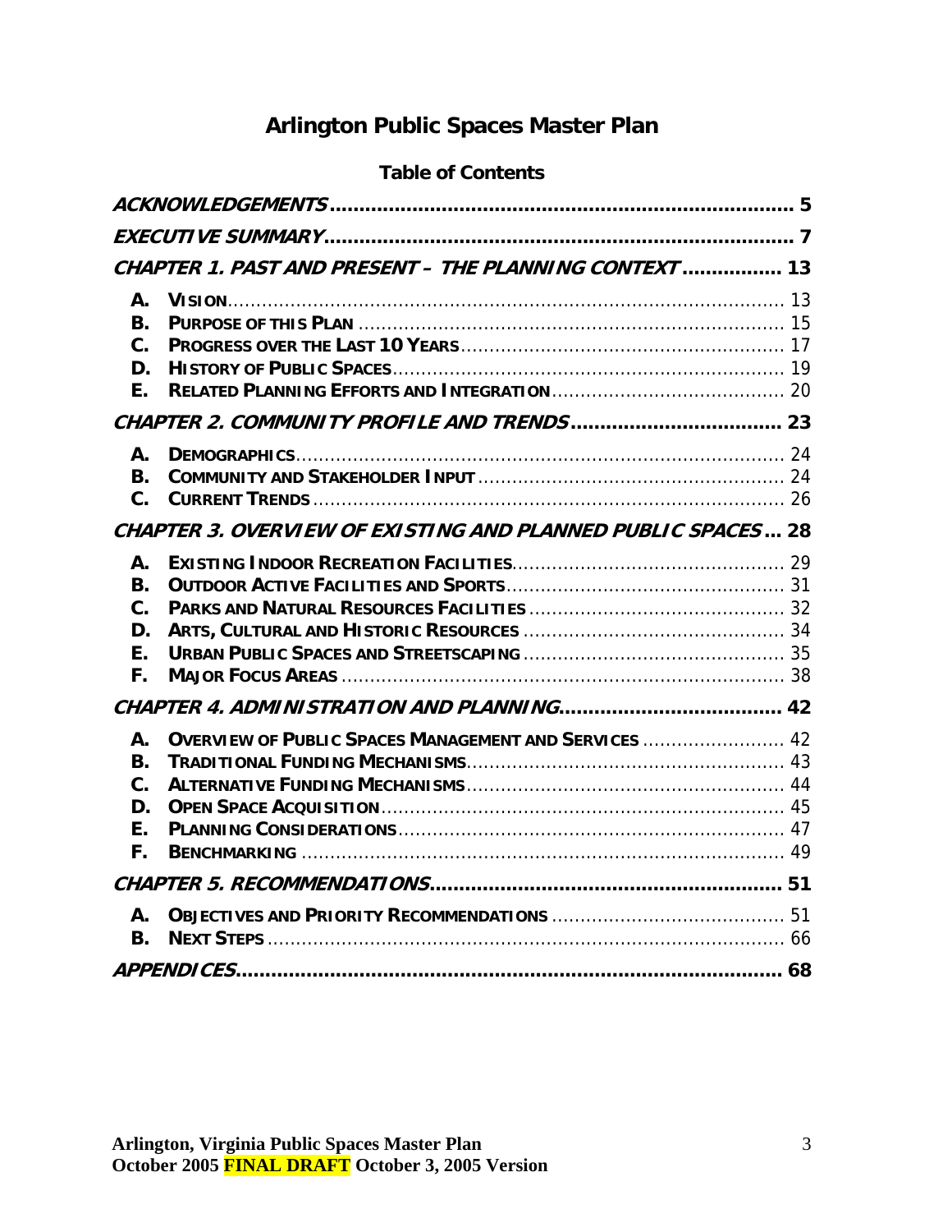# Arlington Public Spaces Master Plan

## Table of Contents

| | | |
|---|---|---|
| ***ACKNOWLEDGEMENTS*** | | 5 |
| ***EXECUTIVE SUMMARY*** | | 7 |
| ***CHAPTER 1. PAST AND PRESENT – THE PLANNING CONTEXT*** | | 13 |
| A. | **VISION** | 13 |
| B. | **PURPOSE OF THIS PLAN** | 15 |
| C. | **PROGRESS OVER THE LAST 10 YEARS** | 17 |
| D. | **HISTORY OF PUBLIC SPACES** | 19 |
| E. | **RELATED PLANNING EFFORTS AND INTEGRATION** | 20 |
| ***CHAPTER 2. COMMUNITY PROFILE AND TRENDS*** | | 23 |
| A. | **DEMOGRAPHICS** | 24 |
| B. | **COMMUNITY AND STAKEHOLDER INPUT** | 24 |
| C. | **CURRENT TRENDS** | 26 |
| ***CHAPTER 3. OVERVIEW OF EXISTING AND PLANNED PUBLIC SPACES*** | | 28 |
| A. | **EXISTING INDOOR RECREATION FACILITIES** | 29 |
| B. | **OUTDOOR ACTIVE FACILITIES AND SPORTS** | 31 |
| C. | **PARKS AND NATURAL RESOURCES FACILITIES** | 32 |
| D. | **ARTS, CULTURAL AND HISTORIC RESOURCES** | 34 |
| E. | **URBAN PUBLIC SPACES AND STREETSCAPING** | 35 |
| F. | **MAJOR FOCUS AREAS** | 38 |
| ***CHAPTER 4. ADMINISTRATION AND PLANNING*** | | 42 |
| A. | **OVERVIEW OF PUBLIC SPACES MANAGEMENT AND SERVICES** | 42 |
| B. | **TRADITIONAL FUNDING MECHANISMS** | 43 |
| C. | **ALTERNATIVE FUNDING MECHANISMS** | 44 |
| D. | **OPEN SPACE ACQUISITION** | 45 |
| E. | **PLANNING CONSIDERATIONS** | 47 |
| F. | **BENCHMARKING** | 49 |
| ***CHAPTER 5. RECOMMENDATIONS*** | | 51 |
| A. | **OBJECTIVES AND PRIORITY RECOMMENDATIONS** | 51 |
| B. | **NEXT STEPS** | 66 |
| ***APPENDICES*** | | 68 |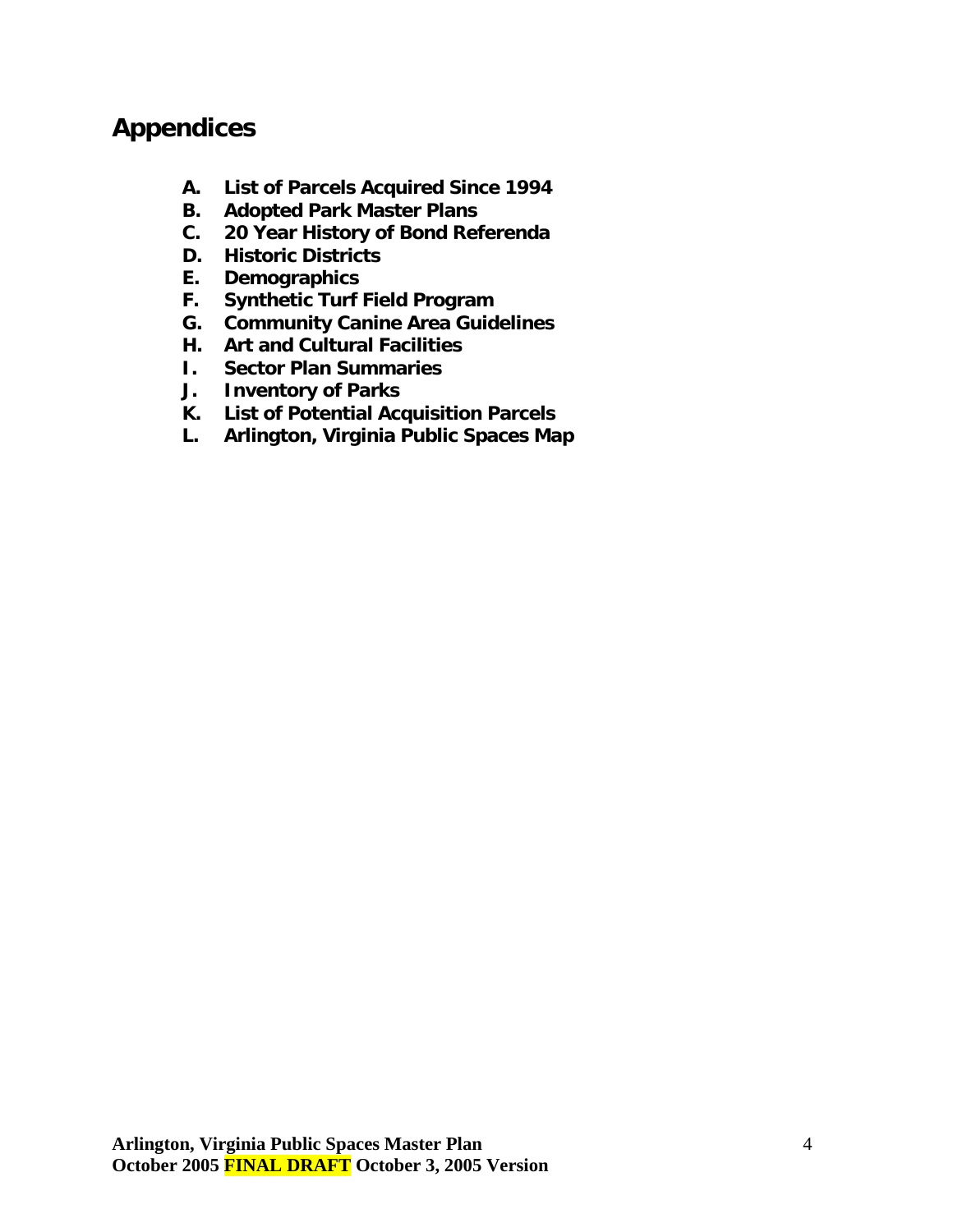# Appendices

A. **List of Parcels Acquired Since 1994**
B. **Adopted Park Master Plans**
C. **20 Year History of Bond Referenda**
D. **Historic Districts**
E. **Demographics**
F. **Synthetic Turf Field Program**
G. **Community Canine Area Guidelines**
H. **Art and Cultural Facilities**
I. **Sector Plan Summaries**
J. **Inventory of Parks**
K. **List of Potential Acquisition Parcels**
L. **Arlington, Virginia Public Spaces Map**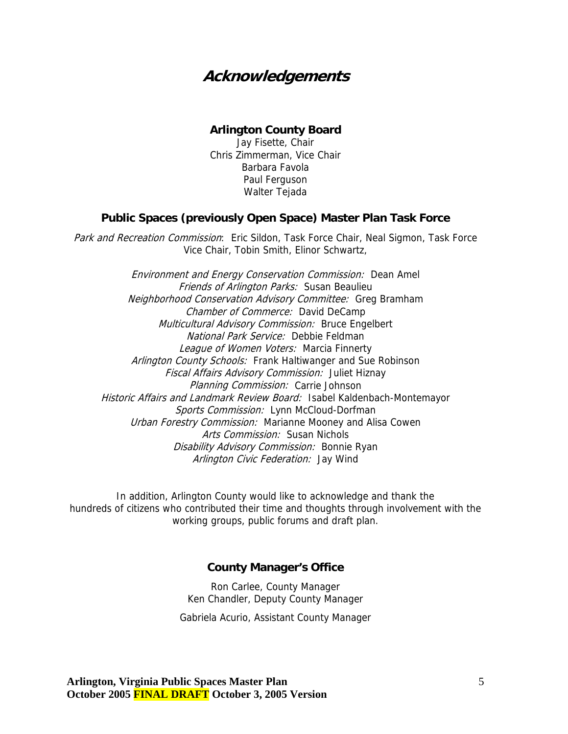# *Acknowledgements*

## Arlington County Board

Jay Fisette, Chair
Chris Zimmerman, Vice Chair
Barbara Favola
Paul Ferguson
Walter Tejada

## Public Spaces (previously Open Space) Master Plan Task Force

*Park and Recreation Commission*: Eric Sildon, Task Force Chair, Neal Sigmon, Task Force Vice Chair, Tobin Smith, Elinor Schwartz,

*Environment and Energy Conservation Commission:* Dean Amel
*Friends of Arlington Parks:* Susan Beaulieu
*Neighborhood Conservation Advisory Committee:* Greg Bramham
*Chamber of Commerce:* David DeCamp
*Multicultural Advisory Commission:* Bruce Engelbert
*National Park Service:* Debbie Feldman
*League of Women Voters:* Marcia Finnerty
*Arlington County Schools:* Frank Haltiwanger and Sue Robinson
*Fiscal Affairs Advisory Commission:* Juliet Hiznay
*Planning Commission:* Carrie Johnson
*Historic Affairs and Landmark Review Board:* Isabel Kaldenbach-Montemayor
*Sports Commission:* Lynn McCloud-Dorfman
*Urban Forestry Commission:* Marianne Mooney and Alisa Cowen
*Arts Commission:* Susan Nichols
*Disability Advisory Commission:* Bonnie Ryan
*Arlington Civic Federation:* Jay Wind

In addition, Arlington County would like to acknowledge and thank the hundreds of citizens who contributed their time and thoughts through involvement with the working groups, public forums and draft plan.

## County Manager's Office

Ron Carlee, County Manager
Ken Chandler, Deputy County Manager

Gabriela Acurio, Assistant County Manager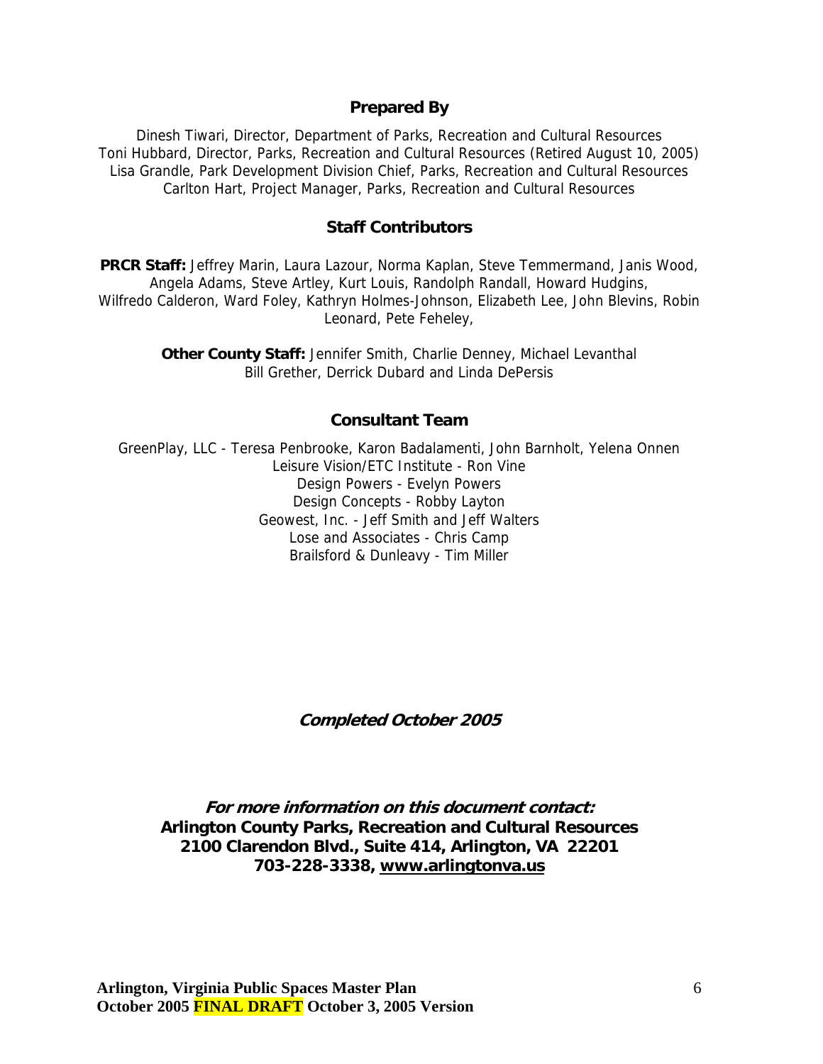## Prepared By

Dinesh Tiwari, Director, Department of Parks, Recreation and Cultural Resources
Toni Hubbard, Director, Parks, Recreation and Cultural Resources (Retired August 10, 2005)
Lisa Grandle, Park Development Division Chief, Parks, Recreation and Cultural Resources
Carlton Hart, Project Manager, Parks, Recreation and Cultural Resources

## Staff Contributors

**PRCR Staff:** Jeffrey Marin, Laura Lazour, Norma Kaplan, Steve Temmermand, Janis Wood, Angela Adams, Steve Artley, Kurt Louis, Randolph Randall, Howard Hudgins, Wilfredo Calderon, Ward Foley, Kathryn Holmes-Johnson, Elizabeth Lee, John Blevins, Robin Leonard, Pete Feheley,

**Other County Staff:** Jennifer Smith, Charlie Denney, Michael Levanthal
Bill Grether, Derrick Dubard and Linda DePersis

## Consultant Team

GreenPlay, LLC - Teresa Penbrooke, Karon Badalamenti, John Barnholt, Yelena Onnen
Leisure Vision/ETC Institute - Ron Vine
Design Powers - Evelyn Powers
Design Concepts - Robby Layton
Geowest, Inc. - Jeff Smith and Jeff Walters
Lose and Associates - Chris Camp
Brailsford & Dunleavy - Tim Miller

***Completed October 2005***

***For more information on this document contact:***
**Arlington County Parks, Recreation and Cultural Resources**
**2100 Clarendon Blvd., Suite 414, Arlington, VA 22201**
**703-228-3338, www.arlingtonva.us**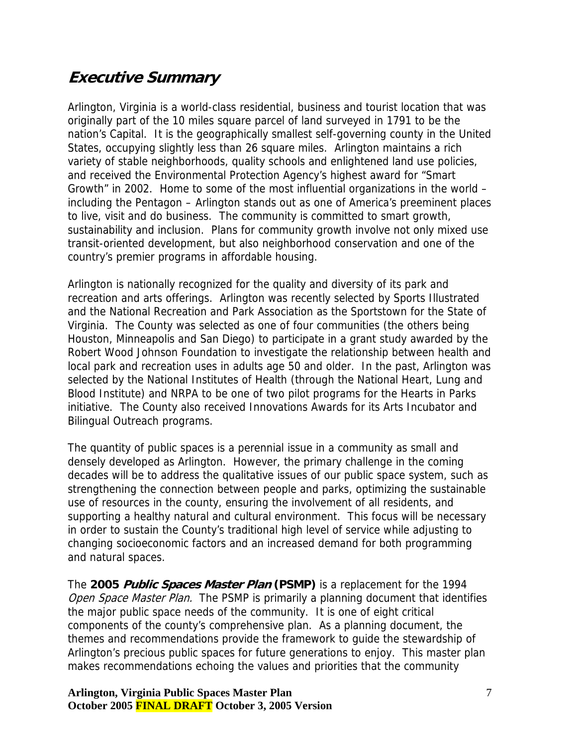# ***Executive Summary***

Arlington, Virginia is a world-class residential, business and tourist location that was originally part of the 10 miles square parcel of land surveyed in 1791 to be the nation's Capital. It is the geographically smallest self-governing county in the United States, occupying slightly less than 26 square miles. Arlington maintains a rich variety of stable neighborhoods, quality schools and enlightened land use policies, and received the Environmental Protection Agency's highest award for "Smart Growth" in 2002. Home to some of the most influential organizations in the world – including the Pentagon – Arlington stands out as one of America's preeminent places to live, visit and do business. The community is committed to smart growth, sustainability and inclusion. Plans for community growth involve not only mixed use transit-oriented development, but also neighborhood conservation and one of the country's premier programs in affordable housing.

Arlington is nationally recognized for the quality and diversity of its park and recreation and arts offerings. Arlington was recently selected by Sports Illustrated and the National Recreation and Park Association as the Sportstown for the State of Virginia. The County was selected as one of four communities (the others being Houston, Minneapolis and San Diego) to participate in a grant study awarded by the Robert Wood Johnson Foundation to investigate the relationship between health and local park and recreation uses in adults age 50 and older. In the past, Arlington was selected by the National Institutes of Health (through the National Heart, Lung and Blood Institute) and NRPA to be one of two pilot programs for the Hearts in Parks initiative. The County also received Innovations Awards for its Arts Incubator and Bilingual Outreach programs.

The quantity of public spaces is a perennial issue in a community as small and densely developed as Arlington. However, the primary challenge in the coming decades will be to address the qualitative issues of our public space system, such as strengthening the connection between people and parks, optimizing the sustainable use of resources in the county, ensuring the involvement of all residents, and supporting a healthy natural and cultural environment. This focus will be necessary in order to sustain the County's traditional high level of service while adjusting to changing socioeconomic factors and an increased demand for both programming and natural spaces.

The **2005 *Public Spaces Master Plan* (PSMP)** is a replacement for the 1994 *Open Space Master Plan.* The PSMP is primarily a planning document that identifies the major public space needs of the community. It is one of eight critical components of the county's comprehensive plan. As a planning document, the themes and recommendations provide the framework to guide the stewardship of Arlington's precious public spaces for future generations to enjoy. This master plan makes recommendations echoing the values and priorities that the community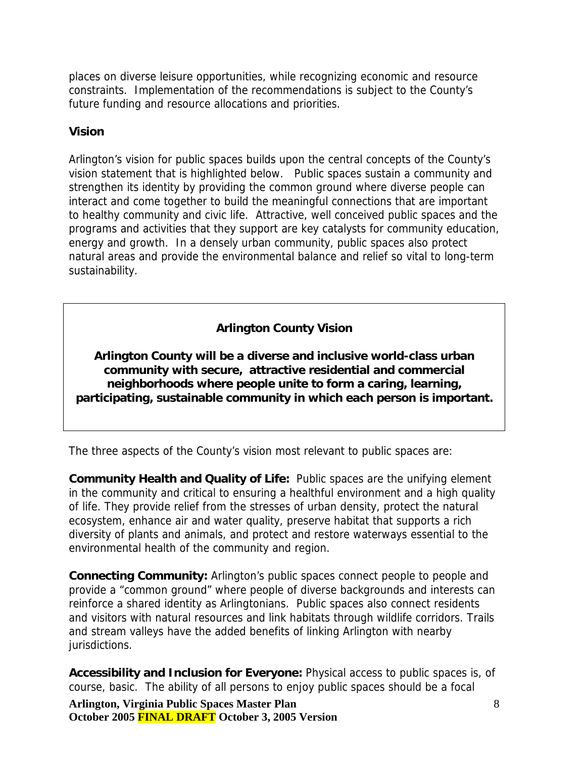places on diverse leisure opportunities, while recognizing economic and resource constraints. Implementation of the recommendations is subject to the County's future funding and resource allocations and priorities.

### Vision

Arlington's vision for public spaces builds upon the central concepts of the County's vision statement that is highlighted below. Public spaces sustain a community and strengthen its identity by providing the common ground where diverse people can interact and come together to build the meaningful connections that are important to healthy community and civic life. Attractive, well conceived public spaces and the programs and activities that they support are key catalysts for community education, energy and growth. In a densely urban community, public spaces also protect natural areas and provide the environmental balance and relief so vital to long-term sustainability.

**Arlington County Vision**

**Arlington County will be a diverse and inclusive world-class urban community with secure, attractive residential and commercial neighborhoods where people unite to form a caring, learning, participating, sustainable community in which each person is important.**

The three aspects of the County's vision most relevant to public spaces are:

**Community Health and Quality of Life:** Public spaces are the unifying element in the community and critical to ensuring a healthful environment and a high quality of life. They provide relief from the stresses of urban density, protect the natural ecosystem, enhance air and water quality, preserve habitat that supports a rich diversity of plants and animals, and protect and restore waterways essential to the environmental health of the community and region.

**Connecting Community:** Arlington's public spaces connect people to people and provide a "common ground" where people of diverse backgrounds and interests can reinforce a shared identity as Arlingtonians. Public spaces also connect residents and visitors with natural resources and link habitats through wildlife corridors. Trails and stream valleys have the added benefits of linking Arlington with nearby jurisdictions.

**Accessibility and Inclusion for Everyone:** Physical access to public spaces is, of course, basic. The ability of all persons to enjoy public spaces should be a focal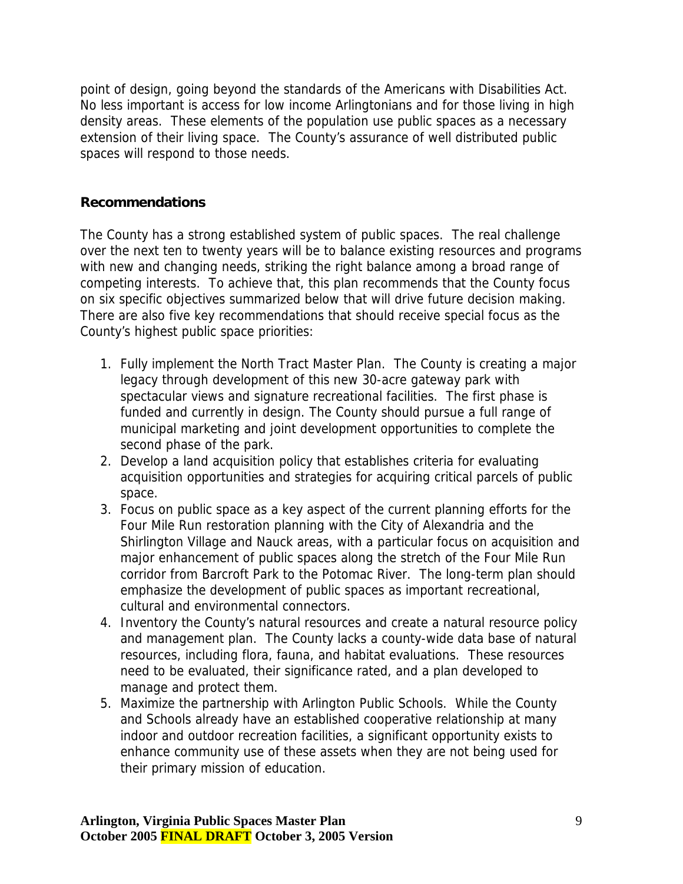point of design, going beyond the standards of the Americans with Disabilities Act. No less important is access for low income Arlingtonians and for those living in high density areas. These elements of the population use public spaces as a necessary extension of their living space. The County's assurance of well distributed public spaces will respond to those needs.

## Recommendations

The County has a strong established system of public spaces. The real challenge over the next ten to twenty years will be to balance existing resources and programs with new and changing needs, striking the right balance among a broad range of competing interests. To achieve that, this plan recommends that the County focus on six specific objectives summarized below that will drive future decision making. There are also five key recommendations that should receive special focus as the County's highest public space priorities:

1. Fully implement the North Tract Master Plan. The County is creating a major legacy through development of this new 30-acre gateway park with spectacular views and signature recreational facilities. The first phase is funded and currently in design. The County should pursue a full range of municipal marketing and joint development opportunities to complete the second phase of the park.
2. Develop a land acquisition policy that establishes criteria for evaluating acquisition opportunities and strategies for acquiring critical parcels of public space.
3. Focus on public space as a key aspect of the current planning efforts for the Four Mile Run restoration planning with the City of Alexandria and the Shirlington Village and Nauck areas, with a particular focus on acquisition and major enhancement of public spaces along the stretch of the Four Mile Run corridor from Barcroft Park to the Potomac River. The long-term plan should emphasize the development of public spaces as important recreational, cultural and environmental connectors.
4. Inventory the County's natural resources and create a natural resource policy and management plan. The County lacks a county-wide data base of natural resources, including flora, fauna, and habitat evaluations. These resources need to be evaluated, their significance rated, and a plan developed to manage and protect them.
5. Maximize the partnership with Arlington Public Schools. While the County and Schools already have an established cooperative relationship at many indoor and outdoor recreation facilities, a significant opportunity exists to enhance community use of these assets when they are not being used for their primary mission of education.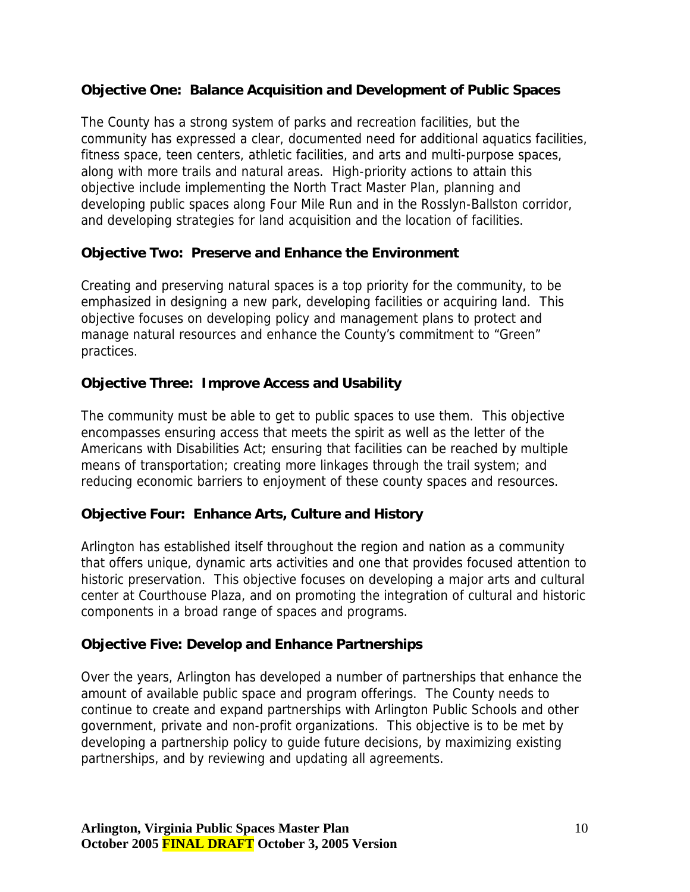### Objective One: Balance Acquisition and Development of Public Spaces

The County has a strong system of parks and recreation facilities, but the community has expressed a clear, documented need for additional aquatics facilities, fitness space, teen centers, athletic facilities, and arts and multi-purpose spaces, along with more trails and natural areas. High-priority actions to attain this objective include implementing the North Tract Master Plan, planning and developing public spaces along Four Mile Run and in the Rosslyn-Ballston corridor, and developing strategies for land acquisition and the location of facilities.

### Objective Two: Preserve and Enhance the Environment

Creating and preserving natural spaces is a top priority for the community, to be emphasized in designing a new park, developing facilities or acquiring land. This objective focuses on developing policy and management plans to protect and manage natural resources and enhance the County's commitment to "Green" practices.

### Objective Three: Improve Access and Usability

The community must be able to get to public spaces to use them. This objective encompasses ensuring access that meets the spirit as well as the letter of the Americans with Disabilities Act; ensuring that facilities can be reached by multiple means of transportation; creating more linkages through the trail system; and reducing economic barriers to enjoyment of these county spaces and resources.

### Objective Four: Enhance Arts, Culture and History

Arlington has established itself throughout the region and nation as a community that offers unique, dynamic arts activities and one that provides focused attention to historic preservation. This objective focuses on developing a major arts and cultural center at Courthouse Plaza, and on promoting the integration of cultural and historic components in a broad range of spaces and programs.

### Objective Five: Develop and Enhance Partnerships

Over the years, Arlington has developed a number of partnerships that enhance the amount of available public space and program offerings. The County needs to continue to create and expand partnerships with Arlington Public Schools and other government, private and non-profit organizations. This objective is to be met by developing a partnership policy to guide future decisions, by maximizing existing partnerships, and by reviewing and updating all agreements.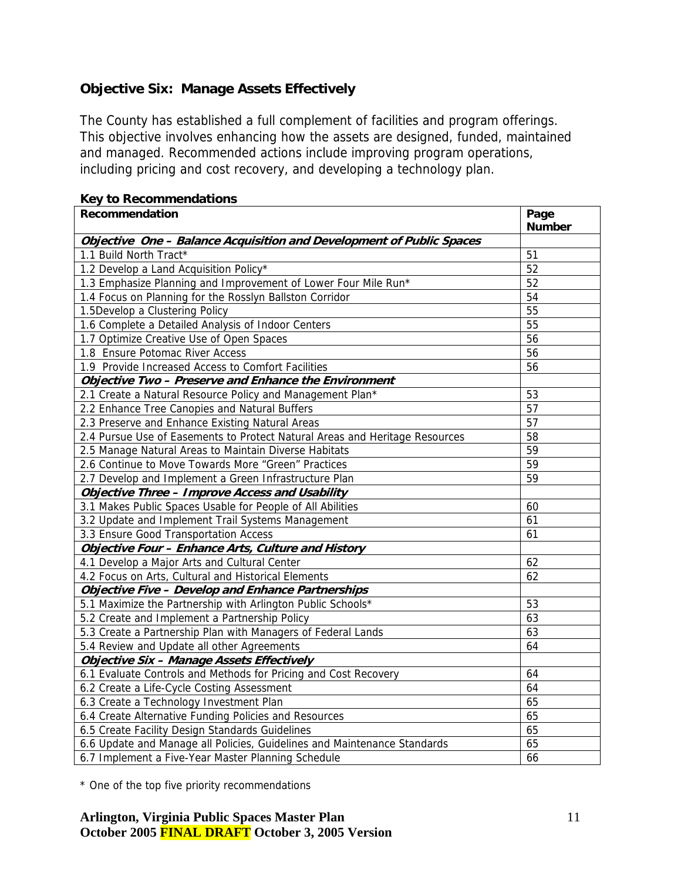## Objective Six: Manage Assets Effectively

The County has established a full complement of facilities and program offerings. This objective involves enhancing how the assets are designed, funded, maintained and managed. Recommended actions include improving program operations, including pricing and cost recovery, and developing a technology plan.

**Key to Recommendations**

| Recommendation | Page Number |
|---|---|
| ***Objective One – Balance Acquisition and Development of Public Spaces*** | |
| 1.1 Build North Tract* | 51 |
| 1.2 Develop a Land Acquisition Policy* | 52 |
| 1.3 Emphasize Planning and Improvement of Lower Four Mile Run* | 52 |
| 1.4 Focus on Planning for the Rosslyn Ballston Corridor | 54 |
| 1.5Develop a Clustering Policy | 55 |
| 1.6 Complete a Detailed Analysis of Indoor Centers | 55 |
| 1.7 Optimize Creative Use of Open Spaces | 56 |
| 1.8 Ensure Potomac River Access | 56 |
| 1.9 Provide Increased Access to Comfort Facilities | 56 |
| ***Objective Two – Preserve and Enhance the Environment*** | |
| 2.1 Create a Natural Resource Policy and Management Plan* | 53 |
| 2.2 Enhance Tree Canopies and Natural Buffers | 57 |
| 2.3 Preserve and Enhance Existing Natural Areas | 57 |
| 2.4 Pursue Use of Easements to Protect Natural Areas and Heritage Resources | 58 |
| 2.5 Manage Natural Areas to Maintain Diverse Habitats | 59 |
| 2.6 Continue to Move Towards More "Green" Practices | 59 |
| 2.7 Develop and Implement a Green Infrastructure Plan | 59 |
| ***Objective Three – Improve Access and Usability*** | |
| 3.1 Makes Public Spaces Usable for People of All Abilities | 60 |
| 3.2 Update and Implement Trail Systems Management | 61 |
| 3.3 Ensure Good Transportation Access | 61 |
| ***Objective Four – Enhance Arts, Culture and History*** | |
| 4.1 Develop a Major Arts and Cultural Center | 62 |
| 4.2 Focus on Arts, Cultural and Historical Elements | 62 |
| ***Objective Five – Develop and Enhance Partnerships*** | |
| 5.1 Maximize the Partnership with Arlington Public Schools* | 53 |
| 5.2 Create and Implement a Partnership Policy | 63 |
| 5.3 Create a Partnership Plan with Managers of Federal Lands | 63 |
| 5.4 Review and Update all other Agreements | 64 |
| ***Objective Six – Manage Assets Effectively*** | |
| 6.1 Evaluate Controls and Methods for Pricing and Cost Recovery | 64 |
| 6.2 Create a Life-Cycle Costing Assessment | 64 |
| 6.3 Create a Technology Investment Plan | 65 |
| 6.4 Create Alternative Funding Policies and Resources | 65 |
| 6.5 Create Facility Design Standards Guidelines | 65 |
| 6.6 Update and Manage all Policies, Guidelines and Maintenance Standards | 65 |
| 6.7 Implement a Five-Year Master Planning Schedule | 66 |

* One of the top five priority recommendations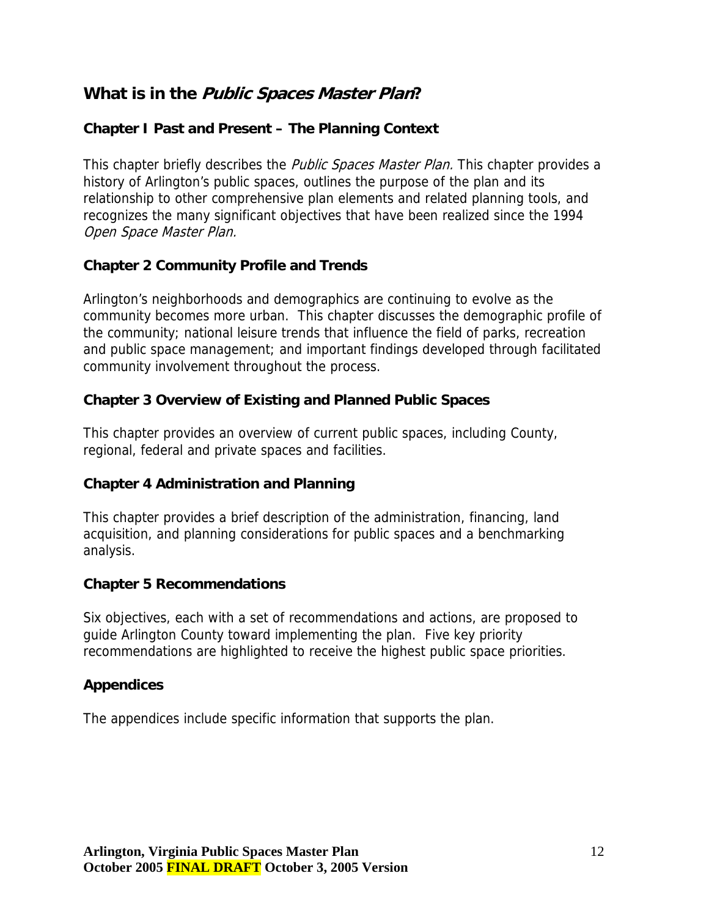## What is in the *Public Spaces Master Plan*?

### Chapter I Past and Present – The Planning Context

This chapter briefly describes the *Public Spaces Master Plan.* This chapter provides a history of Arlington's public spaces, outlines the purpose of the plan and its relationship to other comprehensive plan elements and related planning tools, and recognizes the many significant objectives that have been realized since the 1994 *Open Space Master Plan.*

### Chapter 2 Community Profile and Trends

Arlington's neighborhoods and demographics are continuing to evolve as the community becomes more urban. This chapter discusses the demographic profile of the community; national leisure trends that influence the field of parks, recreation and public space management; and important findings developed through facilitated community involvement throughout the process.

### Chapter 3 Overview of Existing and Planned Public Spaces

This chapter provides an overview of current public spaces, including County, regional, federal and private spaces and facilities.

### Chapter 4 Administration and Planning

This chapter provides a brief description of the administration, financing, land acquisition, and planning considerations for public spaces and a benchmarking analysis.

### Chapter 5 Recommendations

Six objectives, each with a set of recommendations and actions, are proposed to guide Arlington County toward implementing the plan. Five key priority recommendations are highlighted to receive the highest public space priorities.

### Appendices

The appendices include specific information that supports the plan.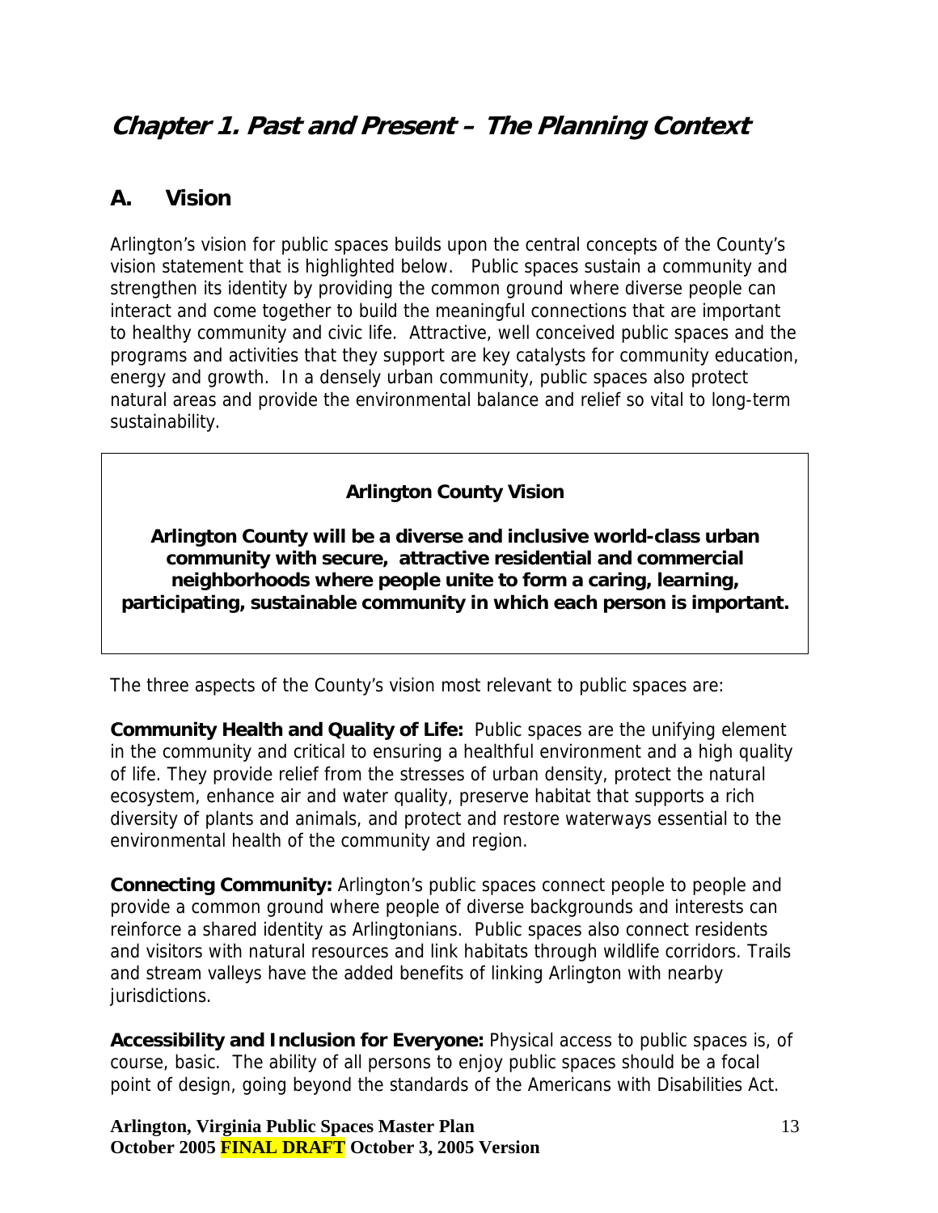# Chapter 1. Past and Present – The Planning Context

## A. Vision

Arlington's vision for public spaces builds upon the central concepts of the County's vision statement that is highlighted below. Public spaces sustain a community and strengthen its identity by providing the common ground where diverse people can interact and come together to build the meaningful connections that are important to healthy community and civic life. Attractive, well conceived public spaces and the programs and activities that they support are key catalysts for community education, energy and growth. In a densely urban community, public spaces also protect natural areas and provide the environmental balance and relief so vital to long-term sustainability.

> **Arlington County Vision**
>
> **Arlington County will be a diverse and inclusive world-class urban community with secure, attractive residential and commercial neighborhoods where people unite to form a caring, learning, participating, sustainable community in which each person is important.**

The three aspects of the County's vision most relevant to public spaces are:

**Community Health and Quality of Life:** Public spaces are the unifying element in the community and critical to ensuring a healthful environment and a high quality of life. They provide relief from the stresses of urban density, protect the natural ecosystem, enhance air and water quality, preserve habitat that supports a rich diversity of plants and animals, and protect and restore waterways essential to the environmental health of the community and region.

**Connecting Community:** Arlington's public spaces connect people to people and provide a common ground where people of diverse backgrounds and interests can reinforce a shared identity as Arlingtonians. Public spaces also connect residents and visitors with natural resources and link habitats through wildlife corridors. Trails and stream valleys have the added benefits of linking Arlington with nearby jurisdictions.

**Accessibility and Inclusion for Everyone:** Physical access to public spaces is, of course, basic. The ability of all persons to enjoy public spaces should be a focal point of design, going beyond the standards of the Americans with Disabilities Act.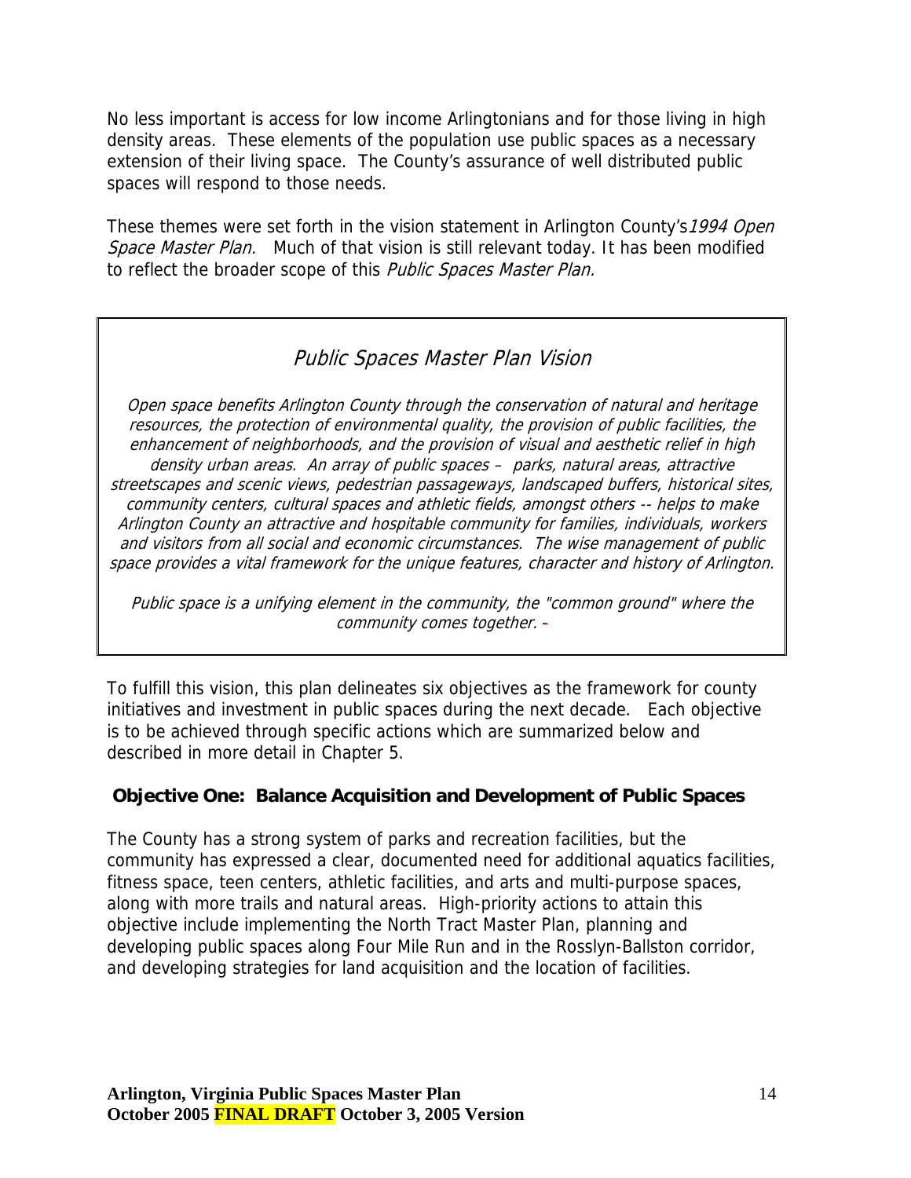No less important is access for low income Arlingtonians and for those living in high density areas. These elements of the population use public spaces as a necessary extension of their living space. The County's assurance of well distributed public spaces will respond to those needs.

These themes were set forth in the vision statement in Arlington County's *1994 Open Space Master Plan.* Much of that vision is still relevant today. It has been modified to reflect the broader scope of this *Public Spaces Master Plan.*

## *Public Spaces Master Plan Vision*

*Open space benefits Arlington County through the conservation of natural and heritage resources, the protection of environmental quality, the provision of public facilities, the enhancement of neighborhoods, and the provision of visual and aesthetic relief in high density urban areas. An array of public spaces – parks, natural areas, attractive streetscapes and scenic views, pedestrian passageways, landscaped buffers, historical sites, community centers, cultural spaces and athletic fields, amongst others -- helps to make Arlington County an attractive and hospitable community for families, individuals, workers and visitors from all social and economic circumstances. The wise management of public space provides a vital framework for the unique features, character and history of Arlington.*

*Public space is a unifying element in the community, the "common ground" where the community comes together.* -

To fulfill this vision, this plan delineates six objectives as the framework for county initiatives and investment in public spaces during the next decade. Each objective is to be achieved through specific actions which are summarized below and described in more detail in Chapter 5.

### Objective One: Balance Acquisition and Development of Public Spaces

The County has a strong system of parks and recreation facilities, but the community has expressed a clear, documented need for additional aquatics facilities, fitness space, teen centers, athletic facilities, and arts and multi-purpose spaces, along with more trails and natural areas. High-priority actions to attain this objective include implementing the North Tract Master Plan, planning and developing public spaces along Four Mile Run and in the Rosslyn-Ballston corridor, and developing strategies for land acquisition and the location of facilities.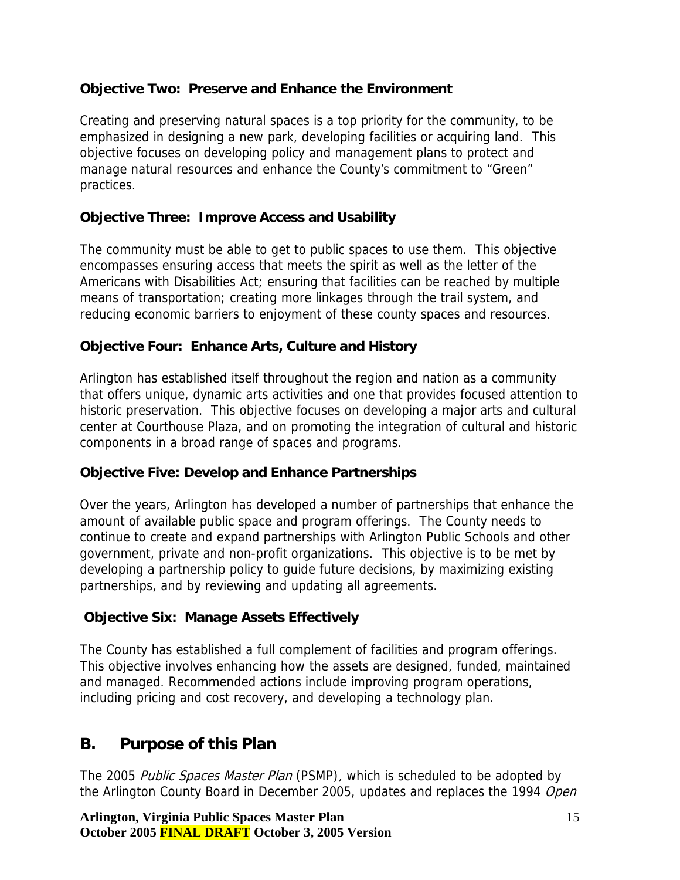**Objective Two: Preserve and Enhance the Environment**

Creating and preserving natural spaces is a top priority for the community, to be emphasized in designing a new park, developing facilities or acquiring land. This objective focuses on developing policy and management plans to protect and manage natural resources and enhance the County's commitment to "Green" practices.

**Objective Three: Improve Access and Usability**

The community must be able to get to public spaces to use them. This objective encompasses ensuring access that meets the spirit as well as the letter of the Americans with Disabilities Act; ensuring that facilities can be reached by multiple means of transportation; creating more linkages through the trail system, and reducing economic barriers to enjoyment of these county spaces and resources.

**Objective Four: Enhance Arts, Culture and History**

Arlington has established itself throughout the region and nation as a community that offers unique, dynamic arts activities and one that provides focused attention to historic preservation. This objective focuses on developing a major arts and cultural center at Courthouse Plaza, and on promoting the integration of cultural and historic components in a broad range of spaces and programs.

**Objective Five: Develop and Enhance Partnerships**

Over the years, Arlington has developed a number of partnerships that enhance the amount of available public space and program offerings. The County needs to continue to create and expand partnerships with Arlington Public Schools and other government, private and non-profit organizations. This objective is to be met by developing a partnership policy to guide future decisions, by maximizing existing partnerships, and by reviewing and updating all agreements.

**Objective Six: Manage Assets Effectively**

The County has established a full complement of facilities and program offerings. This objective involves enhancing how the assets are designed, funded, maintained and managed. Recommended actions include improving program operations, including pricing and cost recovery, and developing a technology plan.

## B. Purpose of this Plan

The 2005 *Public Spaces Master Plan* (PSMP), which is scheduled to be adopted by the Arlington County Board in December 2005, updates and replaces the 1994 *Open*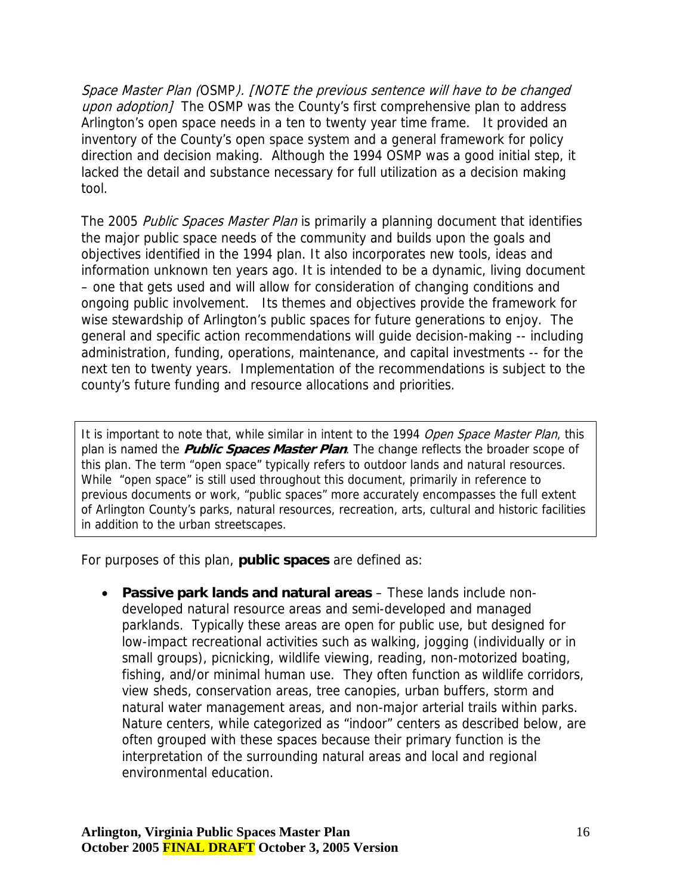*Space Master Plan (*OSMP*). [NOTE the previous sentence will have to be changed upon adoption]* The OSMP was the County's first comprehensive plan to address Arlington's open space needs in a ten to twenty year time frame. It provided an inventory of the County's open space system and a general framework for policy direction and decision making. Although the 1994 OSMP was a good initial step, it lacked the detail and substance necessary for full utilization as a decision making tool.

The 2005 *Public Spaces Master Plan* is primarily a planning document that identifies the major public space needs of the community and builds upon the goals and objectives identified in the 1994 plan. It also incorporates new tools, ideas and information unknown ten years ago. It is intended to be a dynamic, living document – one that gets used and will allow for consideration of changing conditions and ongoing public involvement. Its themes and objectives provide the framework for wise stewardship of Arlington's public spaces for future generations to enjoy. The general and specific action recommendations will guide decision-making -- including administration, funding, operations, maintenance, and capital investments -- for the next ten to twenty years. Implementation of the recommendations is subject to the county's future funding and resource allocations and priorities.

> It is important to note that, while similar in intent to the 1994 *Open Space Master Plan*, this plan is named the ***Public Spaces Master Plan***. The change reflects the broader scope of this plan. The term "open space" typically refers to outdoor lands and natural resources. While "open space" is still used throughout this document, primarily in reference to previous documents or work, "public spaces" more accurately encompasses the full extent of Arlington County's parks, natural resources, recreation, arts, cultural and historic facilities in addition to the urban streetscapes.

For purposes of this plan, **public spaces** are defined as:

- **Passive park lands and natural areas** – These lands include non-developed natural resource areas and semi-developed and managed parklands. Typically these areas are open for public use, but designed for low-impact recreational activities such as walking, jogging (individually or in small groups), picnicking, wildlife viewing, reading, non-motorized boating, fishing, and/or minimal human use. They often function as wildlife corridors, view sheds, conservation areas, tree canopies, urban buffers, storm and natural water management areas, and non-major arterial trails within parks. Nature centers, while categorized as "indoor" centers as described below, are often grouped with these spaces because their primary function is the interpretation of the surrounding natural areas and local and regional environmental education.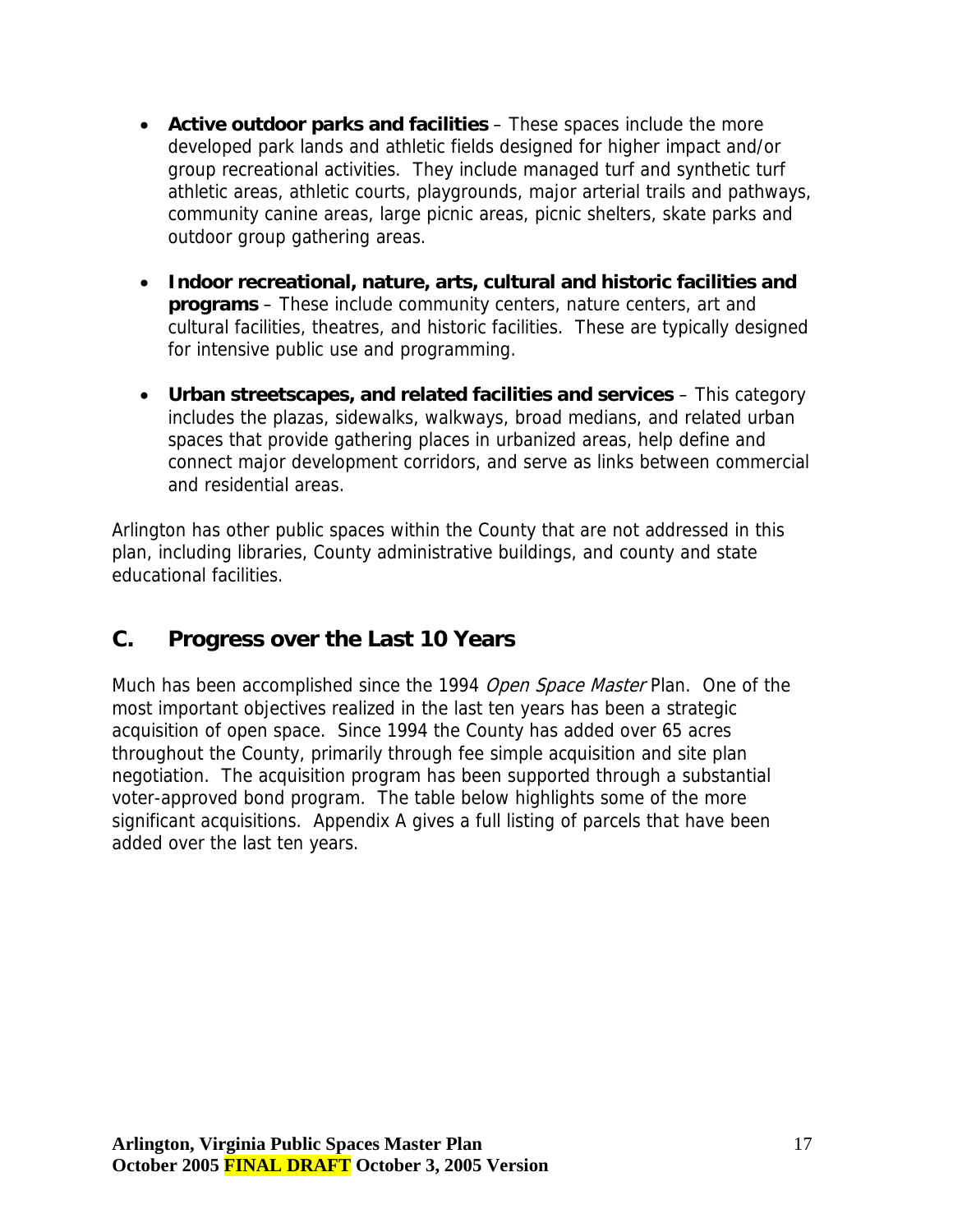- **Active outdoor parks and facilities** – These spaces include the more developed park lands and athletic fields designed for higher impact and/or group recreational activities. They include managed turf and synthetic turf athletic areas, athletic courts, playgrounds, major arterial trails and pathways, community canine areas, large picnic areas, picnic shelters, skate parks and outdoor group gathering areas.

- **Indoor recreational, nature, arts, cultural and historic facilities and programs** – These include community centers, nature centers, art and cultural facilities, theatres, and historic facilities. These are typically designed for intensive public use and programming.

- **Urban streetscapes, and related facilities and services** – This category includes the plazas, sidewalks, walkways, broad medians, and related urban spaces that provide gathering places in urbanized areas, help define and connect major development corridors, and serve as links between commercial and residential areas.

Arlington has other public spaces within the County that are not addressed in this plan, including libraries, County administrative buildings, and county and state educational facilities.

## C. Progress over the Last 10 Years

Much has been accomplished since the 1994 *Open Space Master* Plan. One of the most important objectives realized in the last ten years has been a strategic acquisition of open space. Since 1994 the County has added over 65 acres throughout the County, primarily through fee simple acquisition and site plan negotiation. The acquisition program has been supported through a substantial voter-approved bond program. The table below highlights some of the more significant acquisitions. Appendix A gives a full listing of parcels that have been added over the last ten years.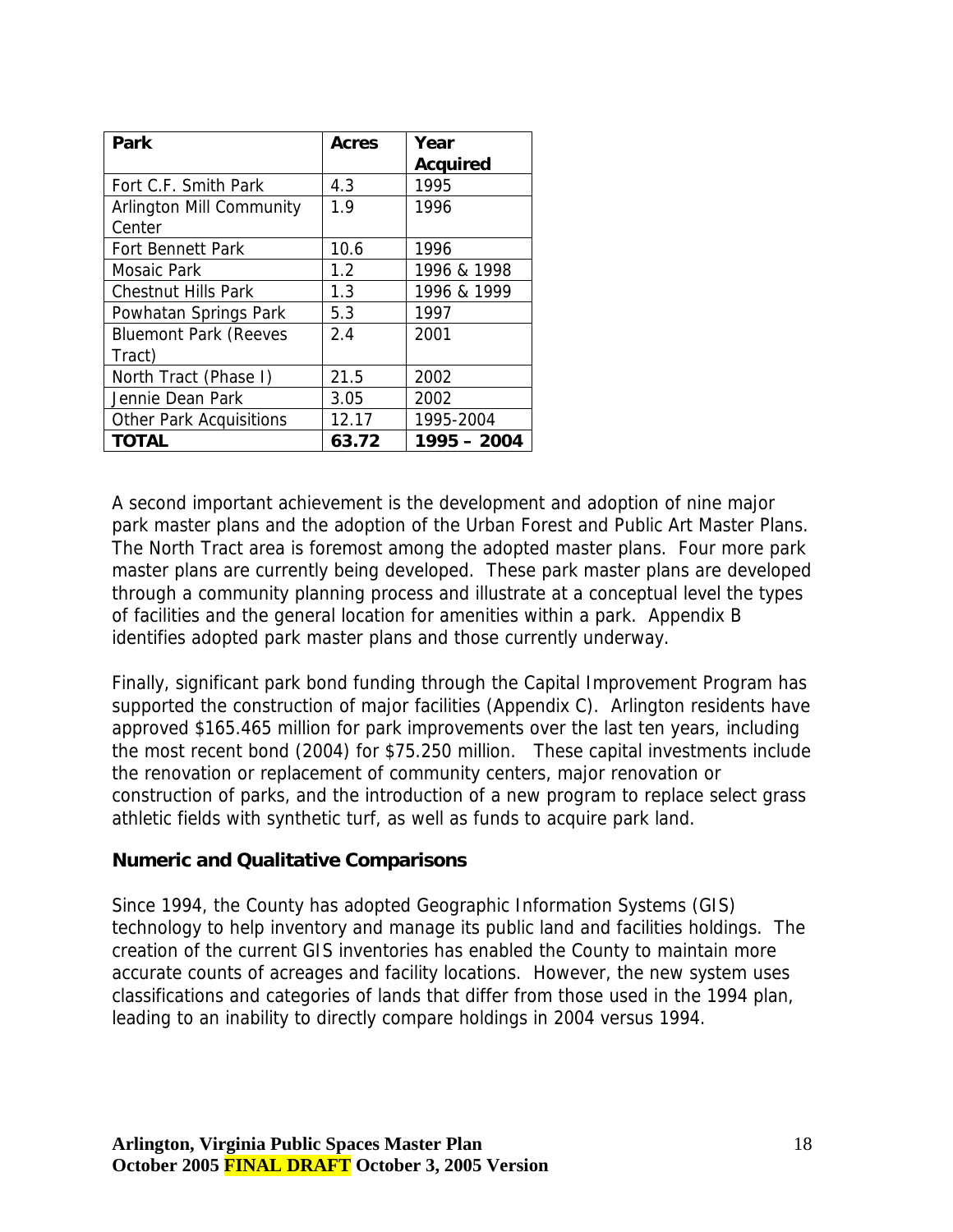| Park | Acres | Year Acquired |
|---|---|---|
| Fort C.F. Smith Park | 4.3 | 1995 |
| Arlington Mill Community Center | 1.9 | 1996 |
| Fort Bennett Park | 10.6 | 1996 |
| Mosaic Park | 1.2 | 1996 & 1998 |
| Chestnut Hills Park | 1.3 | 1996 & 1999 |
| Powhatan Springs Park | 5.3 | 1997 |
| Bluemont Park (Reeves Tract) | 2.4 | 2001 |
| North Tract (Phase I) | 21.5 | 2002 |
| Jennie Dean Park | 3.05 | 2002 |
| Other Park Acquisitions | 12.17 | 1995-2004 |
| **TOTAL** | **63.72** | **1995 – 2004** |

A second important achievement is the development and adoption of nine major park master plans and the adoption of the Urban Forest and Public Art Master Plans. The North Tract area is foremost among the adopted master plans. Four more park master plans are currently being developed. These park master plans are developed through a community planning process and illustrate at a conceptual level the types of facilities and the general location for amenities within a park. Appendix B identifies adopted park master plans and those currently underway.

Finally, significant park bond funding through the Capital Improvement Program has supported the construction of major facilities (Appendix C). Arlington residents have approved $165.465 million for park improvements over the last ten years, including the most recent bond (2004) for $75.250 million. These capital investments include the renovation or replacement of community centers, major renovation or construction of parks, and the introduction of a new program to replace select grass athletic fields with synthetic turf, as well as funds to acquire park land.

### Numeric and Qualitative Comparisons

Since 1994, the County has adopted Geographic Information Systems (GIS) technology to help inventory and manage its public land and facilities holdings. The creation of the current GIS inventories has enabled the County to maintain more accurate counts of acreages and facility locations. However, the new system uses classifications and categories of lands that differ from those used in the 1994 plan, leading to an inability to directly compare holdings in 2004 versus 1994.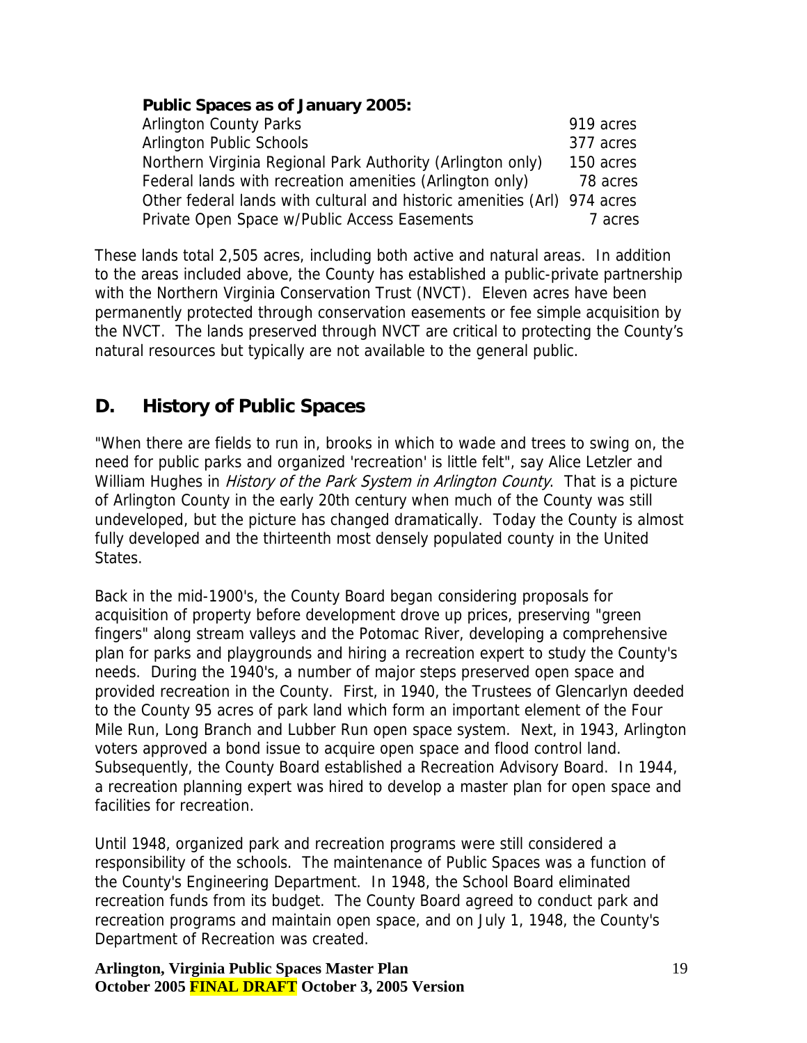**Public Spaces as of January 2005:**

| | |
|---|---|
| Arlington County Parks | 919 acres |
| Arlington Public Schools | 377 acres |
| Northern Virginia Regional Park Authority (Arlington only) | 150 acres |
| Federal lands with recreation amenities (Arlington only) | 78 acres |
| Other federal lands with cultural and historic amenities (Arl) | 974 acres |
| Private Open Space w/Public Access Easements | 7 acres |

These lands total 2,505 acres, including both active and natural areas. In addition to the areas included above, the County has established a public-private partnership with the Northern Virginia Conservation Trust (NVCT). Eleven acres have been permanently protected through conservation easements or fee simple acquisition by the NVCT. The lands preserved through NVCT are critical to protecting the County's natural resources but typically are not available to the general public.

## D. History of Public Spaces

"When there are fields to run in, brooks in which to wade and trees to swing on, the need for public parks and organized 'recreation' is little felt", say Alice Letzler and William Hughes in *History of the Park System in Arlington County*. That is a picture of Arlington County in the early 20th century when much of the County was still undeveloped, but the picture has changed dramatically. Today the County is almost fully developed and the thirteenth most densely populated county in the United States.

Back in the mid-1900's, the County Board began considering proposals for acquisition of property before development drove up prices, preserving "green fingers" along stream valleys and the Potomac River, developing a comprehensive plan for parks and playgrounds and hiring a recreation expert to study the County's needs. During the 1940's, a number of major steps preserved open space and provided recreation in the County. First, in 1940, the Trustees of Glencarlyn deeded to the County 95 acres of park land which form an important element of the Four Mile Run, Long Branch and Lubber Run open space system. Next, in 1943, Arlington voters approved a bond issue to acquire open space and flood control land. Subsequently, the County Board established a Recreation Advisory Board. In 1944, a recreation planning expert was hired to develop a master plan for open space and facilities for recreation.

Until 1948, organized park and recreation programs were still considered a responsibility of the schools. The maintenance of Public Spaces was a function of the County's Engineering Department. In 1948, the School Board eliminated recreation funds from its budget. The County Board agreed to conduct park and recreation programs and maintain open space, and on July 1, 1948, the County's Department of Recreation was created.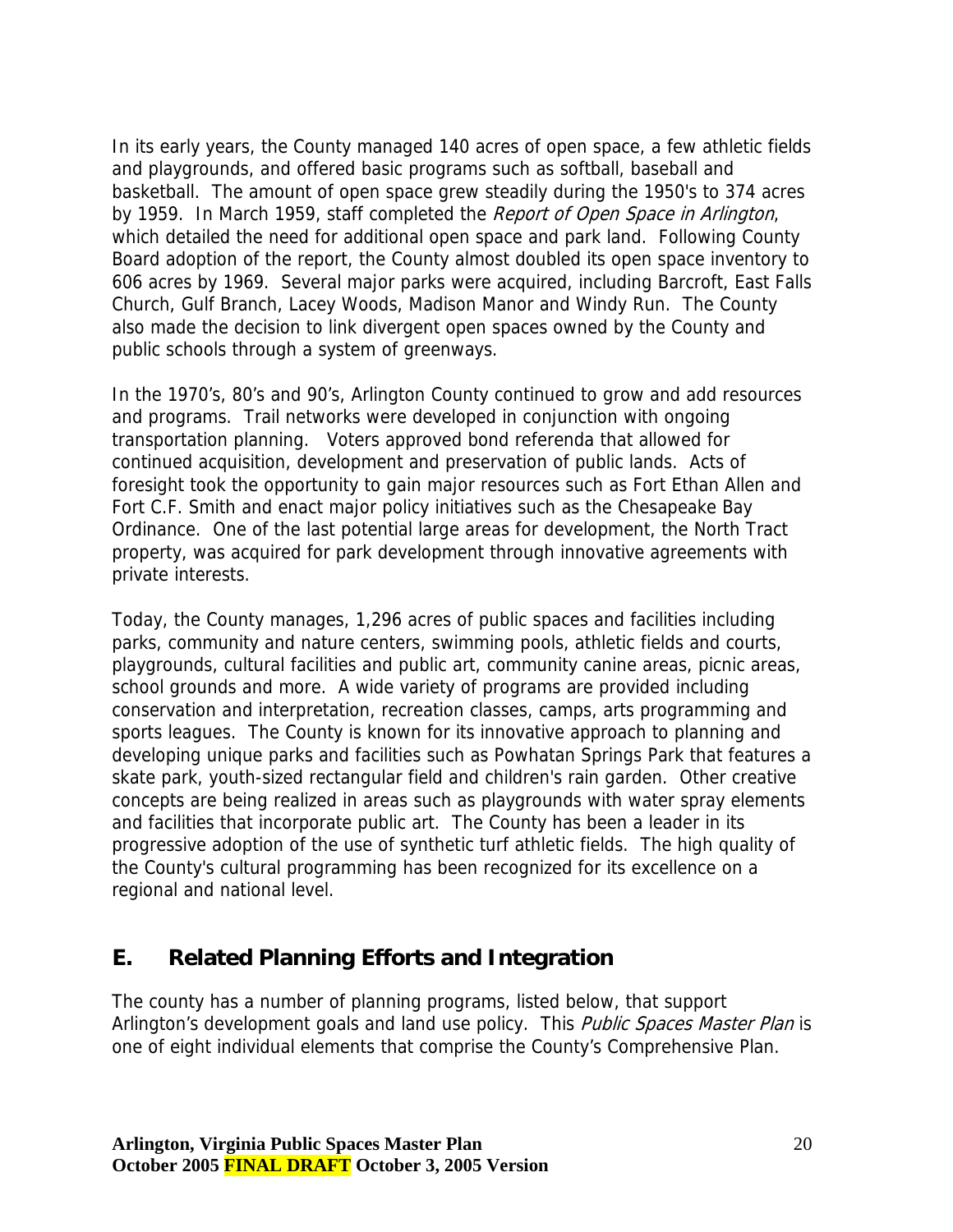In its early years, the County managed 140 acres of open space, a few athletic fields and playgrounds, and offered basic programs such as softball, baseball and basketball. The amount of open space grew steadily during the 1950's to 374 acres by 1959. In March 1959, staff completed the *Report of Open Space in Arlington*, which detailed the need for additional open space and park land. Following County Board adoption of the report, the County almost doubled its open space inventory to 606 acres by 1969. Several major parks were acquired, including Barcroft, East Falls Church, Gulf Branch, Lacey Woods, Madison Manor and Windy Run. The County also made the decision to link divergent open spaces owned by the County and public schools through a system of greenways.

In the 1970's, 80's and 90's, Arlington County continued to grow and add resources and programs. Trail networks were developed in conjunction with ongoing transportation planning. Voters approved bond referenda that allowed for continued acquisition, development and preservation of public lands. Acts of foresight took the opportunity to gain major resources such as Fort Ethan Allen and Fort C.F. Smith and enact major policy initiatives such as the Chesapeake Bay Ordinance. One of the last potential large areas for development, the North Tract property, was acquired for park development through innovative agreements with private interests.

Today, the County manages, 1,296 acres of public spaces and facilities including parks, community and nature centers, swimming pools, athletic fields and courts, playgrounds, cultural facilities and public art, community canine areas, picnic areas, school grounds and more. A wide variety of programs are provided including conservation and interpretation, recreation classes, camps, arts programming and sports leagues. The County is known for its innovative approach to planning and developing unique parks and facilities such as Powhatan Springs Park that features a skate park, youth-sized rectangular field and children's rain garden. Other creative concepts are being realized in areas such as playgrounds with water spray elements and facilities that incorporate public art. The County has been a leader in its progressive adoption of the use of synthetic turf athletic fields. The high quality of the County's cultural programming has been recognized for its excellence on a regional and national level.

## E. Related Planning Efforts and Integration

The county has a number of planning programs, listed below, that support Arlington's development goals and land use policy. This *Public Spaces Master Plan* is one of eight individual elements that comprise the County's Comprehensive Plan.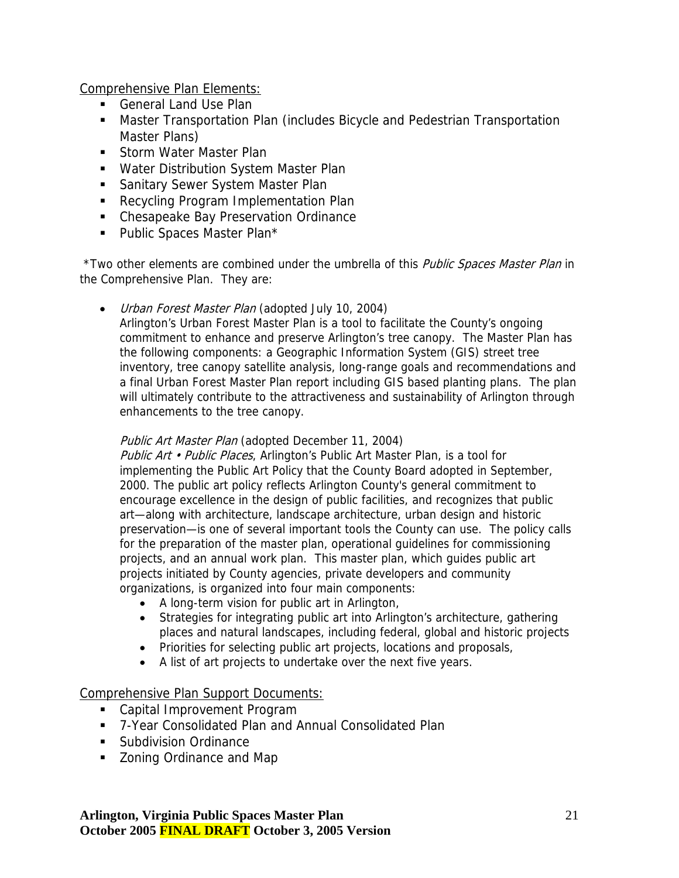<u>Comprehensive Plan Elements:</u>

- General Land Use Plan
- Master Transportation Plan (includes Bicycle and Pedestrian Transportation Master Plans)
- Storm Water Master Plan
- Water Distribution System Master Plan
- Sanitary Sewer System Master Plan
- Recycling Program Implementation Plan
- Chesapeake Bay Preservation Ordinance
- Public Spaces Master Plan*

*Two other elements are combined under the umbrella of this *Public Spaces Master Plan* in the Comprehensive Plan. They are:

- *Urban Forest Master Plan* (adopted July 10, 2004)
  Arlington's Urban Forest Master Plan is a tool to facilitate the County's ongoing commitment to enhance and preserve Arlington's tree canopy. The Master Plan has the following components: a Geographic Information System (GIS) street tree inventory, tree canopy satellite analysis, long-range goals and recommendations and a final Urban Forest Master Plan report including GIS based planting plans. The plan will ultimately contribute to the attractiveness and sustainability of Arlington through enhancements to the tree canopy.

  *Public Art Master Plan* (adopted December 11, 2004)
  *Public Art • Public Places*, Arlington's Public Art Master Plan, is a tool for implementing the Public Art Policy that the County Board adopted in September, 2000. The public art policy reflects Arlington County's general commitment to encourage excellence in the design of public facilities, and recognizes that public art—along with architecture, landscape architecture, urban design and historic preservation—is one of several important tools the County can use. The policy calls for the preparation of the master plan, operational guidelines for commissioning projects, and an annual work plan. This master plan, which guides public art projects initiated by County agencies, private developers and community organizations, is organized into four main components:
  - A long-term vision for public art in Arlington,
  - Strategies for integrating public art into Arlington's architecture, gathering places and natural landscapes, including federal, global and historic projects
  - Priorities for selecting public art projects, locations and proposals,
  - A list of art projects to undertake over the next five years.

<u>Comprehensive Plan Support Documents:</u>

- Capital Improvement Program
- 7-Year Consolidated Plan and Annual Consolidated Plan
- Subdivision Ordinance
- Zoning Ordinance and Map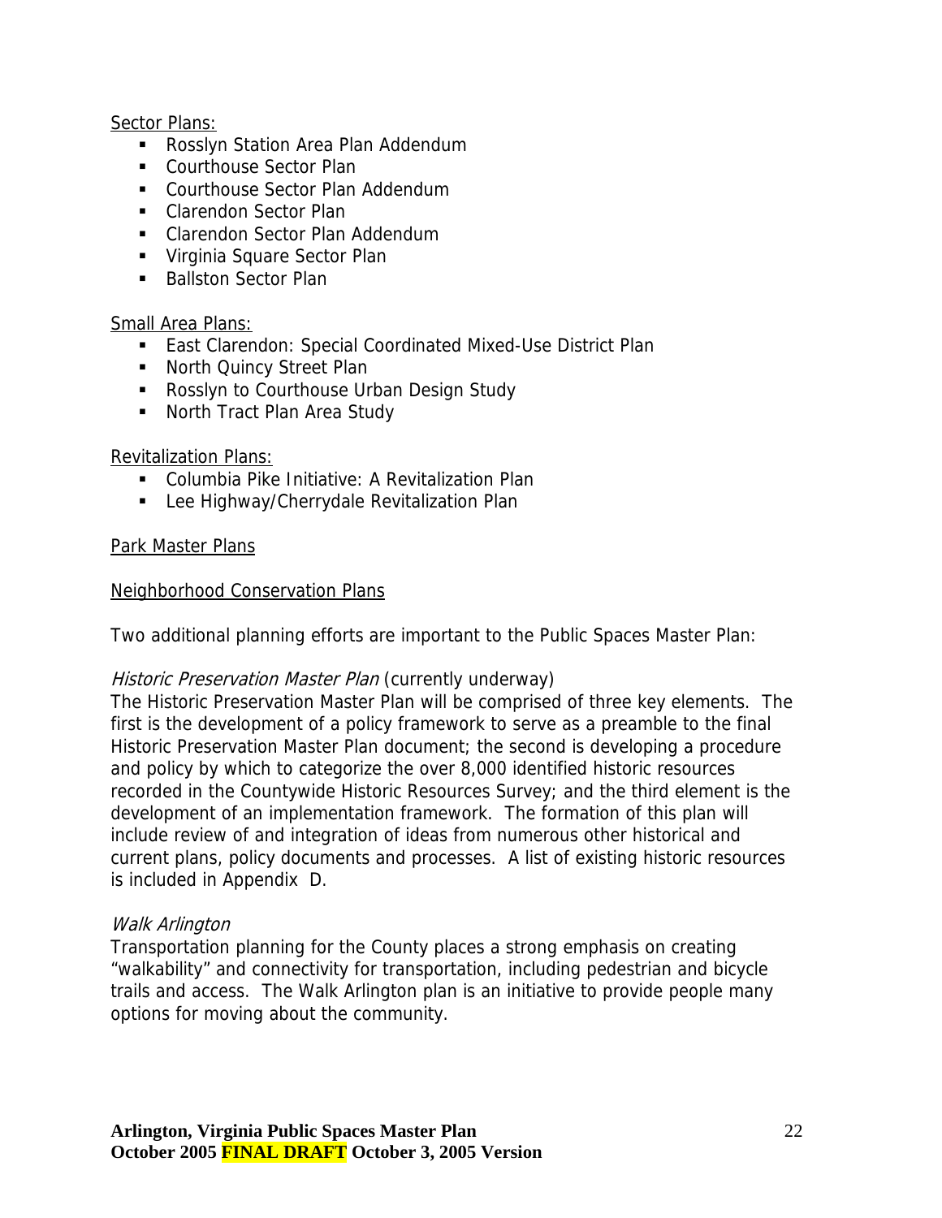Sector Plans:

- Rosslyn Station Area Plan Addendum
- Courthouse Sector Plan
- Courthouse Sector Plan Addendum
- Clarendon Sector Plan
- Clarendon Sector Plan Addendum
- Virginia Square Sector Plan
- Ballston Sector Plan

Small Area Plans:

- East Clarendon: Special Coordinated Mixed-Use District Plan
- North Quincy Street Plan
- Rosslyn to Courthouse Urban Design Study
- North Tract Plan Area Study

Revitalization Plans:

- Columbia Pike Initiative: A Revitalization Plan
- Lee Highway/Cherrydale Revitalization Plan

Park Master Plans

Neighborhood Conservation Plans

Two additional planning efforts are important to the Public Spaces Master Plan:

*Historic Preservation Master Plan* (currently underway)
The Historic Preservation Master Plan will be comprised of three key elements. The first is the development of a policy framework to serve as a preamble to the final Historic Preservation Master Plan document; the second is developing a procedure and policy by which to categorize the over 8,000 identified historic resources recorded in the Countywide Historic Resources Survey; and the third element is the development of an implementation framework. The formation of this plan will include review of and integration of ideas from numerous other historical and current plans, policy documents and processes. A list of existing historic resources is included in Appendix D.

*Walk Arlington*
Transportation planning for the County places a strong emphasis on creating "walkability" and connectivity for transportation, including pedestrian and bicycle trails and access. The Walk Arlington plan is an initiative to provide people many options for moving about the community.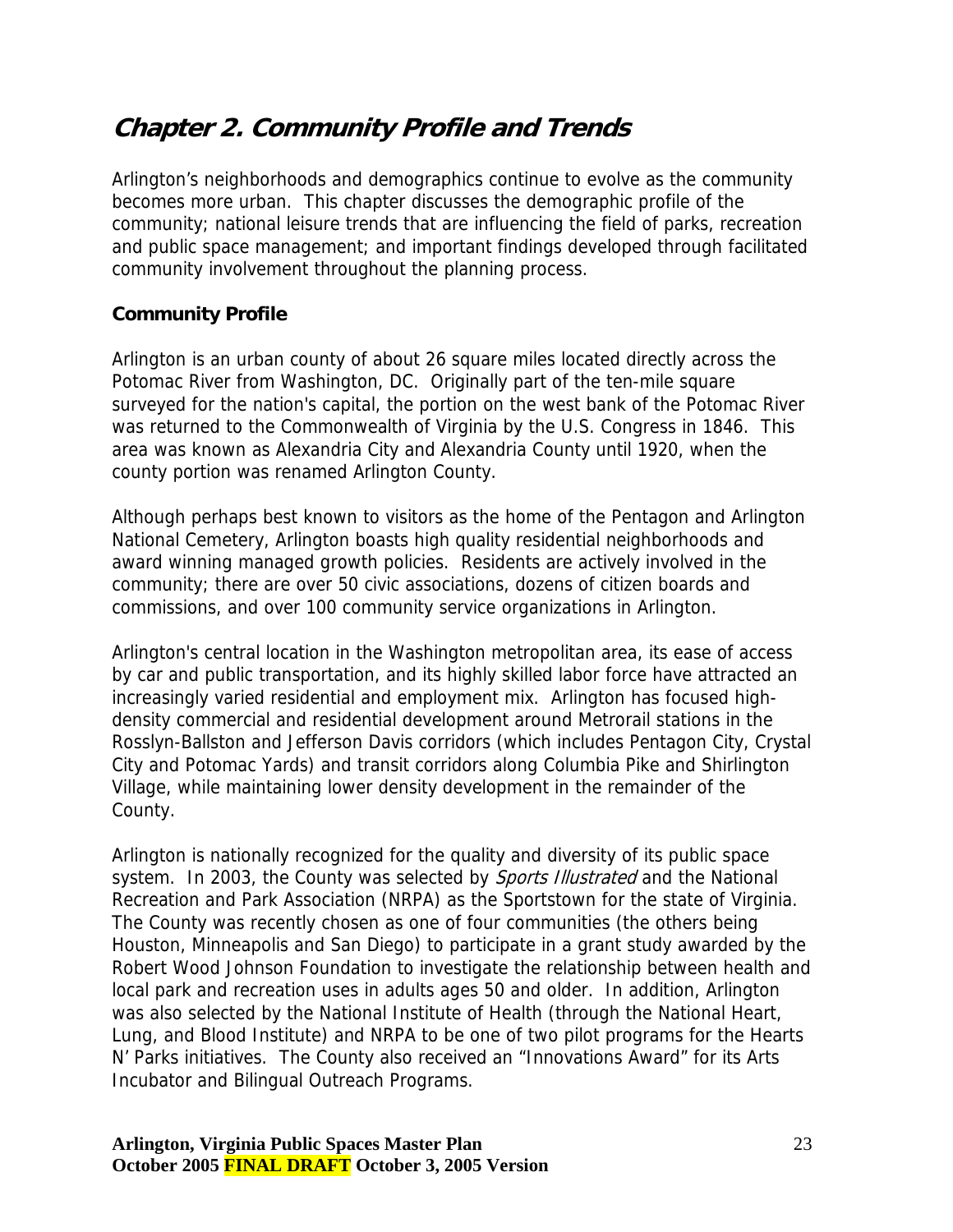# Chapter 2. Community Profile and Trends

Arlington's neighborhoods and demographics continue to evolve as the community becomes more urban. This chapter discusses the demographic profile of the community; national leisure trends that are influencing the field of parks, recreation and public space management; and important findings developed through facilitated community involvement throughout the planning process.

## Community Profile

Arlington is an urban county of about 26 square miles located directly across the Potomac River from Washington, DC. Originally part of the ten-mile square surveyed for the nation's capital, the portion on the west bank of the Potomac River was returned to the Commonwealth of Virginia by the U.S. Congress in 1846. This area was known as Alexandria City and Alexandria County until 1920, when the county portion was renamed Arlington County.

Although perhaps best known to visitors as the home of the Pentagon and Arlington National Cemetery, Arlington boasts high quality residential neighborhoods and award winning managed growth policies. Residents are actively involved in the community; there are over 50 civic associations, dozens of citizen boards and commissions, and over 100 community service organizations in Arlington.

Arlington's central location in the Washington metropolitan area, its ease of access by car and public transportation, and its highly skilled labor force have attracted an increasingly varied residential and employment mix. Arlington has focused high-density commercial and residential development around Metrorail stations in the Rosslyn-Ballston and Jefferson Davis corridors (which includes Pentagon City, Crystal City and Potomac Yards) and transit corridors along Columbia Pike and Shirlington Village, while maintaining lower density development in the remainder of the County.

Arlington is nationally recognized for the quality and diversity of its public space system. In 2003, the County was selected by *Sports Illustrated* and the National Recreation and Park Association (NRPA) as the Sportstown for the state of Virginia. The County was recently chosen as one of four communities (the others being Houston, Minneapolis and San Diego) to participate in a grant study awarded by the Robert Wood Johnson Foundation to investigate the relationship between health and local park and recreation uses in adults ages 50 and older. In addition, Arlington was also selected by the National Institute of Health (through the National Heart, Lung, and Blood Institute) and NRPA to be one of two pilot programs for the Hearts N' Parks initiatives. The County also received an "Innovations Award" for its Arts Incubator and Bilingual Outreach Programs.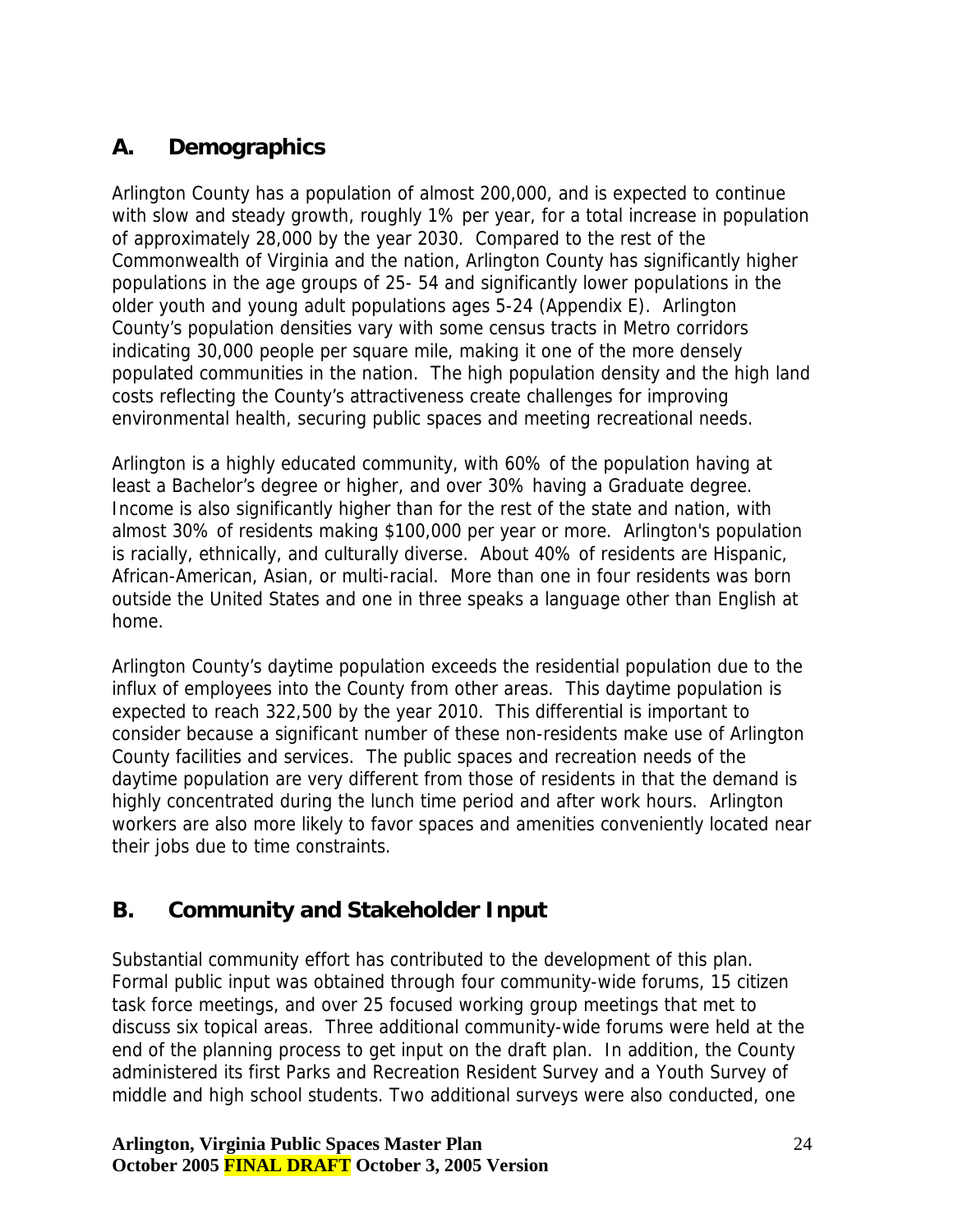## A. Demographics

Arlington County has a population of almost 200,000, and is expected to continue with slow and steady growth, roughly 1% per year, for a total increase in population of approximately 28,000 by the year 2030. Compared to the rest of the Commonwealth of Virginia and the nation, Arlington County has significantly higher populations in the age groups of 25- 54 and significantly lower populations in the older youth and young adult populations ages 5-24 (Appendix E). Arlington County's population densities vary with some census tracts in Metro corridors indicating 30,000 people per square mile, making it one of the more densely populated communities in the nation. The high population density and the high land costs reflecting the County's attractiveness create challenges for improving environmental health, securing public spaces and meeting recreational needs.

Arlington is a highly educated community, with 60% of the population having at least a Bachelor's degree or higher, and over 30% having a Graduate degree. Income is also significantly higher than for the rest of the state and nation, with almost 30% of residents making $100,000 per year or more. Arlington's population is racially, ethnically, and culturally diverse. About 40% of residents are Hispanic, African-American, Asian, or multi-racial. More than one in four residents was born outside the United States and one in three speaks a language other than English at home.

Arlington County's daytime population exceeds the residential population due to the influx of employees into the County from other areas. This daytime population is expected to reach 322,500 by the year 2010. This differential is important to consider because a significant number of these non-residents make use of Arlington County facilities and services. The public spaces and recreation needs of the daytime population are very different from those of residents in that the demand is highly concentrated during the lunch time period and after work hours. Arlington workers are also more likely to favor spaces and amenities conveniently located near their jobs due to time constraints.

## B. Community and Stakeholder Input

Substantial community effort has contributed to the development of this plan. Formal public input was obtained through four community-wide forums, 15 citizen task force meetings, and over 25 focused working group meetings that met to discuss six topical areas. Three additional community-wide forums were held at the end of the planning process to get input on the draft plan. In addition, the County administered its first Parks and Recreation Resident Survey and a Youth Survey of middle and high school students. Two additional surveys were also conducted, one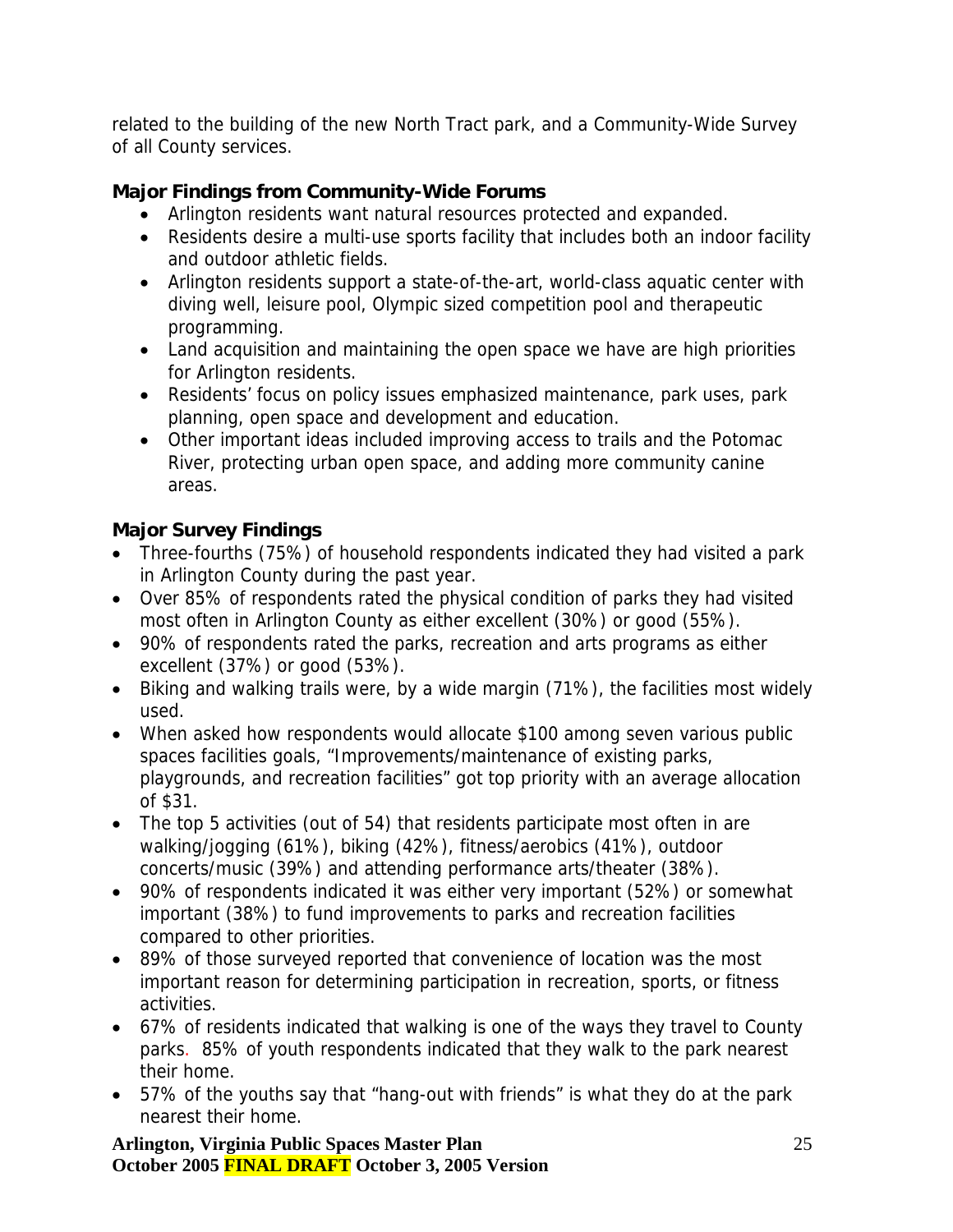related to the building of the new North Tract park, and a Community-Wide Survey of all County services.

### Major Findings from Community-Wide Forums

- Arlington residents want natural resources protected and expanded.
- Residents desire a multi-use sports facility that includes both an indoor facility and outdoor athletic fields.
- Arlington residents support a state-of-the-art, world-class aquatic center with diving well, leisure pool, Olympic sized competition pool and therapeutic programming.
- Land acquisition and maintaining the open space we have are high priorities for Arlington residents.
- Residents' focus on policy issues emphasized maintenance, park uses, park planning, open space and development and education.
- Other important ideas included improving access to trails and the Potomac River, protecting urban open space, and adding more community canine areas.

### Major Survey Findings

- Three-fourths (75%) of household respondents indicated they had visited a park in Arlington County during the past year.
- Over 85% of respondents rated the physical condition of parks they had visited most often in Arlington County as either excellent (30%) or good (55%).
- 90% of respondents rated the parks, recreation and arts programs as either excellent (37%) or good (53%).
- Biking and walking trails were, by a wide margin (71%), the facilities most widely used.
- When asked how respondents would allocate $100 among seven various public spaces facilities goals, "Improvements/maintenance of existing parks, playgrounds, and recreation facilities" got top priority with an average allocation of $31.
- The top 5 activities (out of 54) that residents participate most often in are walking/jogging (61%), biking (42%), fitness/aerobics (41%), outdoor concerts/music (39%) and attending performance arts/theater (38%).
- 90% of respondents indicated it was either very important (52%) or somewhat important (38%) to fund improvements to parks and recreation facilities compared to other priorities.
- 89% of those surveyed reported that convenience of location was the most important reason for determining participation in recreation, sports, or fitness activities.
- 67% of residents indicated that walking is one of the ways they travel to County parks. 85% of youth respondents indicated that they walk to the park nearest their home.
- 57% of the youths say that "hang-out with friends" is what they do at the park nearest their home.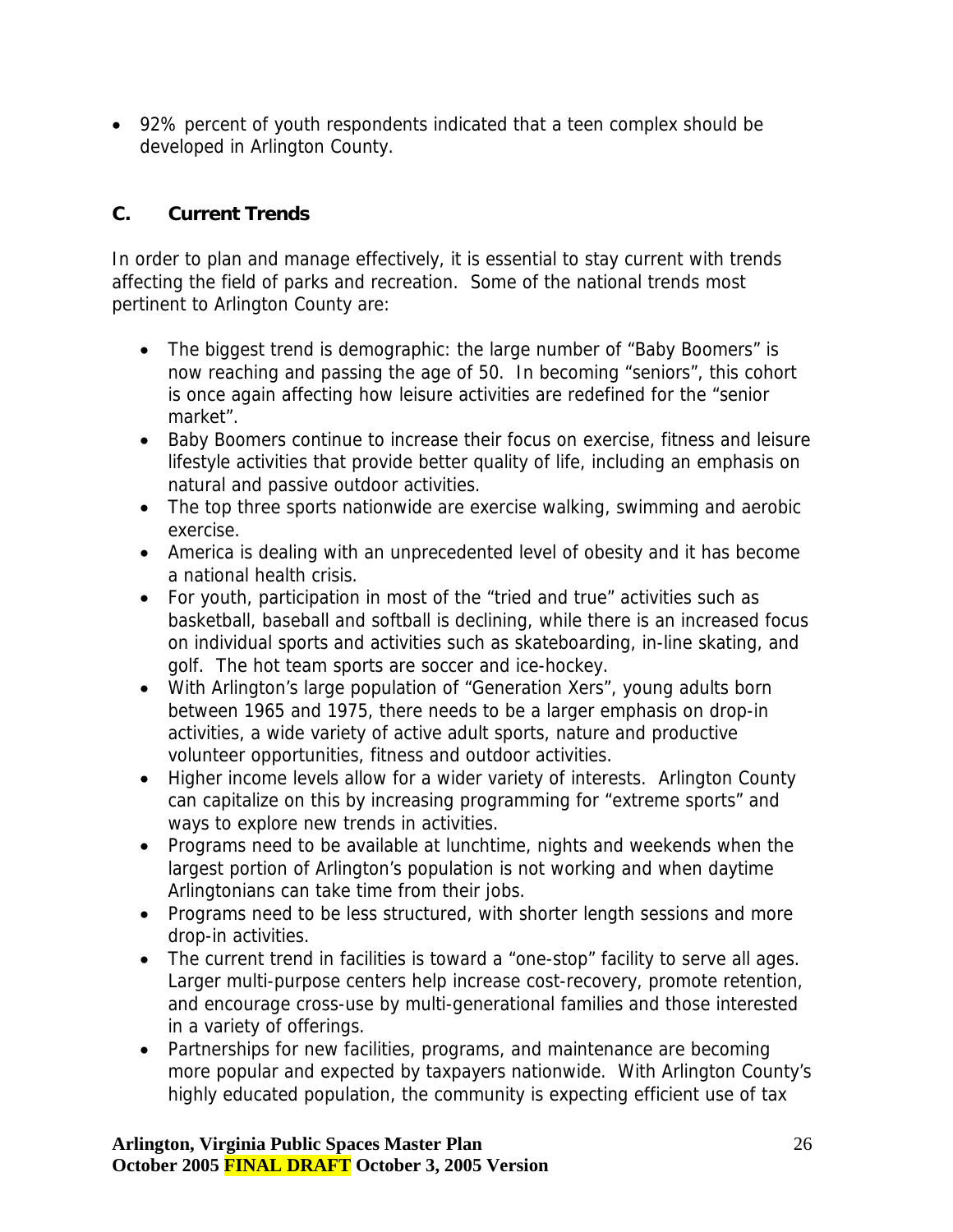- 92% percent of youth respondents indicated that a teen complex should be developed in Arlington County.

## C. Current Trends

In order to plan and manage effectively, it is essential to stay current with trends affecting the field of parks and recreation. Some of the national trends most pertinent to Arlington County are:

- The biggest trend is demographic: the large number of "Baby Boomers" is now reaching and passing the age of 50. In becoming "seniors", this cohort is once again affecting how leisure activities are redefined for the "senior market".
- Baby Boomers continue to increase their focus on exercise, fitness and leisure lifestyle activities that provide better quality of life, including an emphasis on natural and passive outdoor activities.
- The top three sports nationwide are exercise walking, swimming and aerobic exercise.
- America is dealing with an unprecedented level of obesity and it has become a national health crisis.
- For youth, participation in most of the "tried and true" activities such as basketball, baseball and softball is declining, while there is an increased focus on individual sports and activities such as skateboarding, in-line skating, and golf. The hot team sports are soccer and ice-hockey.
- With Arlington's large population of "Generation Xers", young adults born between 1965 and 1975, there needs to be a larger emphasis on drop-in activities, a wide variety of active adult sports, nature and productive volunteer opportunities, fitness and outdoor activities.
- Higher income levels allow for a wider variety of interests. Arlington County can capitalize on this by increasing programming for "extreme sports" and ways to explore new trends in activities.
- Programs need to be available at lunchtime, nights and weekends when the largest portion of Arlington's population is not working and when daytime Arlingtonians can take time from their jobs.
- Programs need to be less structured, with shorter length sessions and more drop-in activities.
- The current trend in facilities is toward a "one-stop" facility to serve all ages. Larger multi-purpose centers help increase cost-recovery, promote retention, and encourage cross-use by multi-generational families and those interested in a variety of offerings.
- Partnerships for new facilities, programs, and maintenance are becoming more popular and expected by taxpayers nationwide. With Arlington County's highly educated population, the community is expecting efficient use of tax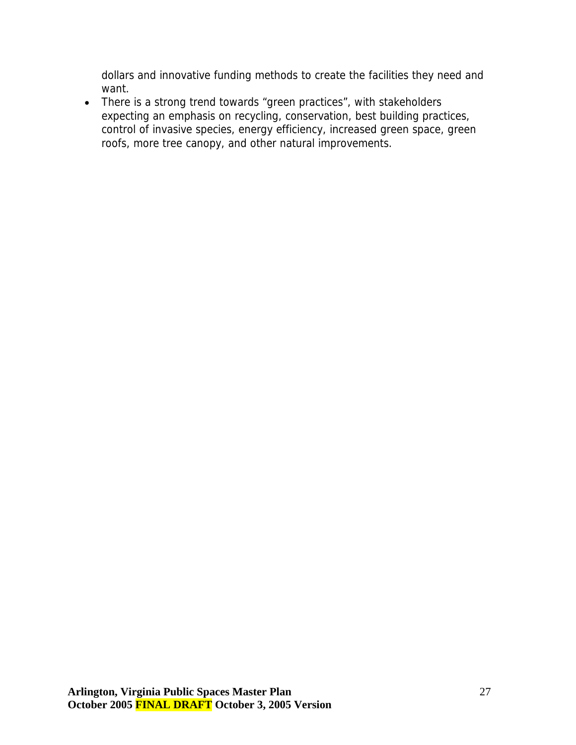dollars and innovative funding methods to create the facilities they need and want.

- There is a strong trend towards “green practices”, with stakeholders expecting an emphasis on recycling, conservation, best building practices, control of invasive species, energy efficiency, increased green space, green roofs, more tree canopy, and other natural improvements.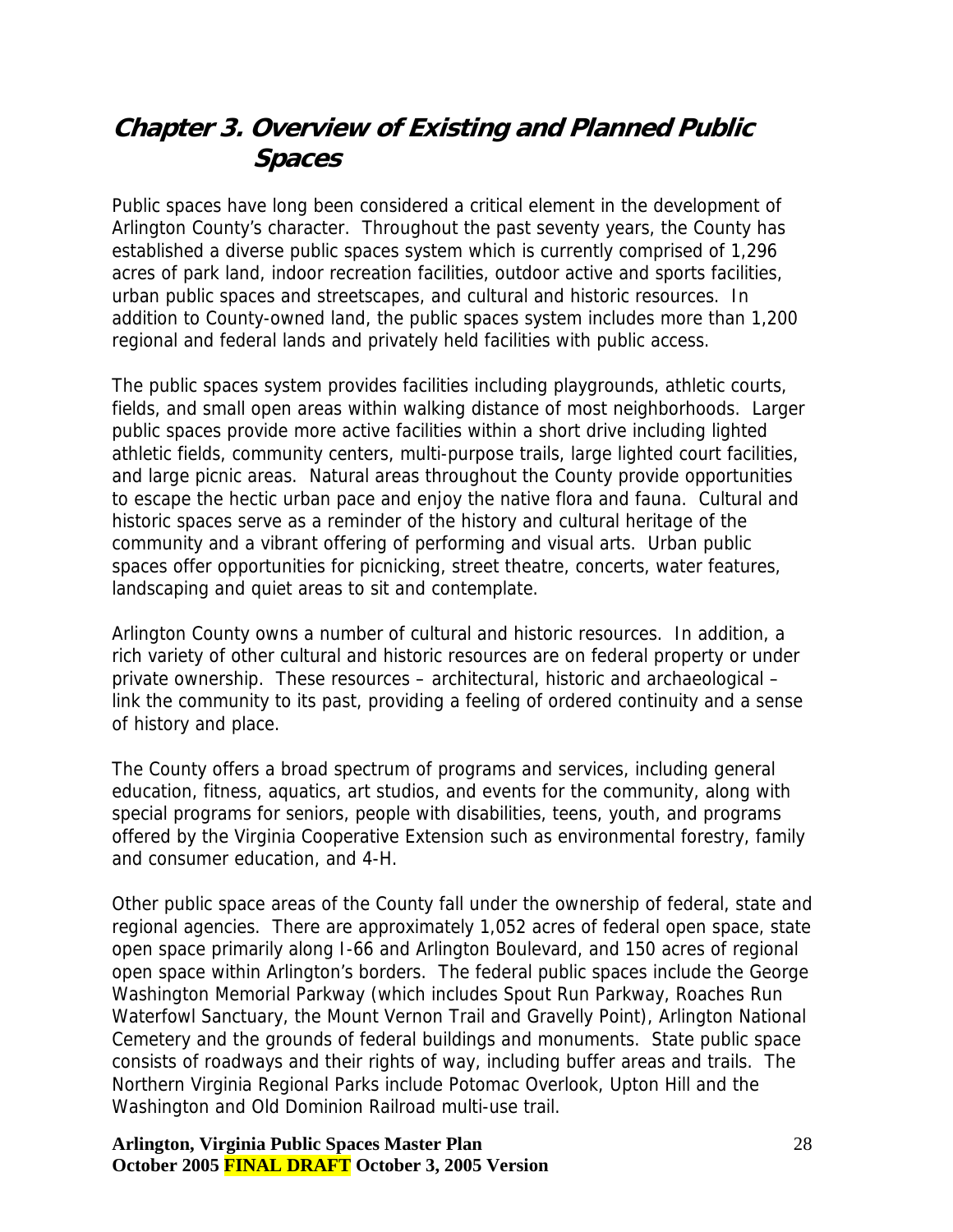# Chapter 3. Overview of Existing and Planned Public Spaces

Public spaces have long been considered a critical element in the development of Arlington County's character. Throughout the past seventy years, the County has established a diverse public spaces system which is currently comprised of 1,296 acres of park land, indoor recreation facilities, outdoor active and sports facilities, urban public spaces and streetscapes, and cultural and historic resources. In addition to County-owned land, the public spaces system includes more than 1,200 regional and federal lands and privately held facilities with public access.

The public spaces system provides facilities including playgrounds, athletic courts, fields, and small open areas within walking distance of most neighborhoods. Larger public spaces provide more active facilities within a short drive including lighted athletic fields, community centers, multi-purpose trails, large lighted court facilities, and large picnic areas. Natural areas throughout the County provide opportunities to escape the hectic urban pace and enjoy the native flora and fauna. Cultural and historic spaces serve as a reminder of the history and cultural heritage of the community and a vibrant offering of performing and visual arts. Urban public spaces offer opportunities for picnicking, street theatre, concerts, water features, landscaping and quiet areas to sit and contemplate.

Arlington County owns a number of cultural and historic resources. In addition, a rich variety of other cultural and historic resources are on federal property or under private ownership. These resources – architectural, historic and archaeological – link the community to its past, providing a feeling of ordered continuity and a sense of history and place.

The County offers a broad spectrum of programs and services, including general education, fitness, aquatics, art studios, and events for the community, along with special programs for seniors, people with disabilities, teens, youth, and programs offered by the Virginia Cooperative Extension such as environmental forestry, family and consumer education, and 4-H.

Other public space areas of the County fall under the ownership of federal, state and regional agencies. There are approximately 1,052 acres of federal open space, state open space primarily along I-66 and Arlington Boulevard, and 150 acres of regional open space within Arlington's borders. The federal public spaces include the George Washington Memorial Parkway (which includes Spout Run Parkway, Roaches Run Waterfowl Sanctuary, the Mount Vernon Trail and Gravelly Point), Arlington National Cemetery and the grounds of federal buildings and monuments. State public space consists of roadways and their rights of way, including buffer areas and trails. The Northern Virginia Regional Parks include Potomac Overlook, Upton Hill and the Washington and Old Dominion Railroad multi-use trail.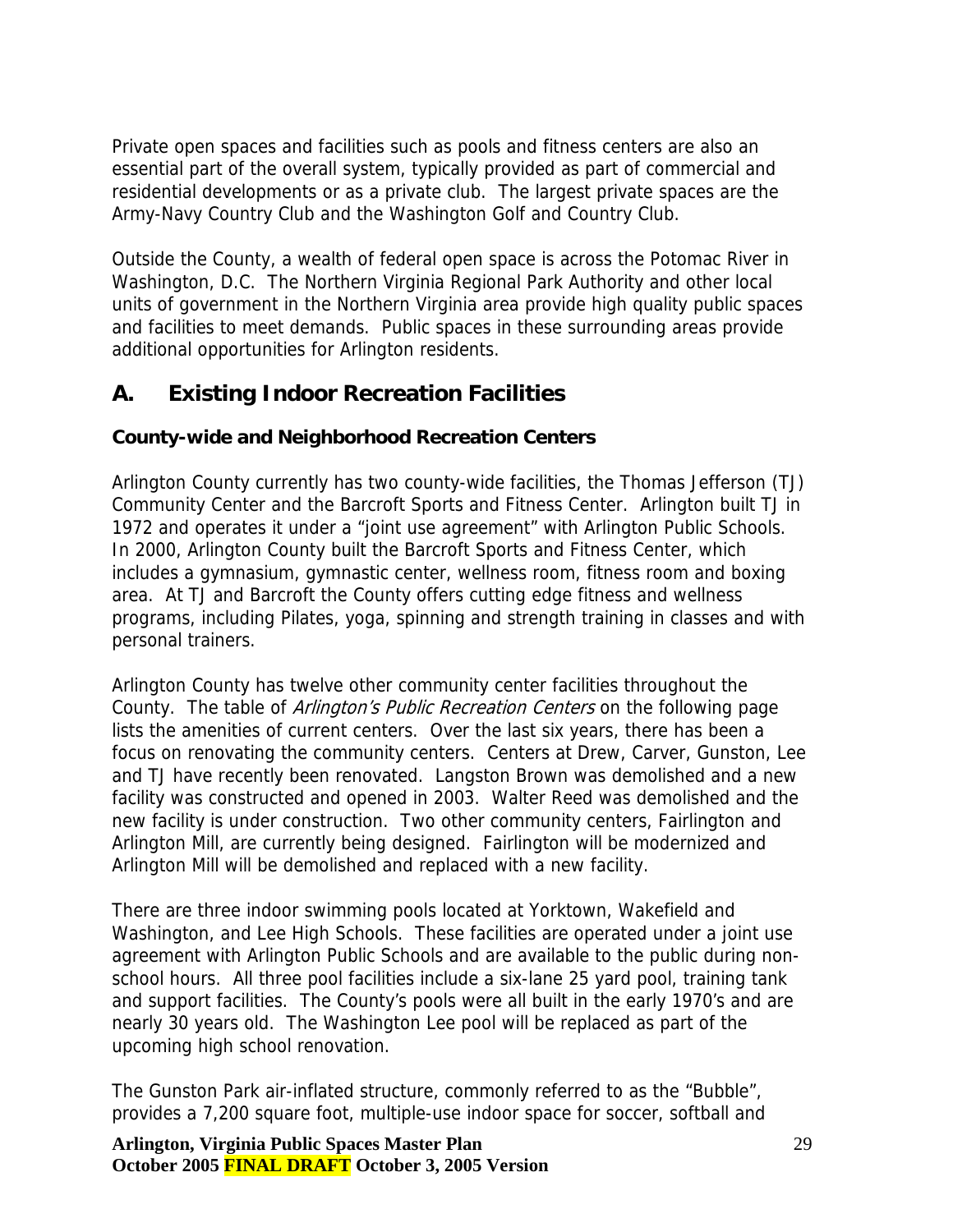Private open spaces and facilities such as pools and fitness centers are also an essential part of the overall system, typically provided as part of commercial and residential developments or as a private club. The largest private spaces are the Army-Navy Country Club and the Washington Golf and Country Club.

Outside the County, a wealth of federal open space is across the Potomac River in Washington, D.C. The Northern Virginia Regional Park Authority and other local units of government in the Northern Virginia area provide high quality public spaces and facilities to meet demands. Public spaces in these surrounding areas provide additional opportunities for Arlington residents.

## A. Existing Indoor Recreation Facilities

### County-wide and Neighborhood Recreation Centers

Arlington County currently has two county-wide facilities, the Thomas Jefferson (TJ) Community Center and the Barcroft Sports and Fitness Center. Arlington built TJ in 1972 and operates it under a "joint use agreement" with Arlington Public Schools. In 2000, Arlington County built the Barcroft Sports and Fitness Center, which includes a gymnasium, gymnastic center, wellness room, fitness room and boxing area. At TJ and Barcroft the County offers cutting edge fitness and wellness programs, including Pilates, yoga, spinning and strength training in classes and with personal trainers.

Arlington County has twelve other community center facilities throughout the County. The table of *Arlington's Public Recreation Centers* on the following page lists the amenities of current centers. Over the last six years, there has been a focus on renovating the community centers. Centers at Drew, Carver, Gunston, Lee and TJ have recently been renovated. Langston Brown was demolished and a new facility was constructed and opened in 2003. Walter Reed was demolished and the new facility is under construction. Two other community centers, Fairlington and Arlington Mill, are currently being designed. Fairlington will be modernized and Arlington Mill will be demolished and replaced with a new facility.

There are three indoor swimming pools located at Yorktown, Wakefield and Washington, and Lee High Schools. These facilities are operated under a joint use agreement with Arlington Public Schools and are available to the public during non-school hours. All three pool facilities include a six-lane 25 yard pool, training tank and support facilities. The County's pools were all built in the early 1970's and are nearly 30 years old. The Washington Lee pool will be replaced as part of the upcoming high school renovation.

The Gunston Park air-inflated structure, commonly referred to as the "Bubble", provides a 7,200 square foot, multiple-use indoor space for soccer, softball and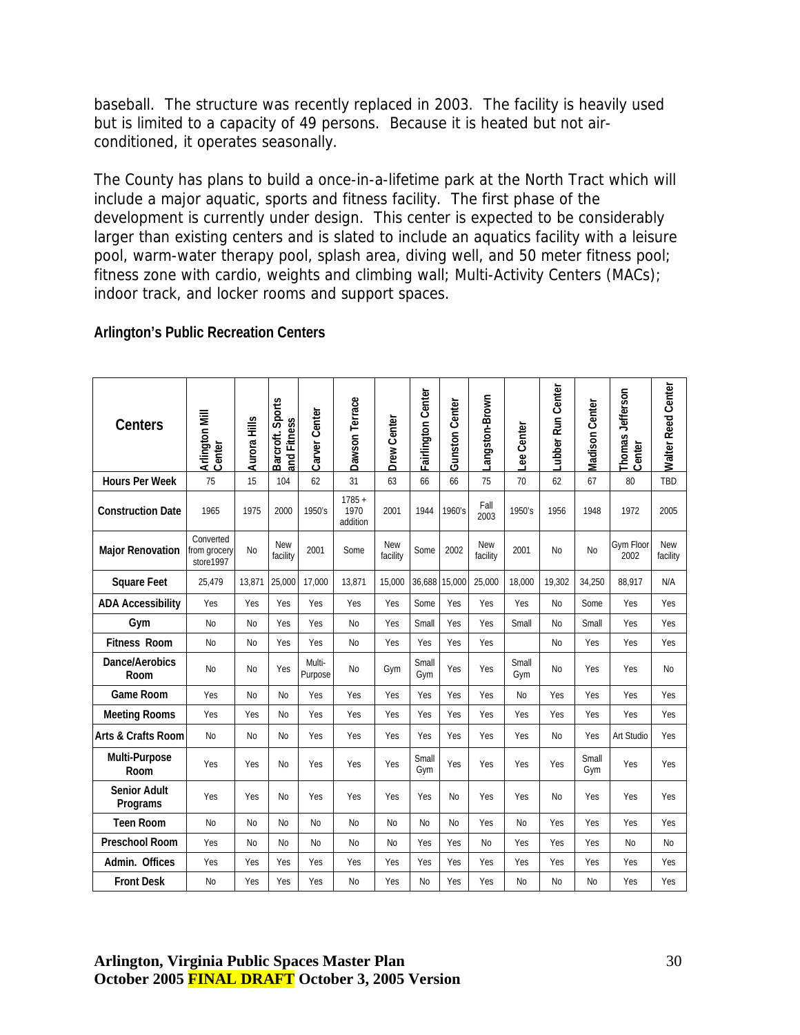baseball. The structure was recently replaced in 2003. The facility is heavily used but is limited to a capacity of 49 persons. Because it is heated but not air-conditioned, it operates seasonally.

The County has plans to build a once-in-a-lifetime park at the North Tract which will include a major aquatic, sports and fitness facility. The first phase of the development is currently under design. This center is expected to be considerably larger than existing centers and is slated to include an aquatics facility with a leisure pool, warm-water therapy pool, splash area, diving well, and 50 meter fitness pool; fitness zone with cardio, weights and climbing wall; Multi-Activity Centers (MACs); indoor track, and locker rooms and support spaces.

**Arlington's Public Recreation Centers**

| Centers | Arlington Mill Center | Aurora Hills | Barcroft. Sports and Fitness | Carver Center | Dawson Terrace | Drew Center | Fairlington Center | Gunston Center | Langston-Brown | Lee Center | Lubber Run Center | Madison Center | Thomas Jefferson Center | Walter Reed Center |
|---|---|---|---|---|---|---|---|---|---|---|---|---|---|---|
| **Hours Per Week** | 75 | 15 | 104 | 62 | 31 | 63 | 66 | 66 | 75 | 70 | 62 | 67 | 80 | TBD |
| **Construction Date** | 1965 | 1975 | 2000 | 1950's | 1785 + 1970 addition | 2001 | 1944 | 1960's | Fall 2003 | 1950's | 1956 | 1948 | 1972 | 2005 |
| **Major Renovation** | Converted from grocery store1997 | No | New facility | 2001 | Some | New facility | Some | 2002 | New facility | 2001 | No | No | Gym Floor 2002 | New facility |
| **Square Feet** | 25,479 | 13,871 | 25,000 | 17,000 | 13,871 | 15,000 | 36,688 | 15,000 | 25,000 | 18,000 | 19,302 | 34,250 | 88,917 | N/A |
| **ADA Accessibility** | Yes | Yes | Yes | Yes | Yes | Yes | Some | Yes | Yes | Yes | No | Some | Yes | Yes |
| **Gym** | No | No | Yes | Yes | No | Yes | Small | Yes | Yes | Small | No | Small | Yes | Yes |
| **Fitness Room** | No | No | Yes | Yes | No | Yes | Yes | Yes | Yes | | No | Yes | Yes | Yes |
| **Dance/Aerobics Room** | No | No | Yes | Multi-Purpose | No | Gym | Small Gym | Yes | Yes | Small Gym | No | Yes | Yes | No |
| **Game Room** | Yes | No | No | Yes | Yes | Yes | Yes | Yes | Yes | No | Yes | Yes | Yes | Yes |
| **Meeting Rooms** | Yes | Yes | No | Yes | Yes | Yes | Yes | Yes | Yes | Yes | Yes | Yes | Yes | Yes |
| **Arts & Crafts Room** | No | No | No | Yes | Yes | Yes | Yes | Yes | Yes | Yes | No | Yes | Art Studio | Yes |
| **Multi-Purpose Room** | Yes | Yes | No | Yes | Yes | Yes | Small Gym | Yes | Yes | Yes | Yes | Small Gym | Yes | Yes |
| **Senior Adult Programs** | Yes | Yes | No | Yes | Yes | Yes | Yes | No | Yes | Yes | No | Yes | Yes | Yes |
| **Teen Room** | No | No | No | No | No | No | No | No | Yes | No | Yes | Yes | Yes | Yes |
| **Preschool Room** | Yes | No | No | No | No | No | Yes | Yes | No | Yes | Yes | Yes | No | No |
| **Admin. Offices** | Yes | Yes | Yes | Yes | Yes | Yes | Yes | Yes | Yes | Yes | Yes | Yes | Yes | Yes |
| **Front Desk** | No | Yes | Yes | Yes | No | Yes | No | Yes | Yes | No | No | No | Yes | Yes |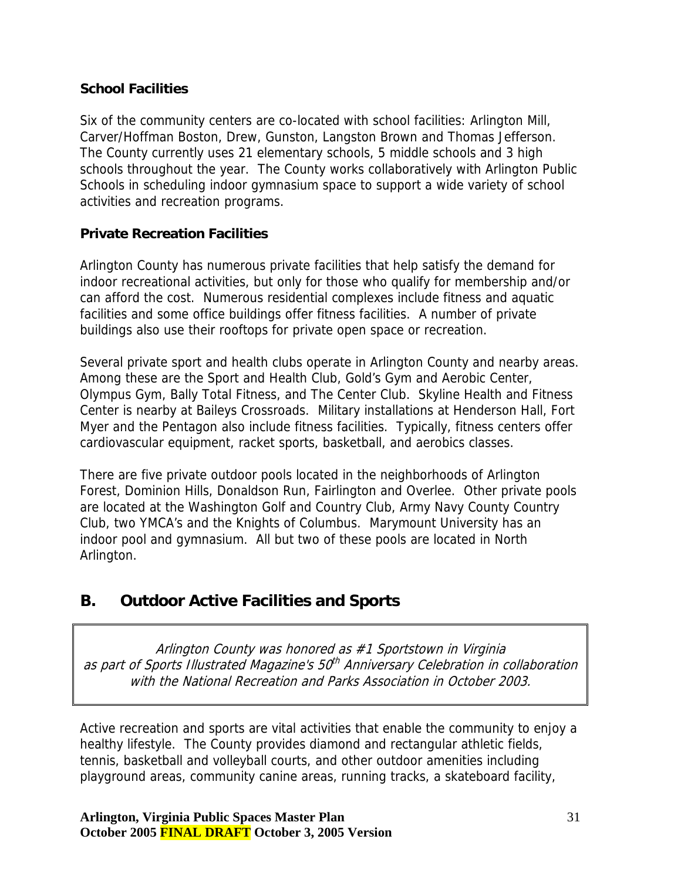**School Facilities**

Six of the community centers are co-located with school facilities: Arlington Mill, Carver/Hoffman Boston, Drew, Gunston, Langston Brown and Thomas Jefferson. The County currently uses 21 elementary schools, 5 middle schools and 3 high schools throughout the year. The County works collaboratively with Arlington Public Schools in scheduling indoor gymnasium space to support a wide variety of school activities and recreation programs.

**Private Recreation Facilities**

Arlington County has numerous private facilities that help satisfy the demand for indoor recreational activities, but only for those who qualify for membership and/or can afford the cost. Numerous residential complexes include fitness and aquatic facilities and some office buildings offer fitness facilities. A number of private buildings also use their rooftops for private open space or recreation.

Several private sport and health clubs operate in Arlington County and nearby areas. Among these are the Sport and Health Club, Gold's Gym and Aerobic Center, Olympus Gym, Bally Total Fitness, and The Center Club. Skyline Health and Fitness Center is nearby at Baileys Crossroads. Military installations at Henderson Hall, Fort Myer and the Pentagon also include fitness facilities. Typically, fitness centers offer cardiovascular equipment, racket sports, basketball, and aerobics classes.

There are five private outdoor pools located in the neighborhoods of Arlington Forest, Dominion Hills, Donaldson Run, Fairlington and Overlee. Other private pools are located at the Washington Golf and Country Club, Army Navy County Country Club, two YMCA's and the Knights of Columbus. Marymount University has an indoor pool and gymnasium. All but two of these pools are located in North Arlington.

## B. Outdoor Active Facilities and Sports

> *Arlington County was honored as #1 Sportstown in Virginia as part of Sports Illustrated Magazine's 50th Anniversary Celebration in collaboration with the National Recreation and Parks Association in October 2003.*

Active recreation and sports are vital activities that enable the community to enjoy a healthy lifestyle. The County provides diamond and rectangular athletic fields, tennis, basketball and volleyball courts, and other outdoor amenities including playground areas, community canine areas, running tracks, a skateboard facility,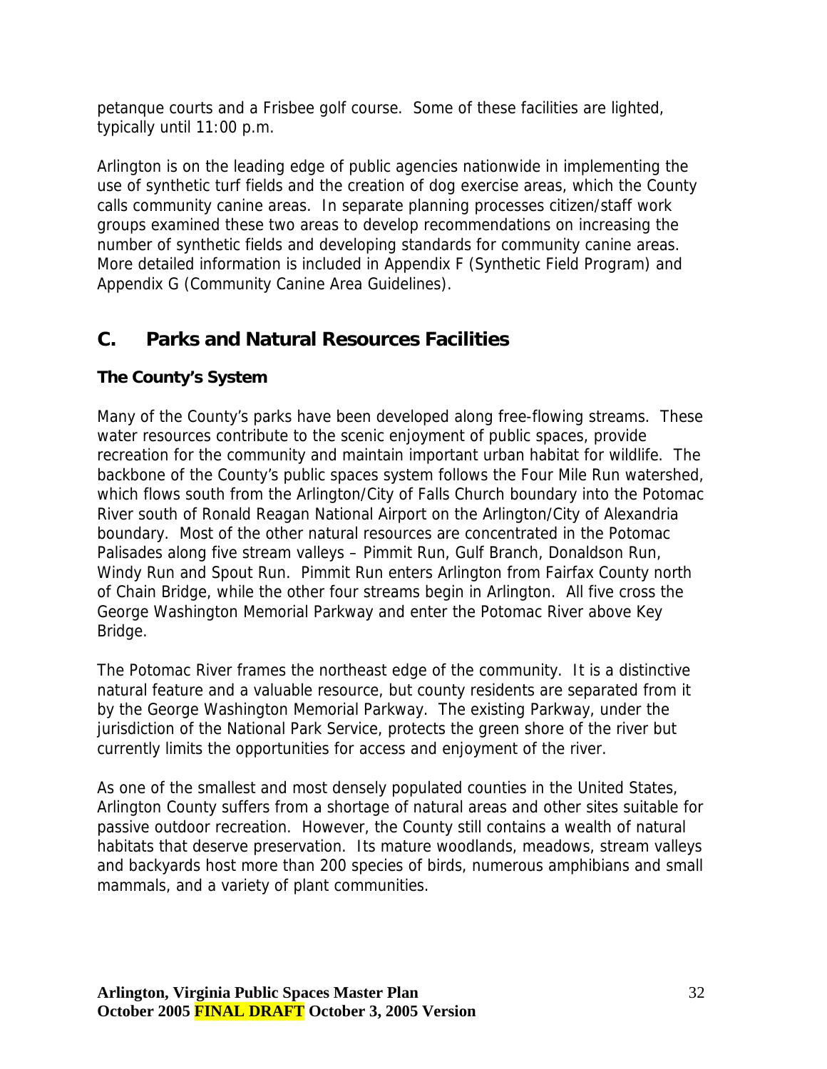petanque courts and a Frisbee golf course. Some of these facilities are lighted, typically until 11:00 p.m.

Arlington is on the leading edge of public agencies nationwide in implementing the use of synthetic turf fields and the creation of dog exercise areas, which the County calls community canine areas. In separate planning processes citizen/staff work groups examined these two areas to develop recommendations on increasing the number of synthetic fields and developing standards for community canine areas. More detailed information is included in Appendix F (Synthetic Field Program) and Appendix G (Community Canine Area Guidelines).

## C. Parks and Natural Resources Facilities

### The County's System

Many of the County's parks have been developed along free-flowing streams. These water resources contribute to the scenic enjoyment of public spaces, provide recreation for the community and maintain important urban habitat for wildlife. The backbone of the County's public spaces system follows the Four Mile Run watershed, which flows south from the Arlington/City of Falls Church boundary into the Potomac River south of Ronald Reagan National Airport on the Arlington/City of Alexandria boundary. Most of the other natural resources are concentrated in the Potomac Palisades along five stream valleys – Pimmit Run, Gulf Branch, Donaldson Run, Windy Run and Spout Run. Pimmit Run enters Arlington from Fairfax County north of Chain Bridge, while the other four streams begin in Arlington. All five cross the George Washington Memorial Parkway and enter the Potomac River above Key Bridge.

The Potomac River frames the northeast edge of the community. It is a distinctive natural feature and a valuable resource, but county residents are separated from it by the George Washington Memorial Parkway. The existing Parkway, under the jurisdiction of the National Park Service, protects the green shore of the river but currently limits the opportunities for access and enjoyment of the river.

As one of the smallest and most densely populated counties in the United States, Arlington County suffers from a shortage of natural areas and other sites suitable for passive outdoor recreation. However, the County still contains a wealth of natural habitats that deserve preservation. Its mature woodlands, meadows, stream valleys and backyards host more than 200 species of birds, numerous amphibians and small mammals, and a variety of plant communities.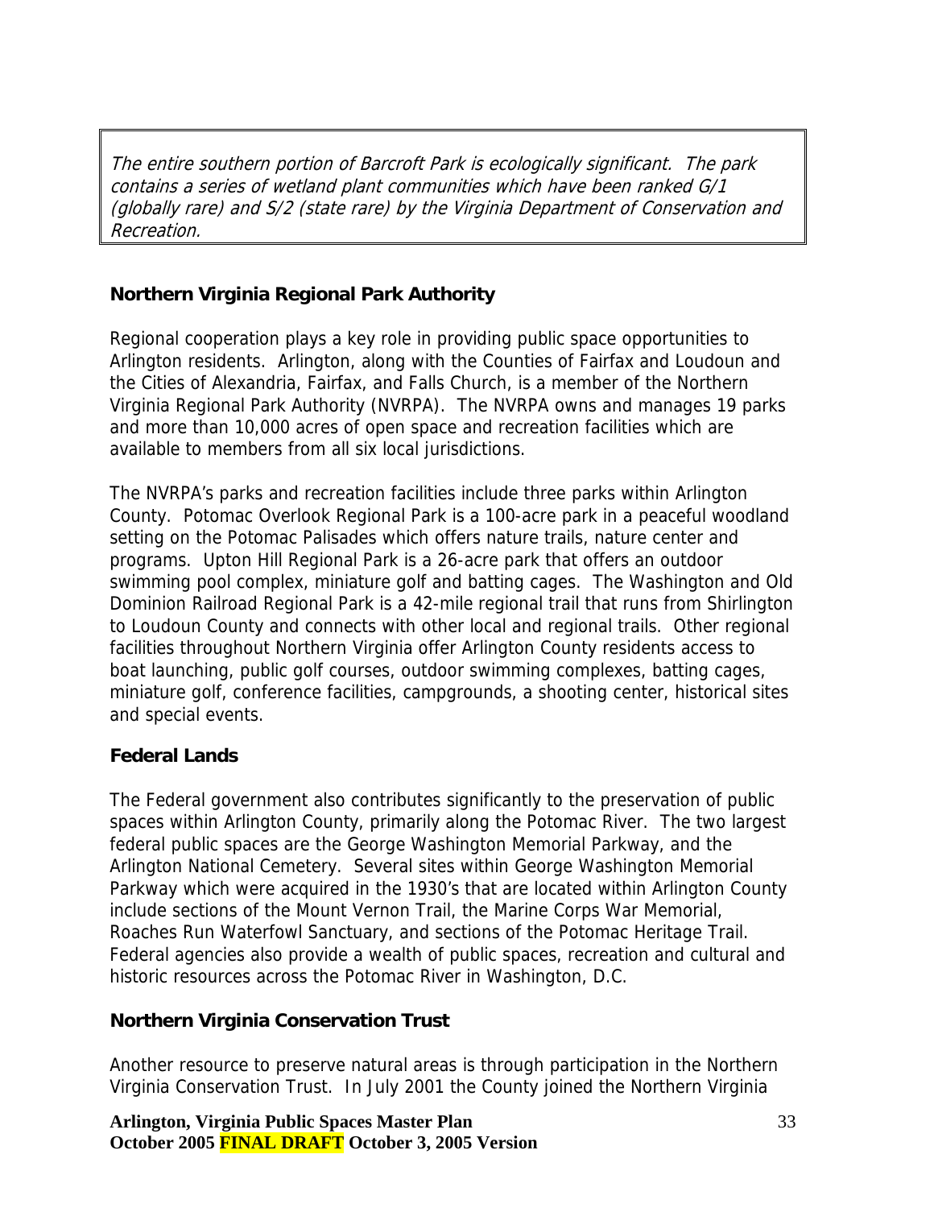*The entire southern portion of Barcroft Park is ecologically significant. The park contains a series of wetland plant communities which have been ranked G/1 (globally rare) and S/2 (state rare) by the Virginia Department of Conservation and Recreation.*

### Northern Virginia Regional Park Authority

Regional cooperation plays a key role in providing public space opportunities to Arlington residents. Arlington, along with the Counties of Fairfax and Loudoun and the Cities of Alexandria, Fairfax, and Falls Church, is a member of the Northern Virginia Regional Park Authority (NVRPA). The NVRPA owns and manages 19 parks and more than 10,000 acres of open space and recreation facilities which are available to members from all six local jurisdictions.

The NVRPA's parks and recreation facilities include three parks within Arlington County. Potomac Overlook Regional Park is a 100-acre park in a peaceful woodland setting on the Potomac Palisades which offers nature trails, nature center and programs. Upton Hill Regional Park is a 26-acre park that offers an outdoor swimming pool complex, miniature golf and batting cages. The Washington and Old Dominion Railroad Regional Park is a 42-mile regional trail that runs from Shirlington to Loudoun County and connects with other local and regional trails. Other regional facilities throughout Northern Virginia offer Arlington County residents access to boat launching, public golf courses, outdoor swimming complexes, batting cages, miniature golf, conference facilities, campgrounds, a shooting center, historical sites and special events.

### Federal Lands

The Federal government also contributes significantly to the preservation of public spaces within Arlington County, primarily along the Potomac River. The two largest federal public spaces are the George Washington Memorial Parkway, and the Arlington National Cemetery. Several sites within George Washington Memorial Parkway which were acquired in the 1930's that are located within Arlington County include sections of the Mount Vernon Trail, the Marine Corps War Memorial, Roaches Run Waterfowl Sanctuary, and sections of the Potomac Heritage Trail. Federal agencies also provide a wealth of public spaces, recreation and cultural and historic resources across the Potomac River in Washington, D.C.

### Northern Virginia Conservation Trust

Another resource to preserve natural areas is through participation in the Northern Virginia Conservation Trust. In July 2001 the County joined the Northern Virginia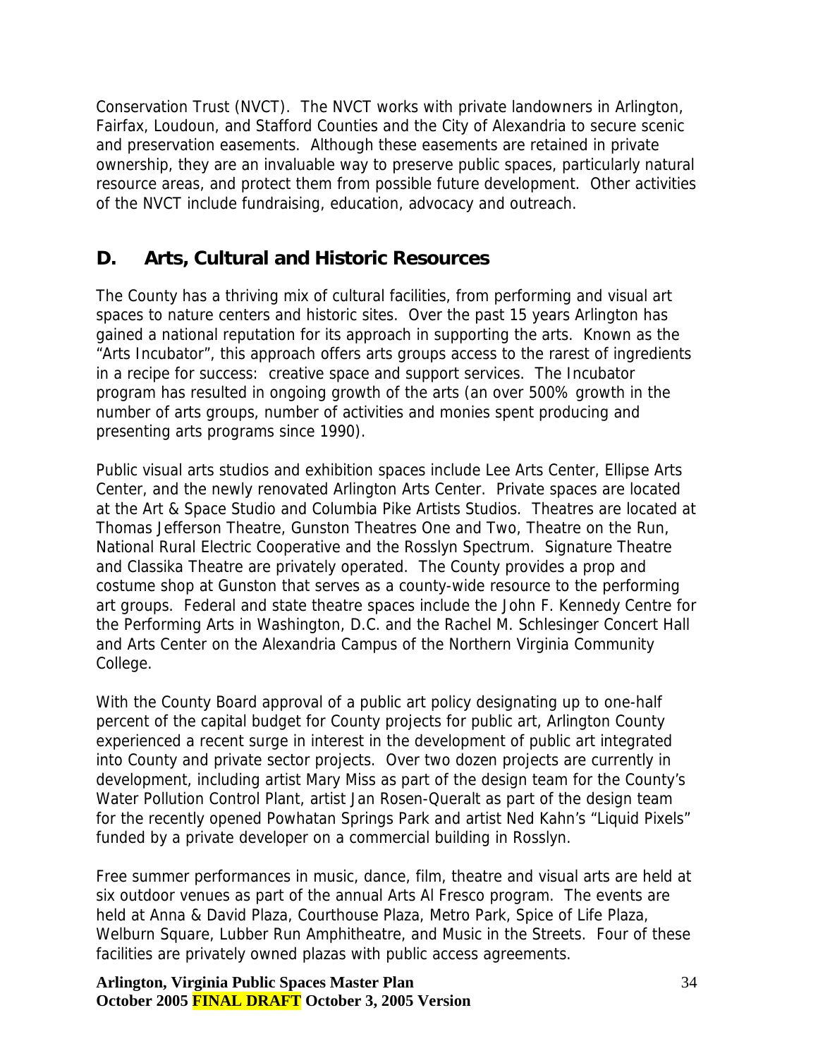Conservation Trust (NVCT). The NVCT works with private landowners in Arlington, Fairfax, Loudoun, and Stafford Counties and the City of Alexandria to secure scenic and preservation easements. Although these easements are retained in private ownership, they are an invaluable way to preserve public spaces, particularly natural resource areas, and protect them from possible future development. Other activities of the NVCT include fundraising, education, advocacy and outreach.

## D. Arts, Cultural and Historic Resources

The County has a thriving mix of cultural facilities, from performing and visual art spaces to nature centers and historic sites. Over the past 15 years Arlington has gained a national reputation for its approach in supporting the arts. Known as the "Arts Incubator", this approach offers arts groups access to the rarest of ingredients in a recipe for success: creative space and support services. The Incubator program has resulted in ongoing growth of the arts (an over 500% growth in the number of arts groups, number of activities and monies spent producing and presenting arts programs since 1990).

Public visual arts studios and exhibition spaces include Lee Arts Center, Ellipse Arts Center, and the newly renovated Arlington Arts Center. Private spaces are located at the Art & Space Studio and Columbia Pike Artists Studios. Theatres are located at Thomas Jefferson Theatre, Gunston Theatres One and Two, Theatre on the Run, National Rural Electric Cooperative and the Rosslyn Spectrum. Signature Theatre and Classika Theatre are privately operated. The County provides a prop and costume shop at Gunston that serves as a county-wide resource to the performing art groups. Federal and state theatre spaces include the John F. Kennedy Centre for the Performing Arts in Washington, D.C. and the Rachel M. Schlesinger Concert Hall and Arts Center on the Alexandria Campus of the Northern Virginia Community College.

With the County Board approval of a public art policy designating up to one-half percent of the capital budget for County projects for public art, Arlington County experienced a recent surge in interest in the development of public art integrated into County and private sector projects. Over two dozen projects are currently in development, including artist Mary Miss as part of the design team for the County's Water Pollution Control Plant, artist Jan Rosen-Queralt as part of the design team for the recently opened Powhatan Springs Park and artist Ned Kahn's "Liquid Pixels" funded by a private developer on a commercial building in Rosslyn.

Free summer performances in music, dance, film, theatre and visual arts are held at six outdoor venues as part of the annual Arts Al Fresco program. The events are held at Anna & David Plaza, Courthouse Plaza, Metro Park, Spice of Life Plaza, Welburn Square, Lubber Run Amphitheatre, and Music in the Streets. Four of these facilities are privately owned plazas with public access agreements.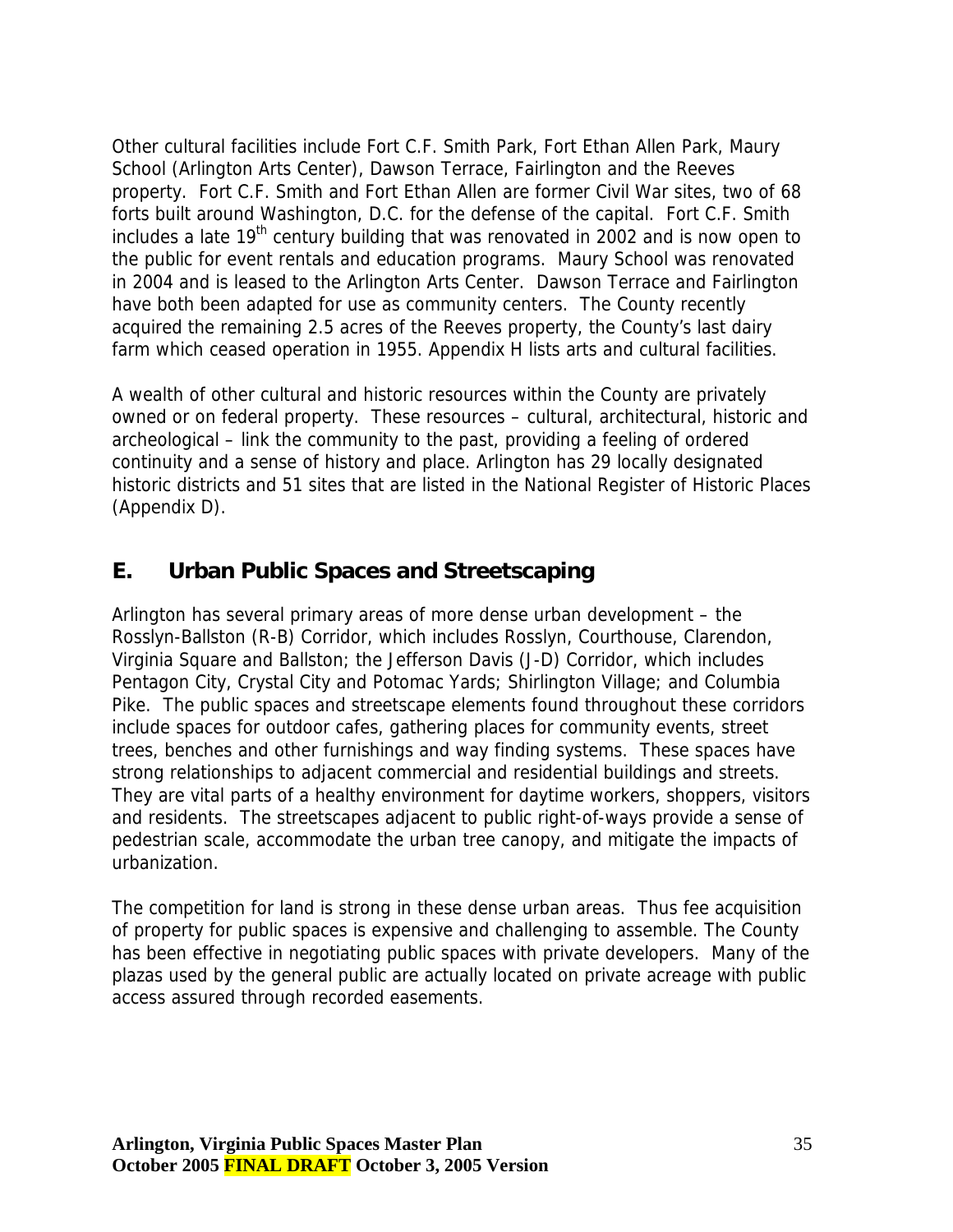Other cultural facilities include Fort C.F. Smith Park, Fort Ethan Allen Park, Maury School (Arlington Arts Center), Dawson Terrace, Fairlington and the Reeves property. Fort C.F. Smith and Fort Ethan Allen are former Civil War sites, two of 68 forts built around Washington, D.C. for the defense of the capital. Fort C.F. Smith includes a late 19th century building that was renovated in 2002 and is now open to the public for event rentals and education programs. Maury School was renovated in 2004 and is leased to the Arlington Arts Center. Dawson Terrace and Fairlington have both been adapted for use as community centers. The County recently acquired the remaining 2.5 acres of the Reeves property, the County's last dairy farm which ceased operation in 1955. Appendix H lists arts and cultural facilities.

A wealth of other cultural and historic resources within the County are privately owned or on federal property. These resources – cultural, architectural, historic and archeological – link the community to the past, providing a feeling of ordered continuity and a sense of history and place. Arlington has 29 locally designated historic districts and 51 sites that are listed in the National Register of Historic Places (Appendix D).

## E. Urban Public Spaces and Streetscaping

Arlington has several primary areas of more dense urban development – the Rosslyn-Ballston (R-B) Corridor, which includes Rosslyn, Courthouse, Clarendon, Virginia Square and Ballston; the Jefferson Davis (J-D) Corridor, which includes Pentagon City, Crystal City and Potomac Yards; Shirlington Village; and Columbia Pike. The public spaces and streetscape elements found throughout these corridors include spaces for outdoor cafes, gathering places for community events, street trees, benches and other furnishings and way finding systems. These spaces have strong relationships to adjacent commercial and residential buildings and streets. They are vital parts of a healthy environment for daytime workers, shoppers, visitors and residents. The streetscapes adjacent to public right-of-ways provide a sense of pedestrian scale, accommodate the urban tree canopy, and mitigate the impacts of urbanization.

The competition for land is strong in these dense urban areas. Thus fee acquisition of property for public spaces is expensive and challenging to assemble. The County has been effective in negotiating public spaces with private developers. Many of the plazas used by the general public are actually located on private acreage with public access assured through recorded easements.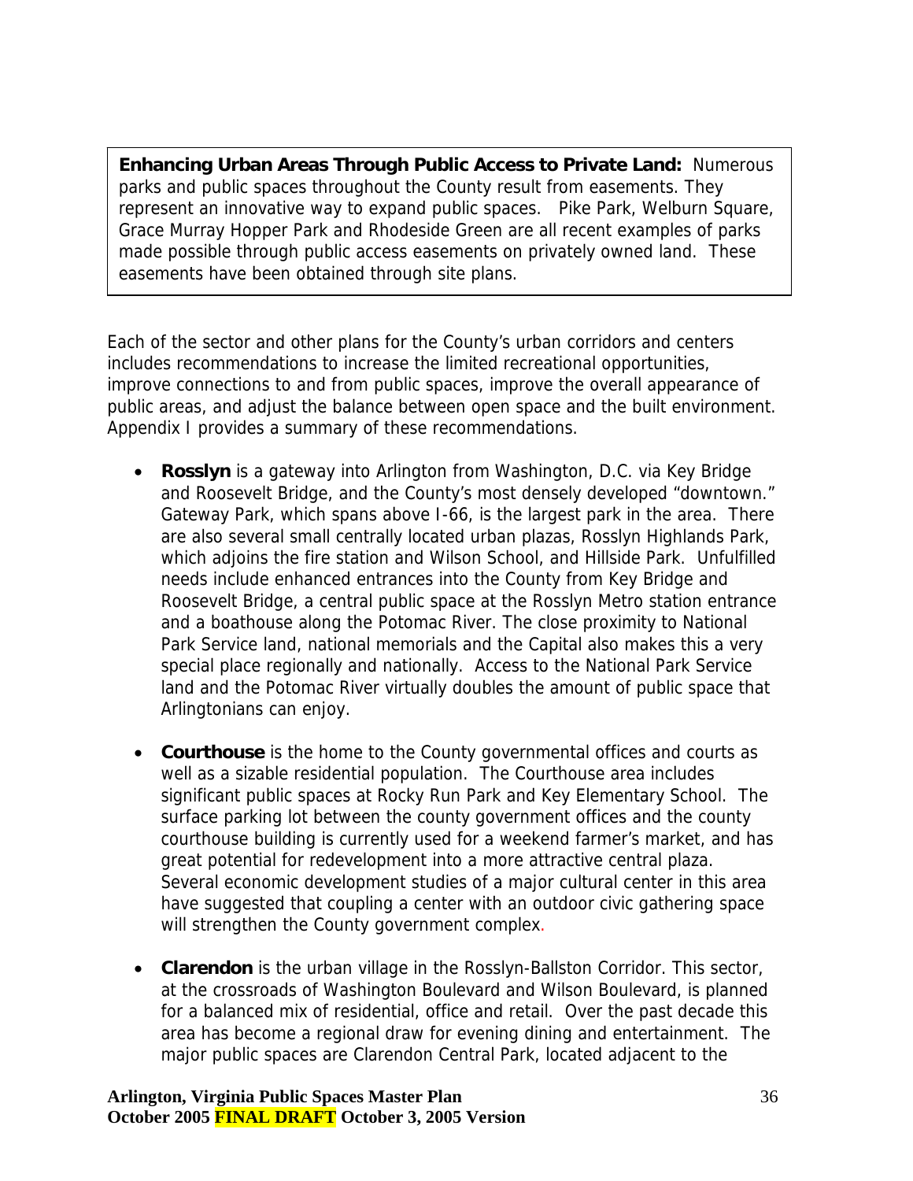**Enhancing Urban Areas Through Public Access to Private Land:** Numerous parks and public spaces throughout the County result from easements. They represent an innovative way to expand public spaces. Pike Park, Welburn Square, Grace Murray Hopper Park and Rhodeside Green are all recent examples of parks made possible through public access easements on privately owned land. These easements have been obtained through site plans.

Each of the sector and other plans for the County's urban corridors and centers includes recommendations to increase the limited recreational opportunities, improve connections to and from public spaces, improve the overall appearance of public areas, and adjust the balance between open space and the built environment. Appendix I provides a summary of these recommendations.

- **Rosslyn** is a gateway into Arlington from Washington, D.C. via Key Bridge and Roosevelt Bridge, and the County's most densely developed "downtown." Gateway Park, which spans above I-66, is the largest park in the area. There are also several small centrally located urban plazas, Rosslyn Highlands Park, which adjoins the fire station and Wilson School, and Hillside Park. Unfulfilled needs include enhanced entrances into the County from Key Bridge and Roosevelt Bridge, a central public space at the Rosslyn Metro station entrance and a boathouse along the Potomac River. The close proximity to National Park Service land, national memorials and the Capital also makes this a very special place regionally and nationally. Access to the National Park Service land and the Potomac River virtually doubles the amount of public space that Arlingtonians can enjoy.

- **Courthouse** is the home to the County governmental offices and courts as well as a sizable residential population. The Courthouse area includes significant public spaces at Rocky Run Park and Key Elementary School. The surface parking lot between the county government offices and the county courthouse building is currently used for a weekend farmer's market, and has great potential for redevelopment into a more attractive central plaza. Several economic development studies of a major cultural center in this area have suggested that coupling a center with an outdoor civic gathering space will strengthen the County government complex.

- **Clarendon** is the urban village in the Rosslyn-Ballston Corridor. This sector, at the crossroads of Washington Boulevard and Wilson Boulevard, is planned for a balanced mix of residential, office and retail. Over the past decade this area has become a regional draw for evening dining and entertainment. The major public spaces are Clarendon Central Park, located adjacent to the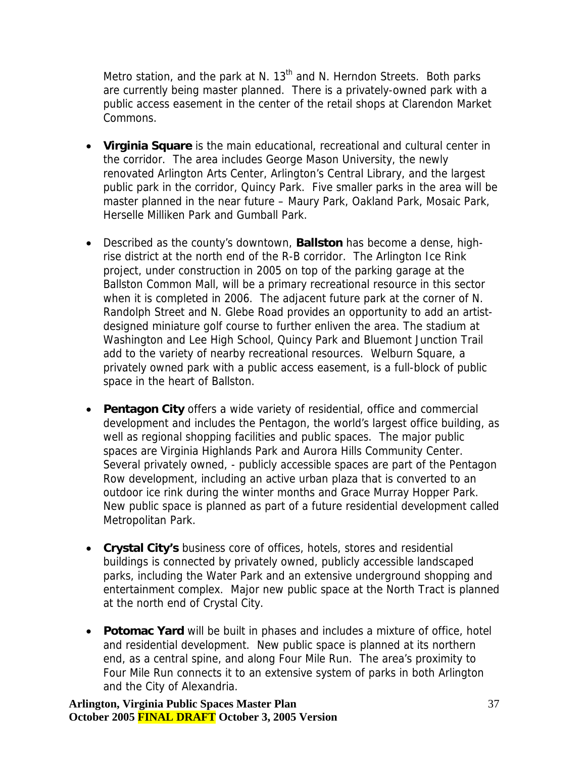Metro station, and the park at N. 13th and N. Herndon Streets. Both parks are currently being master planned. There is a privately-owned park with a public access easement in the center of the retail shops at Clarendon Market Commons.

- **Virginia Square** is the main educational, recreational and cultural center in the corridor. The area includes George Mason University, the newly renovated Arlington Arts Center, Arlington's Central Library, and the largest public park in the corridor, Quincy Park. Five smaller parks in the area will be master planned in the near future – Maury Park, Oakland Park, Mosaic Park, Herselle Milliken Park and Gumball Park.

- Described as the county's downtown, **Ballston** has become a dense, high-rise district at the north end of the R-B corridor. The Arlington Ice Rink project, under construction in 2005 on top of the parking garage at the Ballston Common Mall, will be a primary recreational resource in this sector when it is completed in 2006. The adjacent future park at the corner of N. Randolph Street and N. Glebe Road provides an opportunity to add an artist-designed miniature golf course to further enliven the area. The stadium at Washington and Lee High School, Quincy Park and Bluemont Junction Trail add to the variety of nearby recreational resources. Welburn Square, a privately owned park with a public access easement, is a full-block of public space in the heart of Ballston.

- **Pentagon City** offers a wide variety of residential, office and commercial development and includes the Pentagon, the world's largest office building, as well as regional shopping facilities and public spaces. The major public spaces are Virginia Highlands Park and Aurora Hills Community Center. Several privately owned, - publicly accessible spaces are part of the Pentagon Row development, including an active urban plaza that is converted to an outdoor ice rink during the winter months and Grace Murray Hopper Park. New public space is planned as part of a future residential development called Metropolitan Park.

- **Crystal City's** business core of offices, hotels, stores and residential buildings is connected by privately owned, publicly accessible landscaped parks, including the Water Park and an extensive underground shopping and entertainment complex. Major new public space at the North Tract is planned at the north end of Crystal City.

- **Potomac Yard** will be built in phases and includes a mixture of office, hotel and residential development. New public space is planned at its northern end, as a central spine, and along Four Mile Run. The area's proximity to Four Mile Run connects it to an extensive system of parks in both Arlington and the City of Alexandria.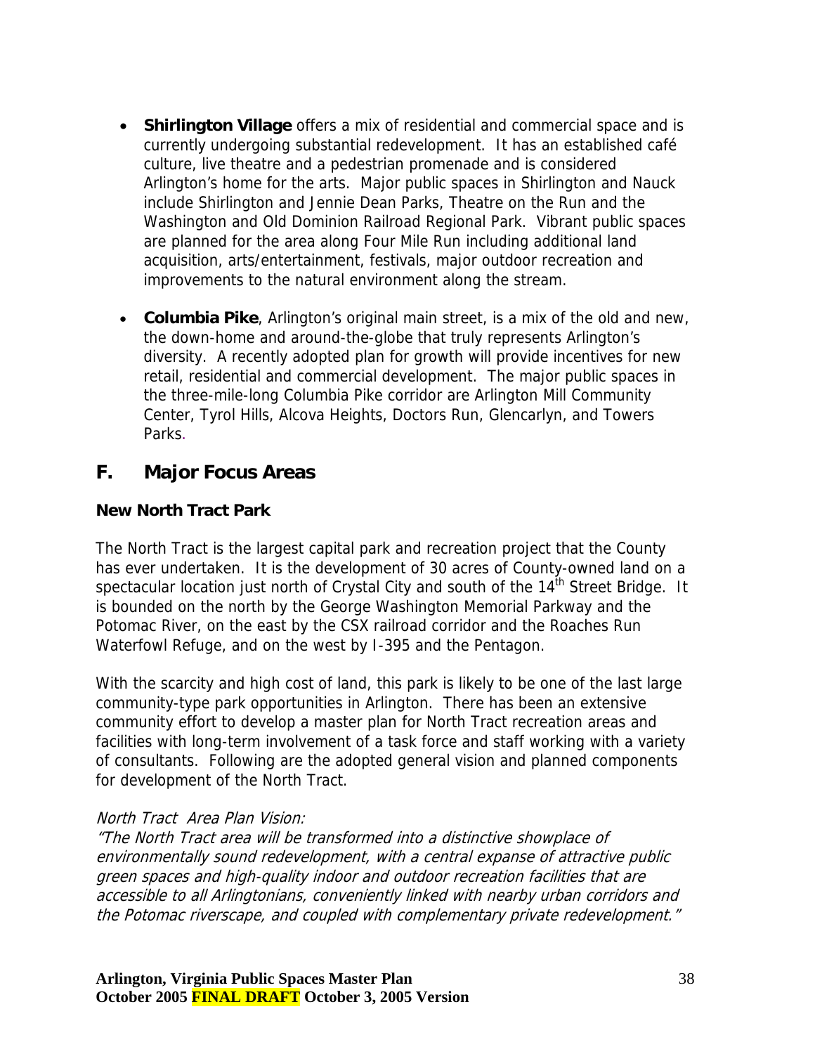- **Shirlington Village** offers a mix of residential and commercial space and is currently undergoing substantial redevelopment. It has an established café culture, live theatre and a pedestrian promenade and is considered Arlington's home for the arts. Major public spaces in Shirlington and Nauck include Shirlington and Jennie Dean Parks, Theatre on the Run and the Washington and Old Dominion Railroad Regional Park. Vibrant public spaces are planned for the area along Four Mile Run including additional land acquisition, arts/entertainment, festivals, major outdoor recreation and improvements to the natural environment along the stream.

- **Columbia Pike**, Arlington's original main street, is a mix of the old and new, the down-home and around-the-globe that truly represents Arlington's diversity. A recently adopted plan for growth will provide incentives for new retail, residential and commercial development. The major public spaces in the three-mile-long Columbia Pike corridor are Arlington Mill Community Center, Tyrol Hills, Alcova Heights, Doctors Run, Glencarlyn, and Towers Parks.

## F. Major Focus Areas

### New North Tract Park

The North Tract is the largest capital park and recreation project that the County has ever undertaken. It is the development of 30 acres of County-owned land on a spectacular location just north of Crystal City and south of the 14th Street Bridge. It is bounded on the north by the George Washington Memorial Parkway and the Potomac River, on the east by the CSX railroad corridor and the Roaches Run Waterfowl Refuge, and on the west by I-395 and the Pentagon.

With the scarcity and high cost of land, this park is likely to be one of the last large community-type park opportunities in Arlington. There has been an extensive community effort to develop a master plan for North Tract recreation areas and facilities with long-term involvement of a task force and staff working with a variety of consultants. Following are the adopted general vision and planned components for development of the North Tract.

*North Tract Area Plan Vision:*

*"The North Tract area will be transformed into a distinctive showplace of environmentally sound redevelopment, with a central expanse of attractive public green spaces and high-quality indoor and outdoor recreation facilities that are accessible to all Arlingtonians, conveniently linked with nearby urban corridors and the Potomac riverscape, and coupled with complementary private redevelopment."*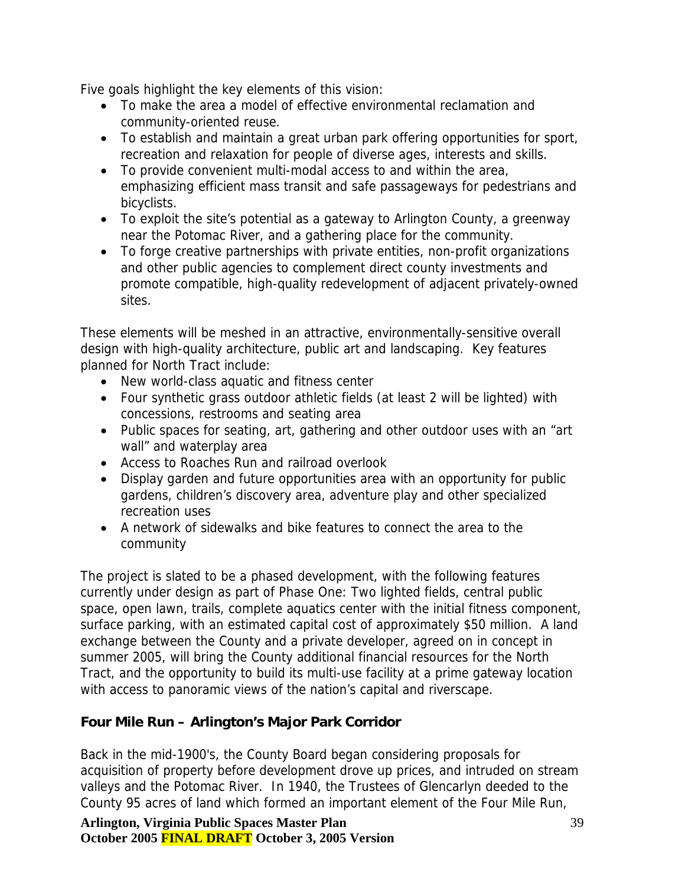Five goals highlight the key elements of this vision:

- To make the area a model of effective environmental reclamation and community-oriented reuse.
- To establish and maintain a great urban park offering opportunities for sport, recreation and relaxation for people of diverse ages, interests and skills.
- To provide convenient multi-modal access to and within the area, emphasizing efficient mass transit and safe passageways for pedestrians and bicyclists.
- To exploit the site's potential as a gateway to Arlington County, a greenway near the Potomac River, and a gathering place for the community.
- To forge creative partnerships with private entities, non-profit organizations and other public agencies to complement direct county investments and promote compatible, high-quality redevelopment of adjacent privately-owned sites.

These elements will be meshed in an attractive, environmentally-sensitive overall design with high-quality architecture, public art and landscaping. Key features planned for North Tract include:

- New world-class aquatic and fitness center
- Four synthetic grass outdoor athletic fields (at least 2 will be lighted) with concessions, restrooms and seating area
- Public spaces for seating, art, gathering and other outdoor uses with an "art wall" and waterplay area
- Access to Roaches Run and railroad overlook
- Display garden and future opportunities area with an opportunity for public gardens, children's discovery area, adventure play and other specialized recreation uses
- A network of sidewalks and bike features to connect the area to the community

The project is slated to be a phased development, with the following features currently under design as part of Phase One: Two lighted fields, central public space, open lawn, trails, complete aquatics center with the initial fitness component, surface parking, with an estimated capital cost of approximately $50 million. A land exchange between the County and a private developer, agreed on in concept in summer 2005, will bring the County additional financial resources for the North Tract, and the opportunity to build its multi-use facility at a prime gateway location with access to panoramic views of the nation's capital and riverscape.

### Four Mile Run – Arlington's Major Park Corridor

Back in the mid-1900's, the County Board began considering proposals for acquisition of property before development drove up prices, and intruded on stream valleys and the Potomac River. In 1940, the Trustees of Glencarlyn deeded to the County 95 acres of land which formed an important element of the Four Mile Run,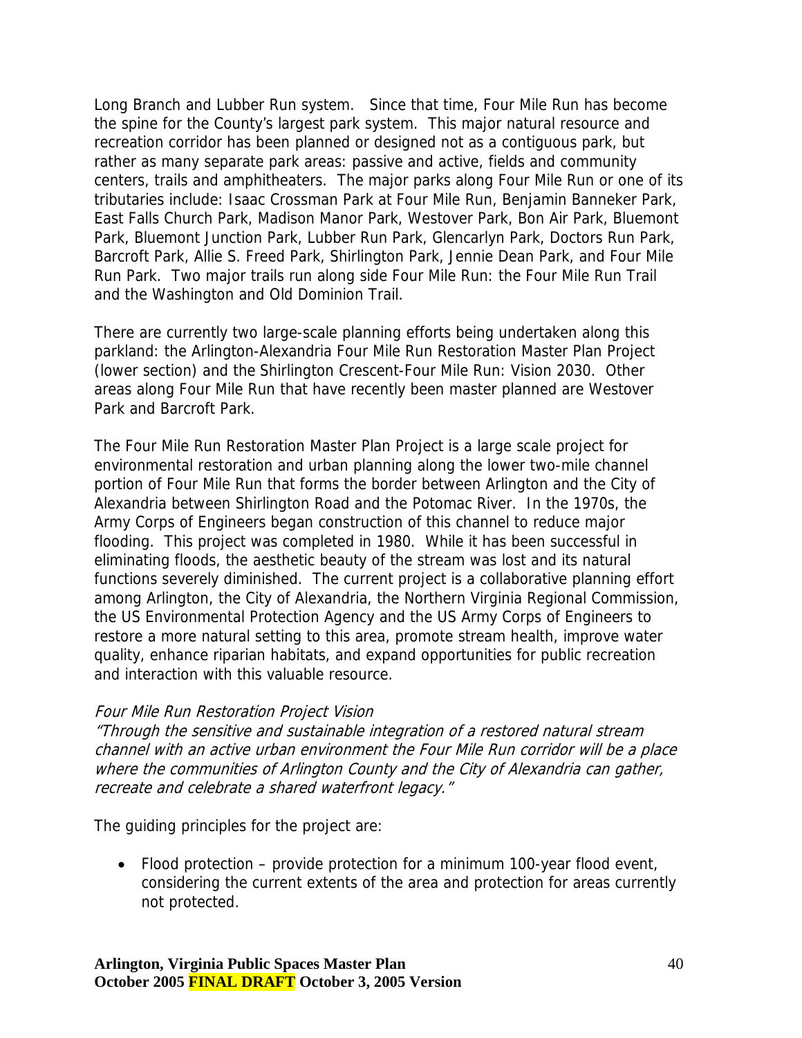Long Branch and Lubber Run system. Since that time, Four Mile Run has become the spine for the County's largest park system. This major natural resource and recreation corridor has been planned or designed not as a contiguous park, but rather as many separate park areas: passive and active, fields and community centers, trails and amphitheaters. The major parks along Four Mile Run or one of its tributaries include: Isaac Crossman Park at Four Mile Run, Benjamin Banneker Park, East Falls Church Park, Madison Manor Park, Westover Park, Bon Air Park, Bluemont Park, Bluemont Junction Park, Lubber Run Park, Glencarlyn Park, Doctors Run Park, Barcroft Park, Allie S. Freed Park, Shirlington Park, Jennie Dean Park, and Four Mile Run Park. Two major trails run along side Four Mile Run: the Four Mile Run Trail and the Washington and Old Dominion Trail.

There are currently two large-scale planning efforts being undertaken along this parkland: the Arlington-Alexandria Four Mile Run Restoration Master Plan Project (lower section) and the Shirlington Crescent-Four Mile Run: Vision 2030. Other areas along Four Mile Run that have recently been master planned are Westover Park and Barcroft Park.

The Four Mile Run Restoration Master Plan Project is a large scale project for environmental restoration and urban planning along the lower two-mile channel portion of Four Mile Run that forms the border between Arlington and the City of Alexandria between Shirlington Road and the Potomac River. In the 1970s, the Army Corps of Engineers began construction of this channel to reduce major flooding. This project was completed in 1980. While it has been successful in eliminating floods, the aesthetic beauty of the stream was lost and its natural functions severely diminished. The current project is a collaborative planning effort among Arlington, the City of Alexandria, the Northern Virginia Regional Commission, the US Environmental Protection Agency and the US Army Corps of Engineers to restore a more natural setting to this area, promote stream health, improve water quality, enhance riparian habitats, and expand opportunities for public recreation and interaction with this valuable resource.

*Four Mile Run Restoration Project Vision*
*"Through the sensitive and sustainable integration of a restored natural stream channel with an active urban environment the Four Mile Run corridor will be a place where the communities of Arlington County and the City of Alexandria can gather, recreate and celebrate a shared waterfront legacy."*

The guiding principles for the project are:

- Flood protection – provide protection for a minimum 100-year flood event, considering the current extents of the area and protection for areas currently not protected.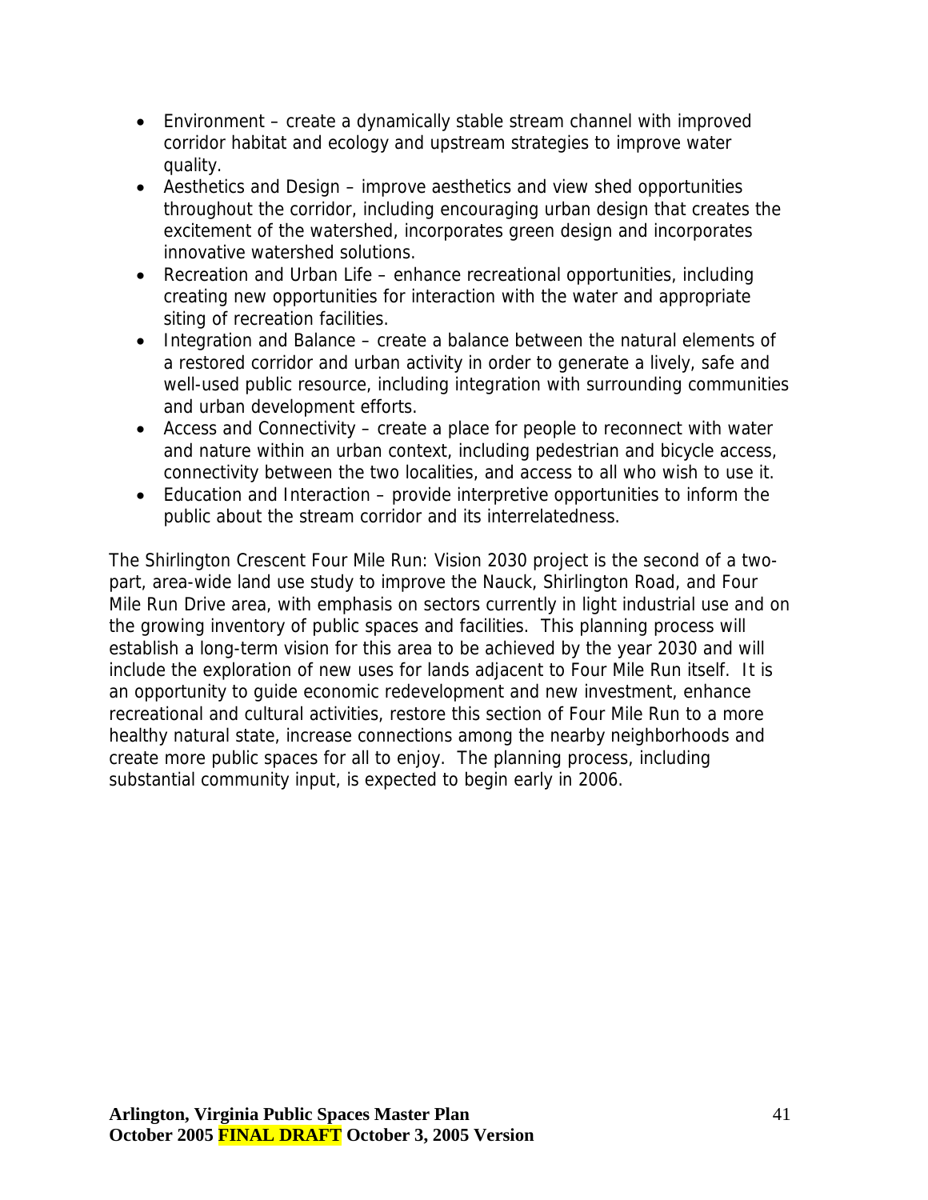- Environment – create a dynamically stable stream channel with improved corridor habitat and ecology and upstream strategies to improve water quality.
- Aesthetics and Design – improve aesthetics and view shed opportunities throughout the corridor, including encouraging urban design that creates the excitement of the watershed, incorporates green design and incorporates innovative watershed solutions.
- Recreation and Urban Life – enhance recreational opportunities, including creating new opportunities for interaction with the water and appropriate siting of recreation facilities.
- Integration and Balance – create a balance between the natural elements of a restored corridor and urban activity in order to generate a lively, safe and well-used public resource, including integration with surrounding communities and urban development efforts.
- Access and Connectivity – create a place for people to reconnect with water and nature within an urban context, including pedestrian and bicycle access, connectivity between the two localities, and access to all who wish to use it.
- Education and Interaction – provide interpretive opportunities to inform the public about the stream corridor and its interrelatedness.

The Shirlington Crescent Four Mile Run: Vision 2030 project is the second of a two-part, area-wide land use study to improve the Nauck, Shirlington Road, and Four Mile Run Drive area, with emphasis on sectors currently in light industrial use and on the growing inventory of public spaces and facilities. This planning process will establish a long-term vision for this area to be achieved by the year 2030 and will include the exploration of new uses for lands adjacent to Four Mile Run itself. It is an opportunity to guide economic redevelopment and new investment, enhance recreational and cultural activities, restore this section of Four Mile Run to a more healthy natural state, increase connections among the nearby neighborhoods and create more public spaces for all to enjoy. The planning process, including substantial community input, is expected to begin early in 2006.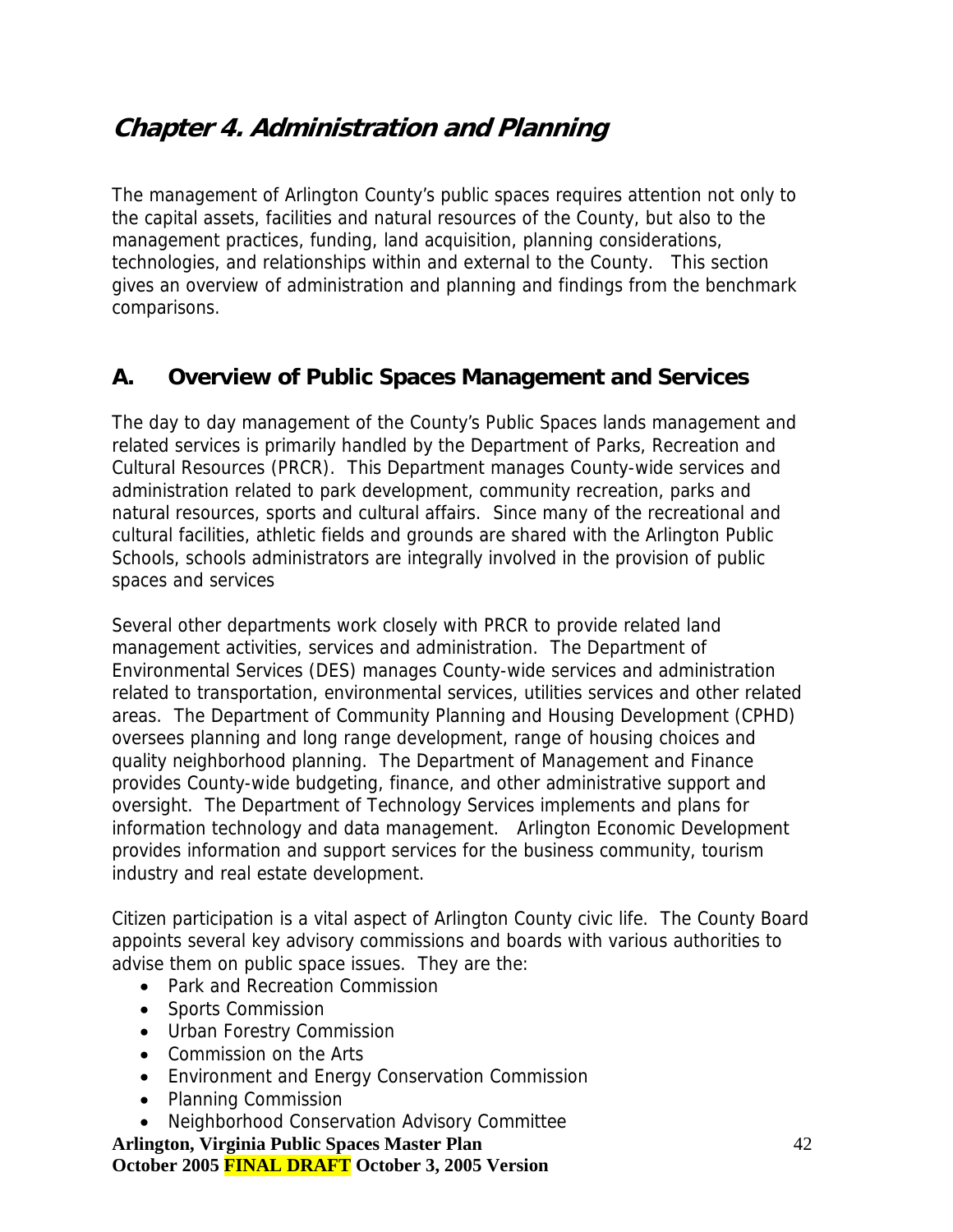# Chapter 4. Administration and Planning

The management of Arlington County's public spaces requires attention not only to the capital assets, facilities and natural resources of the County, but also to the management practices, funding, land acquisition, planning considerations, technologies, and relationships within and external to the County. This section gives an overview of administration and planning and findings from the benchmark comparisons.

## A. Overview of Public Spaces Management and Services

The day to day management of the County's Public Spaces lands management and related services is primarily handled by the Department of Parks, Recreation and Cultural Resources (PRCR). This Department manages County-wide services and administration related to park development, community recreation, parks and natural resources, sports and cultural affairs. Since many of the recreational and cultural facilities, athletic fields and grounds are shared with the Arlington Public Schools, schools administrators are integrally involved in the provision of public spaces and services

Several other departments work closely with PRCR to provide related land management activities, services and administration. The Department of Environmental Services (DES) manages County-wide services and administration related to transportation, environmental services, utilities services and other related areas. The Department of Community Planning and Housing Development (CPHD) oversees planning and long range development, range of housing choices and quality neighborhood planning. The Department of Management and Finance provides County-wide budgeting, finance, and other administrative support and oversight. The Department of Technology Services implements and plans for information technology and data management. Arlington Economic Development provides information and support services for the business community, tourism industry and real estate development.

Citizen participation is a vital aspect of Arlington County civic life. The County Board appoints several key advisory commissions and boards with various authorities to advise them on public space issues. They are the:

- Park and Recreation Commission
- Sports Commission
- Urban Forestry Commission
- Commission on the Arts
- Environment and Energy Conservation Commission
- Planning Commission
- Neighborhood Conservation Advisory Committee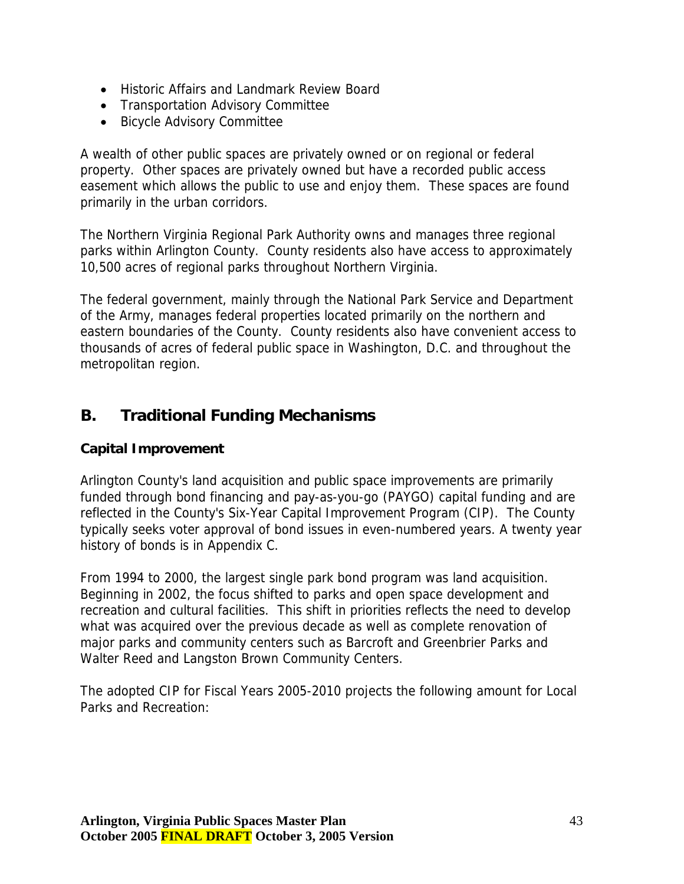- Historic Affairs and Landmark Review Board
- Transportation Advisory Committee
- Bicycle Advisory Committee

A wealth of other public spaces are privately owned or on regional or federal property. Other spaces are privately owned but have a recorded public access easement which allows the public to use and enjoy them. These spaces are found primarily in the urban corridors.

The Northern Virginia Regional Park Authority owns and manages three regional parks within Arlington County. County residents also have access to approximately 10,500 acres of regional parks throughout Northern Virginia.

The federal government, mainly through the National Park Service and Department of the Army, manages federal properties located primarily on the northern and eastern boundaries of the County. County residents also have convenient access to thousands of acres of federal public space in Washington, D.C. and throughout the metropolitan region.

## B. Traditional Funding Mechanisms

### Capital Improvement

Arlington County's land acquisition and public space improvements are primarily funded through bond financing and pay-as-you-go (PAYGO) capital funding and are reflected in the County's Six-Year Capital Improvement Program (CIP). The County typically seeks voter approval of bond issues in even-numbered years. A twenty year history of bonds is in Appendix C.

From 1994 to 2000, the largest single park bond program was land acquisition. Beginning in 2002, the focus shifted to parks and open space development and recreation and cultural facilities. This shift in priorities reflects the need to develop what was acquired over the previous decade as well as complete renovation of major parks and community centers such as Barcroft and Greenbrier Parks and Walter Reed and Langston Brown Community Centers.

The adopted CIP for Fiscal Years 2005-2010 projects the following amount for Local Parks and Recreation: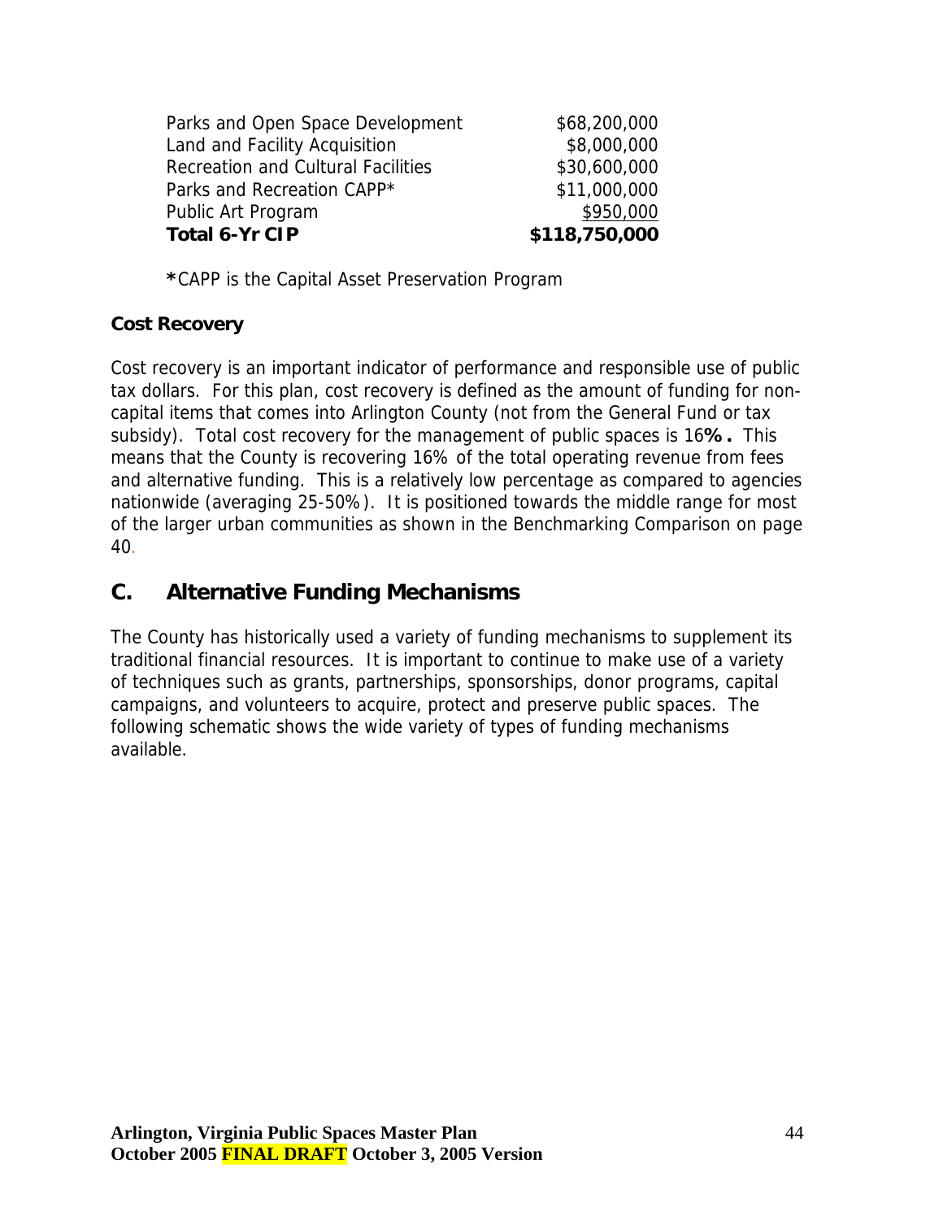| | |
|---|---|
| Parks and Open Space Development | \$68,200,000 |
| Land and Facility Acquisition | \$8,000,000 |
| Recreation and Cultural Facilities | \$30,600,000 |
| Parks and Recreation CAPP* | \$11,000,000 |
| Public Art Program | \$950,000 |
| **Total 6-Yr CIP** | **\$118,750,000** |

**\***CAPP is the Capital Asset Preservation Program

**Cost Recovery**

Cost recovery is an important indicator of performance and responsible use of public tax dollars. For this plan, cost recovery is defined as the amount of funding for non-capital items that comes into Arlington County (not from the General Fund or tax subsidy). Total cost recovery for the management of public spaces is 16**%.** This means that the County is recovering 16% of the total operating revenue from fees and alternative funding. This is a relatively low percentage as compared to agencies nationwide (averaging 25-50%). It is positioned towards the middle range for most of the larger urban communities as shown in the Benchmarking Comparison on page 40.

## C. Alternative Funding Mechanisms

The County has historically used a variety of funding mechanisms to supplement its traditional financial resources. It is important to continue to make use of a variety of techniques such as grants, partnerships, sponsorships, donor programs, capital campaigns, and volunteers to acquire, protect and preserve public spaces. The following schematic shows the wide variety of types of funding mechanisms available.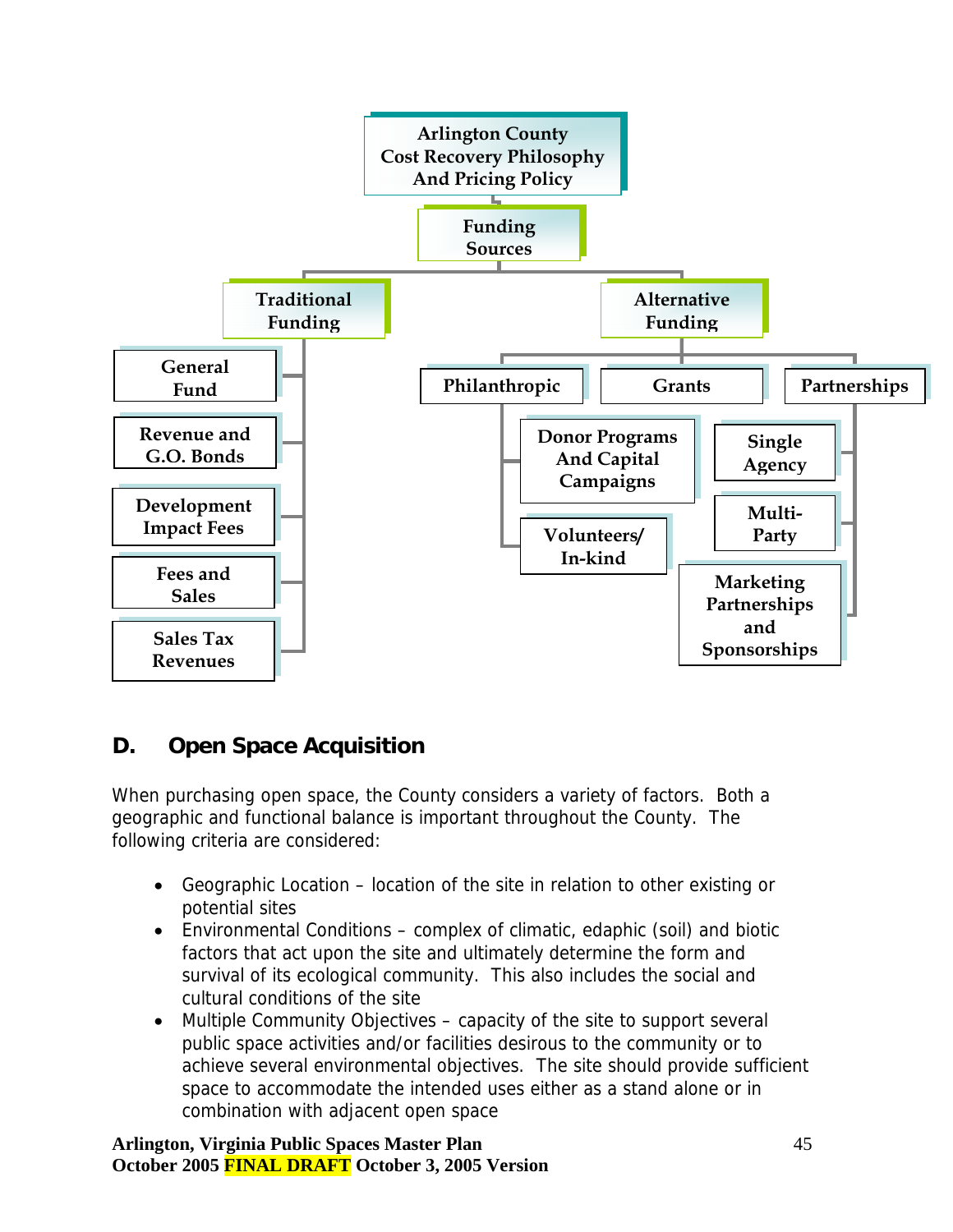Arlington County
Cost Recovery Philosophy
And Pricing Policy

- Funding Sources
  - Traditional Funding
    - General Fund
    - Revenue and G.O. Bonds
    - Development Impact Fees
    - Fees and Sales
    - Sales Tax Revenues
  - Alternative Funding
    - Philanthropic
      - Donor Programs And Capital Campaigns
      - Volunteers/ In-kind
    - Grants
    - Partnerships
      - Single Agency
      - Multi-Party
      - Marketing Partnerships and Sponsorships

## D. Open Space Acquisition

When purchasing open space, the County considers a variety of factors. Both a geographic and functional balance is important throughout the County. The following criteria are considered:

- Geographic Location – location of the site in relation to other existing or potential sites
- Environmental Conditions – complex of climatic, edaphic (soil) and biotic factors that act upon the site and ultimately determine the form and survival of its ecological community. This also includes the social and cultural conditions of the site
- Multiple Community Objectives – capacity of the site to support several public space activities and/or facilities desirous to the community or to achieve several environmental objectives. The site should provide sufficient space to accommodate the intended uses either as a stand alone or in combination with adjacent open space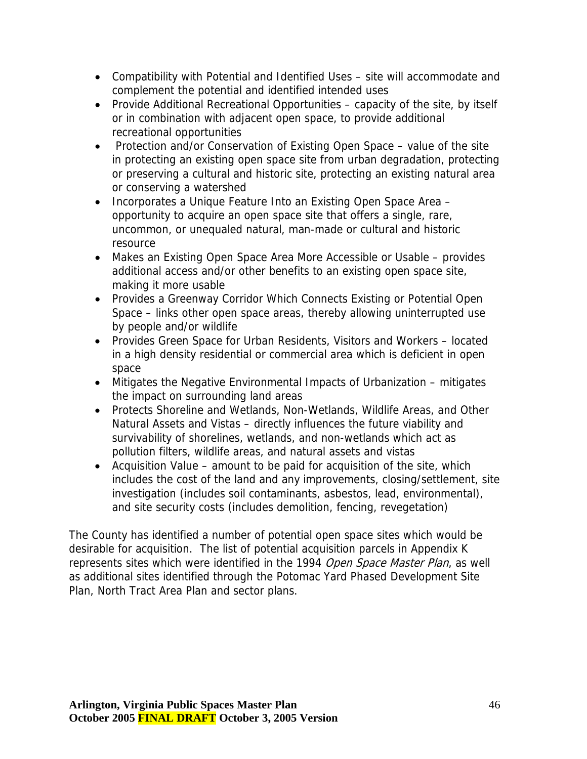- Compatibility with Potential and Identified Uses – site will accommodate and complement the potential and identified intended uses
- Provide Additional Recreational Opportunities – capacity of the site, by itself or in combination with adjacent open space, to provide additional recreational opportunities
- Protection and/or Conservation of Existing Open Space – value of the site in protecting an existing open space site from urban degradation, protecting or preserving a cultural and historic site, protecting an existing natural area or conserving a watershed
- Incorporates a Unique Feature Into an Existing Open Space Area – opportunity to acquire an open space site that offers a single, rare, uncommon, or unequaled natural, man-made or cultural and historic resource
- Makes an Existing Open Space Area More Accessible or Usable – provides additional access and/or other benefits to an existing open space site, making it more usable
- Provides a Greenway Corridor Which Connects Existing or Potential Open Space – links other open space areas, thereby allowing uninterrupted use by people and/or wildlife
- Provides Green Space for Urban Residents, Visitors and Workers – located in a high density residential or commercial area which is deficient in open space
- Mitigates the Negative Environmental Impacts of Urbanization – mitigates the impact on surrounding land areas
- Protects Shoreline and Wetlands, Non-Wetlands, Wildlife Areas, and Other Natural Assets and Vistas – directly influences the future viability and survivability of shorelines, wetlands, and non-wetlands which act as pollution filters, wildlife areas, and natural assets and vistas
- Acquisition Value – amount to be paid for acquisition of the site, which includes the cost of the land and any improvements, closing/settlement, site investigation (includes soil contaminants, asbestos, lead, environmental), and site security costs (includes demolition, fencing, revegetation)

The County has identified a number of potential open space sites which would be desirable for acquisition. The list of potential acquisition parcels in Appendix K represents sites which were identified in the 1994 *Open Space Master Plan*, as well as additional sites identified through the Potomac Yard Phased Development Site Plan, North Tract Area Plan and sector plans.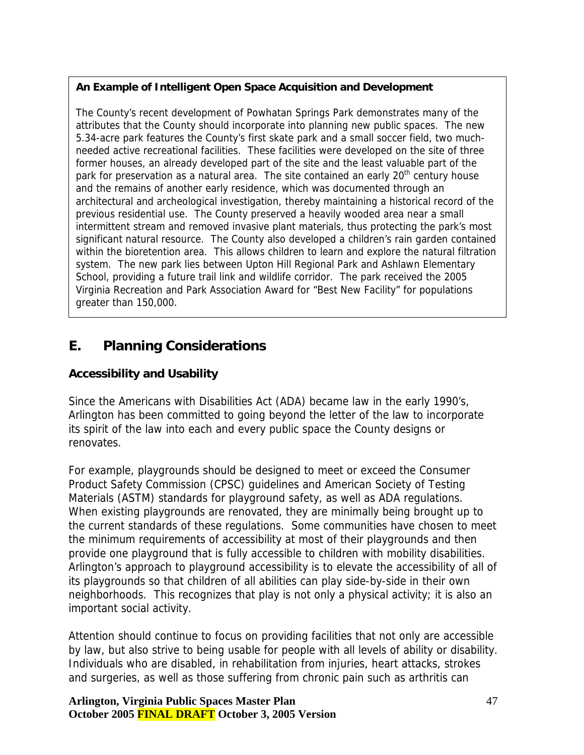**An Example of Intelligent Open Space Acquisition and Development**

The County's recent development of Powhatan Springs Park demonstrates many of the attributes that the County should incorporate into planning new public spaces. The new 5.34-acre park features the County's first skate park and a small soccer field, two much-needed active recreational facilities. These facilities were developed on the site of three former houses, an already developed part of the site and the least valuable part of the park for preservation as a natural area. The site contained an early 20th century house and the remains of another early residence, which was documented through an architectural and archeological investigation, thereby maintaining a historical record of the previous residential use. The County preserved a heavily wooded area near a small intermittent stream and removed invasive plant materials, thus protecting the park's most significant natural resource. The County also developed a children's rain garden contained within the bioretention area. This allows children to learn and explore the natural filtration system. The new park lies between Upton Hill Regional Park and Ashlawn Elementary School, providing a future trail link and wildlife corridor. The park received the 2005 Virginia Recreation and Park Association Award for "Best New Facility" for populations greater than 150,000.

## E. Planning Considerations

### Accessibility and Usability

Since the Americans with Disabilities Act (ADA) became law in the early 1990's, Arlington has been committed to going beyond the letter of the law to incorporate its spirit of the law into each and every public space the County designs or renovates.

For example, playgrounds should be designed to meet or exceed the Consumer Product Safety Commission (CPSC) guidelines and American Society of Testing Materials (ASTM) standards for playground safety, as well as ADA regulations. When existing playgrounds are renovated, they are minimally being brought up to the current standards of these regulations. Some communities have chosen to meet the minimum requirements of accessibility at most of their playgrounds and then provide one playground that is fully accessible to children with mobility disabilities. Arlington's approach to playground accessibility is to elevate the accessibility of all of its playgrounds so that children of all abilities can play side-by-side in their own neighborhoods. This recognizes that play is not only a physical activity; it is also an important social activity.

Attention should continue to focus on providing facilities that not only are accessible by law, but also strive to being usable for people with all levels of ability or disability. Individuals who are disabled, in rehabilitation from injuries, heart attacks, strokes and surgeries, as well as those suffering from chronic pain such as arthritis can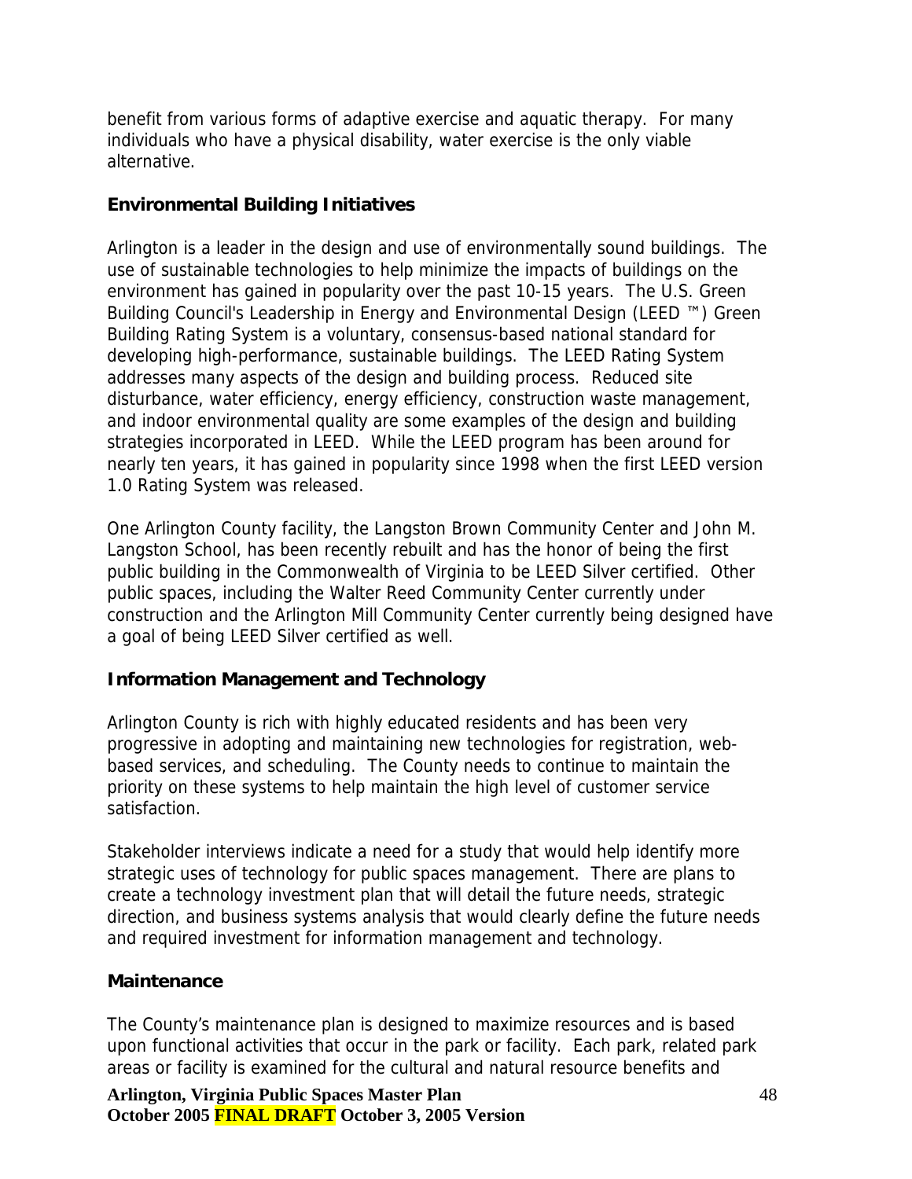benefit from various forms of adaptive exercise and aquatic therapy. For many individuals who have a physical disability, water exercise is the only viable alternative.

### Environmental Building Initiatives

Arlington is a leader in the design and use of environmentally sound buildings. The use of sustainable technologies to help minimize the impacts of buildings on the environment has gained in popularity over the past 10-15 years. The U.S. Green Building Council's Leadership in Energy and Environmental Design (LEED ™) Green Building Rating System is a voluntary, consensus-based national standard for developing high-performance, sustainable buildings. The LEED Rating System addresses many aspects of the design and building process. Reduced site disturbance, water efficiency, energy efficiency, construction waste management, and indoor environmental quality are some examples of the design and building strategies incorporated in LEED. While the LEED program has been around for nearly ten years, it has gained in popularity since 1998 when the first LEED version 1.0 Rating System was released.

One Arlington County facility, the Langston Brown Community Center and John M. Langston School, has been recently rebuilt and has the honor of being the first public building in the Commonwealth of Virginia to be LEED Silver certified. Other public spaces, including the Walter Reed Community Center currently under construction and the Arlington Mill Community Center currently being designed have a goal of being LEED Silver certified as well.

### Information Management and Technology

Arlington County is rich with highly educated residents and has been very progressive in adopting and maintaining new technologies for registration, web-based services, and scheduling. The County needs to continue to maintain the priority on these systems to help maintain the high level of customer service satisfaction.

Stakeholder interviews indicate a need for a study that would help identify more strategic uses of technology for public spaces management. There are plans to create a technology investment plan that will detail the future needs, strategic direction, and business systems analysis that would clearly define the future needs and required investment for information management and technology.

### Maintenance

The County's maintenance plan is designed to maximize resources and is based upon functional activities that occur in the park or facility. Each park, related park areas or facility is examined for the cultural and natural resource benefits and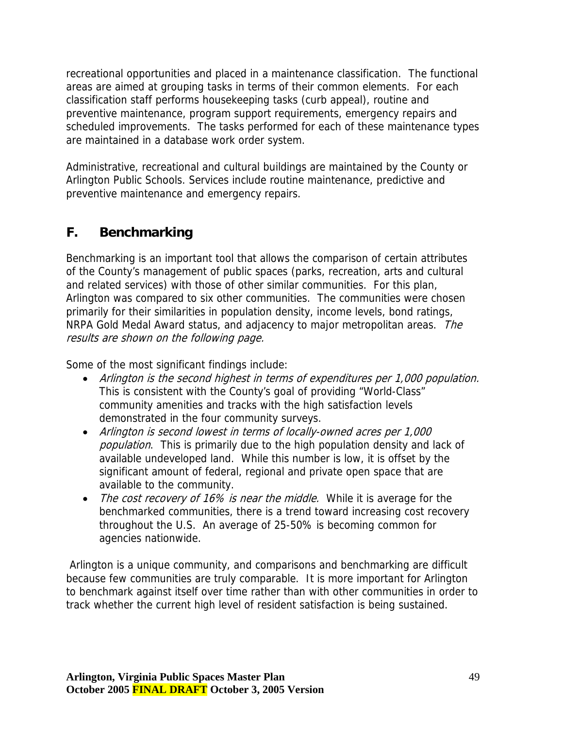recreational opportunities and placed in a maintenance classification. The functional areas are aimed at grouping tasks in terms of their common elements. For each classification staff performs housekeeping tasks (curb appeal), routine and preventive maintenance, program support requirements, emergency repairs and scheduled improvements. The tasks performed for each of these maintenance types are maintained in a database work order system.

Administrative, recreational and cultural buildings are maintained by the County or Arlington Public Schools. Services include routine maintenance, predictive and preventive maintenance and emergency repairs.

## F. Benchmarking

Benchmarking is an important tool that allows the comparison of certain attributes of the County's management of public spaces (parks, recreation, arts and cultural and related services) with those of other similar communities. For this plan, Arlington was compared to six other communities. The communities were chosen primarily for their similarities in population density, income levels, bond ratings, NRPA Gold Medal Award status, and adjacency to major metropolitan areas. *The results are shown on the following page.*

Some of the most significant findings include:

- *Arlington is the second highest in terms of expenditures per 1,000 population.* This is consistent with the County's goal of providing "World-Class" community amenities and tracks with the high satisfaction levels demonstrated in the four community surveys.
- *Arlington is second lowest in terms of locally-owned acres per 1,000 population*. This is primarily due to the high population density and lack of available undeveloped land. While this number is low, it is offset by the significant amount of federal, regional and private open space that are available to the community.
- *The cost recovery of 16% is near the middle.* While it is average for the benchmarked communities, there is a trend toward increasing cost recovery throughout the U.S. An average of 25-50% is becoming common for agencies nationwide.

Arlington is a unique community, and comparisons and benchmarking are difficult because few communities are truly comparable. It is more important for Arlington to benchmark against itself over time rather than with other communities in order to track whether the current high level of resident satisfaction is being sustained.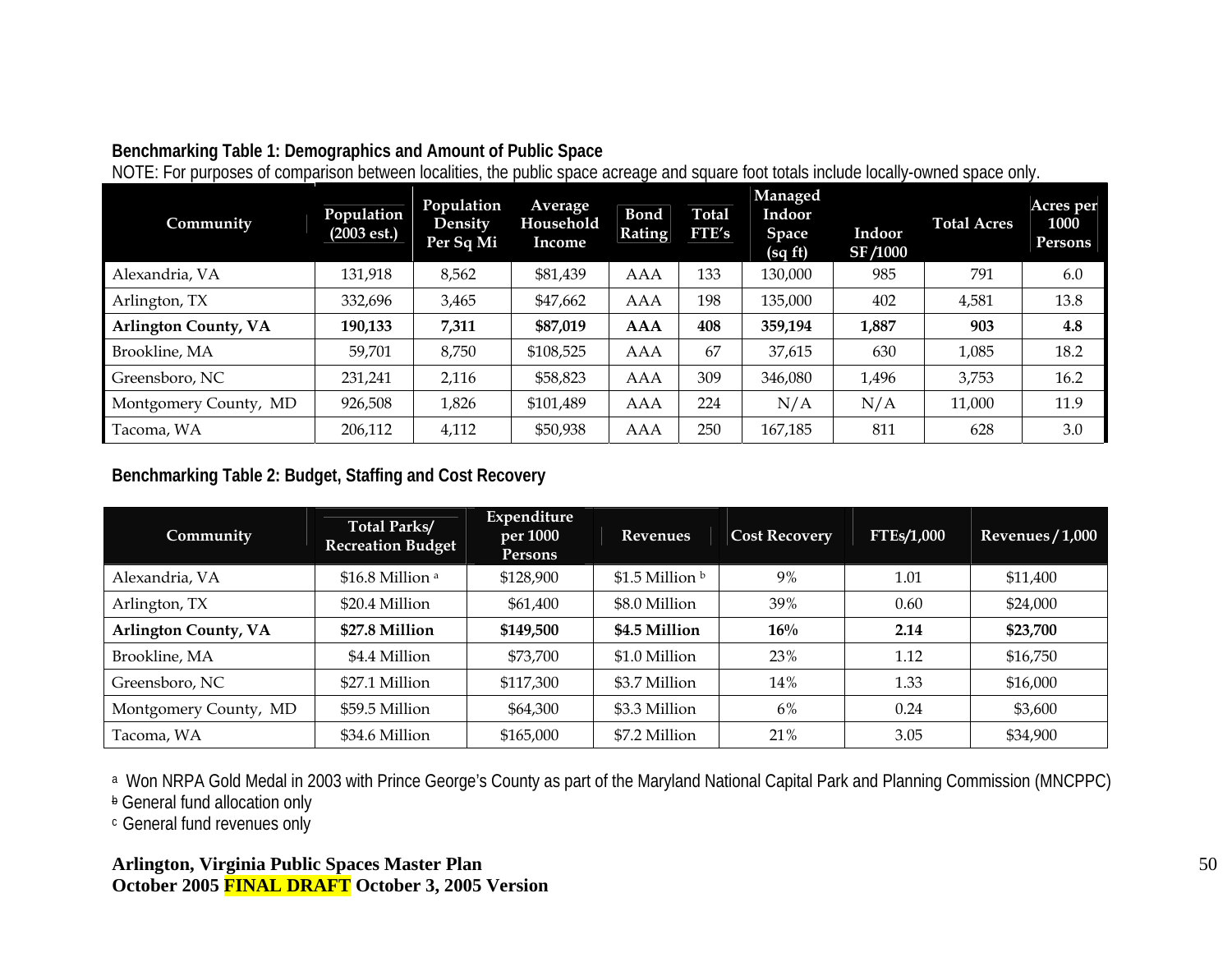**Benchmarking Table 1: Demographics and Amount of Public Space**

NOTE: For purposes of comparison between localities, the public space acreage and square foot totals include locally-owned space only.

| Community | Population (2003 est.) | Population Density Per Sq Mi | Average Household Income | Bond Rating | Total FTE's | Managed Indoor Space (sq ft) | Indoor SF/1000 | Total Acres | Acres per 1000 Persons |
|---|---|---|---|---|---|---|---|---|---|
| Alexandria, VA | 131,918 | 8,562 | $81,439 | AAA | 133 | 130,000 | 985 | 791 | 6.0 |
| Arlington, TX | 332,696 | 3,465 | $47,662 | AAA | 198 | 135,000 | 402 | 4,581 | 13.8 |
| **Arlington County, VA** | **190,133** | **7,311** | **$87,019** | **AAA** | **408** | **359,194** | **1,887** | **903** | **4.8** |
| Brookline, MA | 59,701 | 8,750 | $108,525 | AAA | 67 | 37,615 | 630 | 1,085 | 18.2 |
| Greensboro, NC | 231,241 | 2,116 | $58,823 | AAA | 309 | 346,080 | 1,496 | 3,753 | 16.2 |
| Montgomery County, MD | 926,508 | 1,826 | $101,489 | AAA | 224 | N/A | N/A | 11,000 | 11.9 |
| Tacoma, WA | 206,112 | 4,112 | $50,938 | AAA | 250 | 167,185 | 811 | 628 | 3.0 |

**Benchmarking Table 2: Budget, Staffing and Cost Recovery**

| Community | Total Parks/ Recreation Budget | Expenditure per 1000 Persons | Revenues | Cost Recovery | FTEs/1,000 | Revenues / 1,000 |
|---|---|---|---|---|---|---|
| Alexandria, VA | $16.8 Million [a] | $128,900 | $1.5 Million [b] | 9% | 1.01 | $11,400 |
| Arlington, TX | $20.4 Million | $61,400 | $8.0 Million | 39% | 0.60 | $24,000 |
| **Arlington County, VA** | **$27.8 Million** | **$149,500** | **$4.5 Million** | **16%** | **2.14** | **$23,700** |
| Brookline, MA | $4.4 Million | $73,700 | $1.0 Million | 23% | 1.12 | $16,750 |
| Greensboro, NC | $27.1 Million | $117,300 | $3.7 Million | 14% | 1.33 | $16,000 |
| Montgomery County, MD | $59.5 Million | $64,300 | $3.3 Million | 6% | 0.24 | $3,600 |
| Tacoma, WA | $34.6 Million | $165,000 | $7.2 Million | 21% | 3.05 | $34,900 |

[a] Won NRPA Gold Medal in 2003 with Prince George's County as part of the Maryland National Capital Park and Planning Commission (MNCPPC)

[b] General fund allocation only

[c] General fund revenues only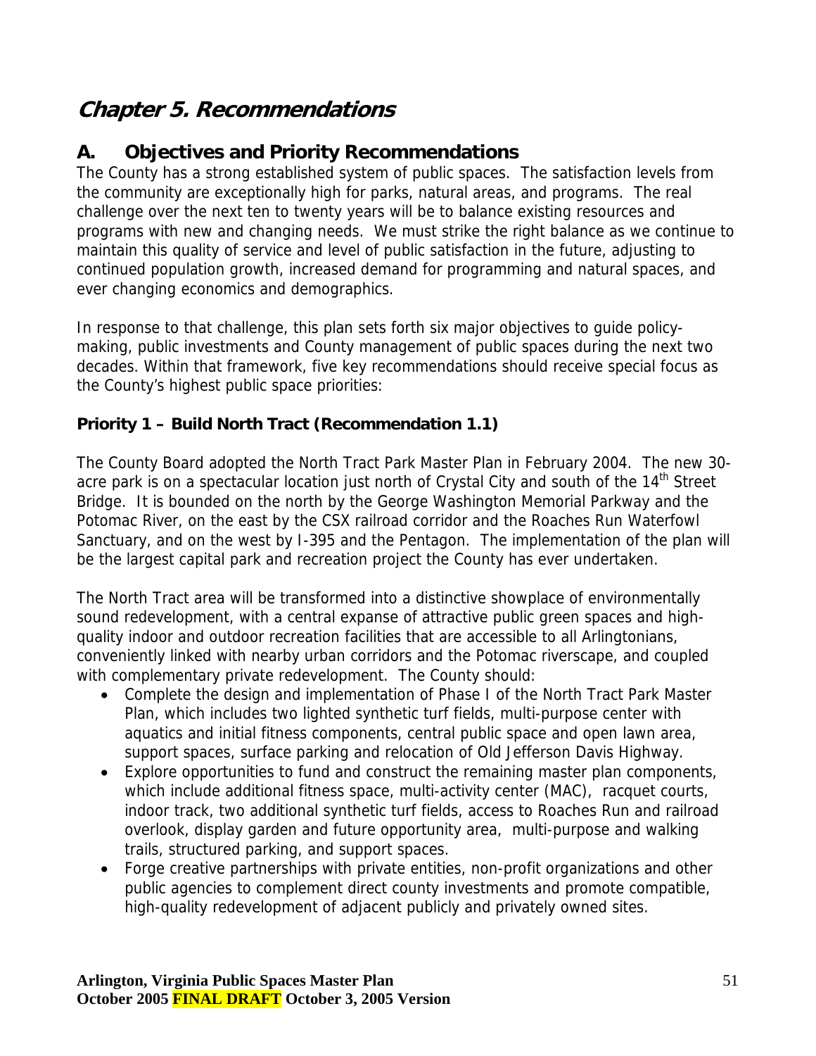# Chapter 5. Recommendations

## A. Objectives and Priority Recommendations

The County has a strong established system of public spaces. The satisfaction levels from the community are exceptionally high for parks, natural areas, and programs. The real challenge over the next ten to twenty years will be to balance existing resources and programs with new and changing needs. We must strike the right balance as we continue to maintain this quality of service and level of public satisfaction in the future, adjusting to continued population growth, increased demand for programming and natural spaces, and ever changing economics and demographics.

In response to that challenge, this plan sets forth six major objectives to guide policy-making, public investments and County management of public spaces during the next two decades. Within that framework, five key recommendations should receive special focus as the County's highest public space priorities:

### Priority 1 – Build North Tract (Recommendation 1.1)

The County Board adopted the North Tract Park Master Plan in February 2004. The new 30-acre park is on a spectacular location just north of Crystal City and south of the 14th Street Bridge. It is bounded on the north by the George Washington Memorial Parkway and the Potomac River, on the east by the CSX railroad corridor and the Roaches Run Waterfowl Sanctuary, and on the west by I-395 and the Pentagon. The implementation of the plan will be the largest capital park and recreation project the County has ever undertaken.

The North Tract area will be transformed into a distinctive showplace of environmentally sound redevelopment, with a central expanse of attractive public green spaces and high-quality indoor and outdoor recreation facilities that are accessible to all Arlingtonians, conveniently linked with nearby urban corridors and the Potomac riverscape, and coupled with complementary private redevelopment. The County should:

- Complete the design and implementation of Phase I of the North Tract Park Master Plan, which includes two lighted synthetic turf fields, multi-purpose center with aquatics and initial fitness components, central public space and open lawn area, support spaces, surface parking and relocation of Old Jefferson Davis Highway.
- Explore opportunities to fund and construct the remaining master plan components, which include additional fitness space, multi-activity center (MAC), racquet courts, indoor track, two additional synthetic turf fields, access to Roaches Run and railroad overlook, display garden and future opportunity area, multi-purpose and walking trails, structured parking, and support spaces.
- Forge creative partnerships with private entities, non-profit organizations and other public agencies to complement direct county investments and promote compatible, high-quality redevelopment of adjacent publicly and privately owned sites.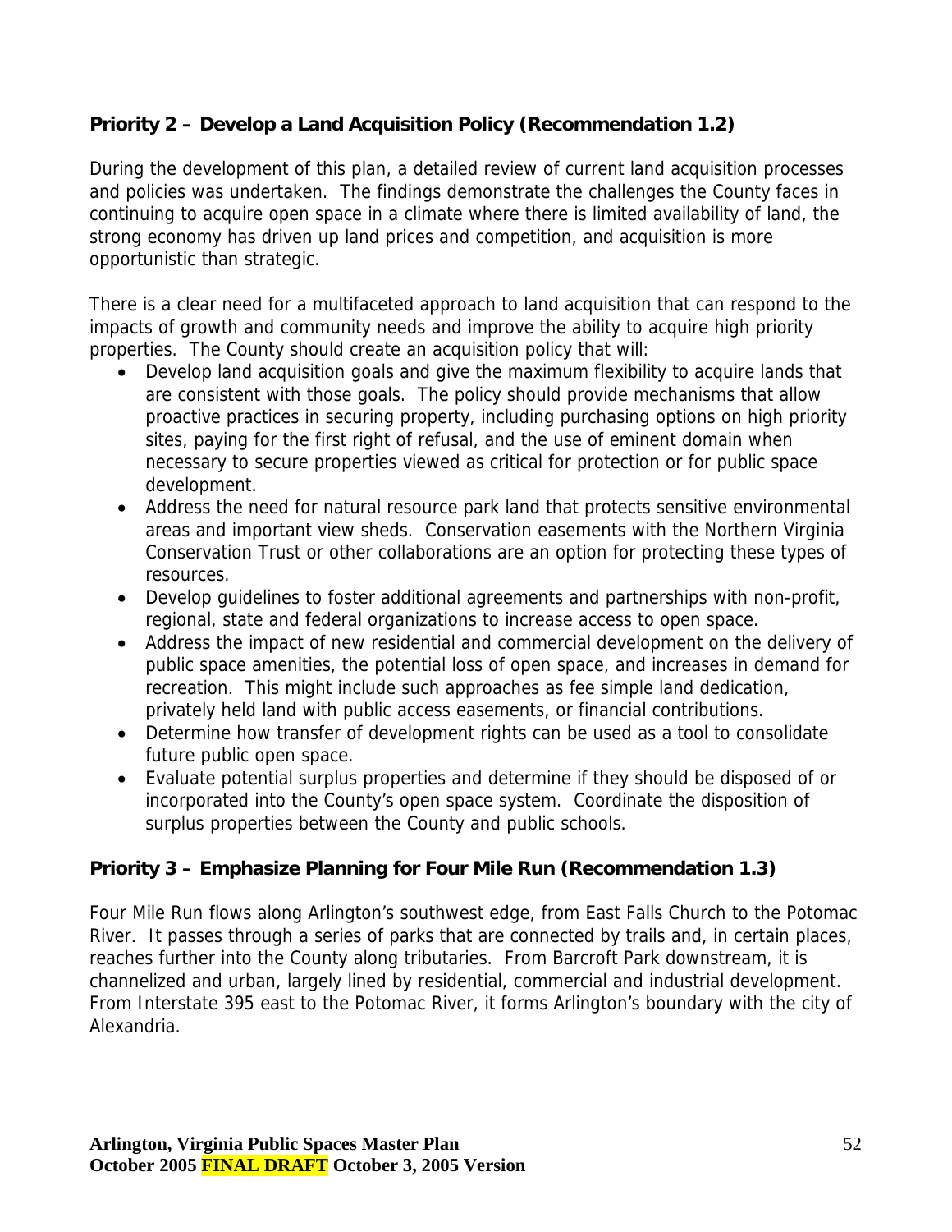### Priority 2 – Develop a Land Acquisition Policy (Recommendation 1.2)

During the development of this plan, a detailed review of current land acquisition processes and policies was undertaken. The findings demonstrate the challenges the County faces in continuing to acquire open space in a climate where there is limited availability of land, the strong economy has driven up land prices and competition, and acquisition is more opportunistic than strategic.

There is a clear need for a multifaceted approach to land acquisition that can respond to the impacts of growth and community needs and improve the ability to acquire high priority properties. The County should create an acquisition policy that will:

- Develop land acquisition goals and give the maximum flexibility to acquire lands that are consistent with those goals. The policy should provide mechanisms that allow proactive practices in securing property, including purchasing options on high priority sites, paying for the first right of refusal, and the use of eminent domain when necessary to secure properties viewed as critical for protection or for public space development.
- Address the need for natural resource park land that protects sensitive environmental areas and important view sheds. Conservation easements with the Northern Virginia Conservation Trust or other collaborations are an option for protecting these types of resources.
- Develop guidelines to foster additional agreements and partnerships with non-profit, regional, state and federal organizations to increase access to open space.
- Address the impact of new residential and commercial development on the delivery of public space amenities, the potential loss of open space, and increases in demand for recreation. This might include such approaches as fee simple land dedication, privately held land with public access easements, or financial contributions.
- Determine how transfer of development rights can be used as a tool to consolidate future public open space.
- Evaluate potential surplus properties and determine if they should be disposed of or incorporated into the County's open space system. Coordinate the disposition of surplus properties between the County and public schools.

### Priority 3 – Emphasize Planning for Four Mile Run (Recommendation 1.3)

Four Mile Run flows along Arlington's southwest edge, from East Falls Church to the Potomac River. It passes through a series of parks that are connected by trails and, in certain places, reaches further into the County along tributaries. From Barcroft Park downstream, it is channelized and urban, largely lined by residential, commercial and industrial development. From Interstate 395 east to the Potomac River, it forms Arlington's boundary with the city of Alexandria.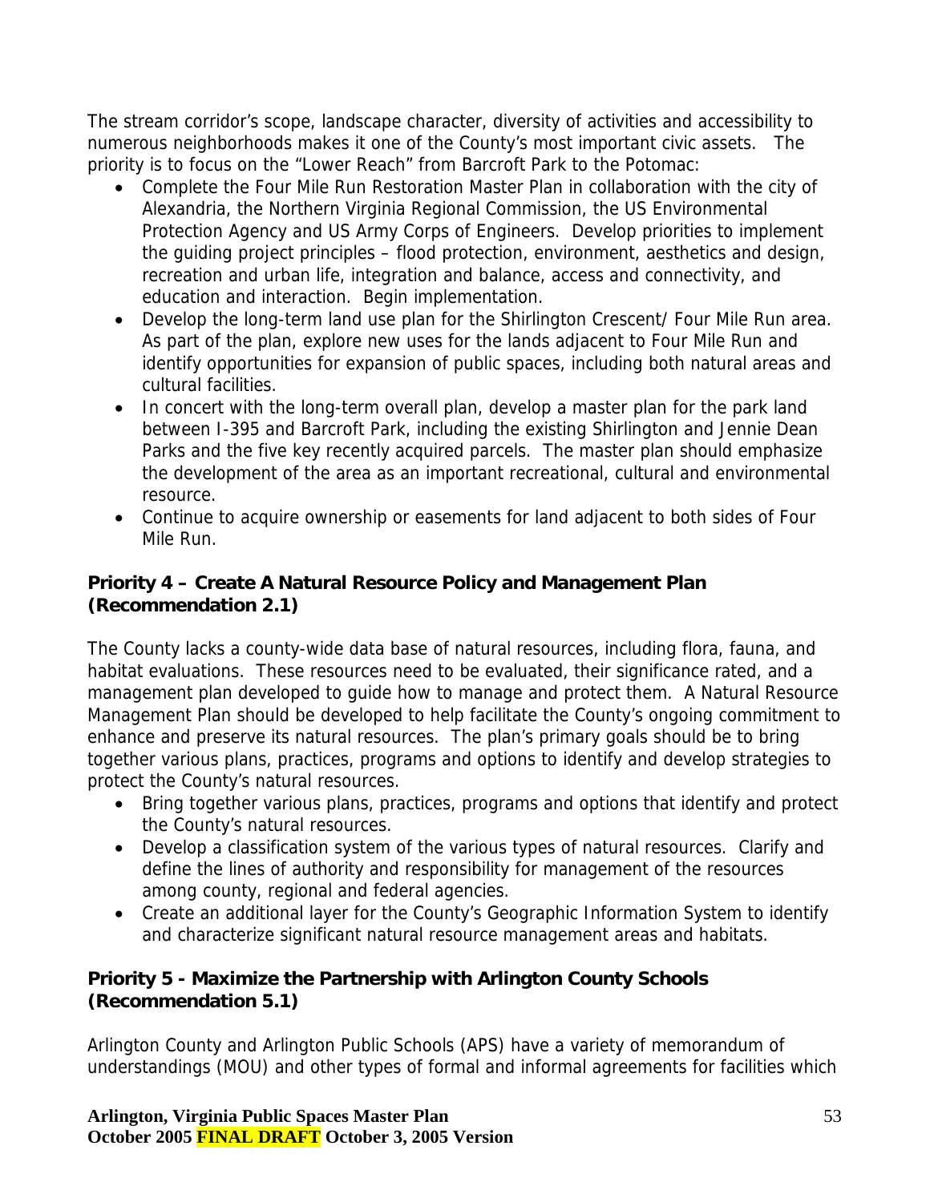The stream corridor's scope, landscape character, diversity of activities and accessibility to numerous neighborhoods makes it one of the County's most important civic assets. The priority is to focus on the "Lower Reach" from Barcroft Park to the Potomac:

- Complete the Four Mile Run Restoration Master Plan in collaboration with the city of Alexandria, the Northern Virginia Regional Commission, the US Environmental Protection Agency and US Army Corps of Engineers. Develop priorities to implement the guiding project principles – flood protection, environment, aesthetics and design, recreation and urban life, integration and balance, access and connectivity, and education and interaction. Begin implementation.
- Develop the long-term land use plan for the Shirlington Crescent/ Four Mile Run area. As part of the plan, explore new uses for the lands adjacent to Four Mile Run and identify opportunities for expansion of public spaces, including both natural areas and cultural facilities.
- In concert with the long-term overall plan, develop a master plan for the park land between I-395 and Barcroft Park, including the existing Shirlington and Jennie Dean Parks and the five key recently acquired parcels. The master plan should emphasize the development of the area as an important recreational, cultural and environmental resource.
- Continue to acquire ownership or easements for land adjacent to both sides of Four Mile Run.

### Priority 4 – Create A Natural Resource Policy and Management Plan (Recommendation 2.1)

The County lacks a county-wide data base of natural resources, including flora, fauna, and habitat evaluations. These resources need to be evaluated, their significance rated, and a management plan developed to guide how to manage and protect them. A Natural Resource Management Plan should be developed to help facilitate the County's ongoing commitment to enhance and preserve its natural resources. The plan's primary goals should be to bring together various plans, practices, programs and options to identify and develop strategies to protect the County's natural resources.

- Bring together various plans, practices, programs and options that identify and protect the County's natural resources.
- Develop a classification system of the various types of natural resources. Clarify and define the lines of authority and responsibility for management of the resources among county, regional and federal agencies.
- Create an additional layer for the County's Geographic Information System to identify and characterize significant natural resource management areas and habitats.

### Priority 5 - Maximize the Partnership with Arlington County Schools (Recommendation 5.1)

Arlington County and Arlington Public Schools (APS) have a variety of memorandum of understandings (MOU) and other types of formal and informal agreements for facilities which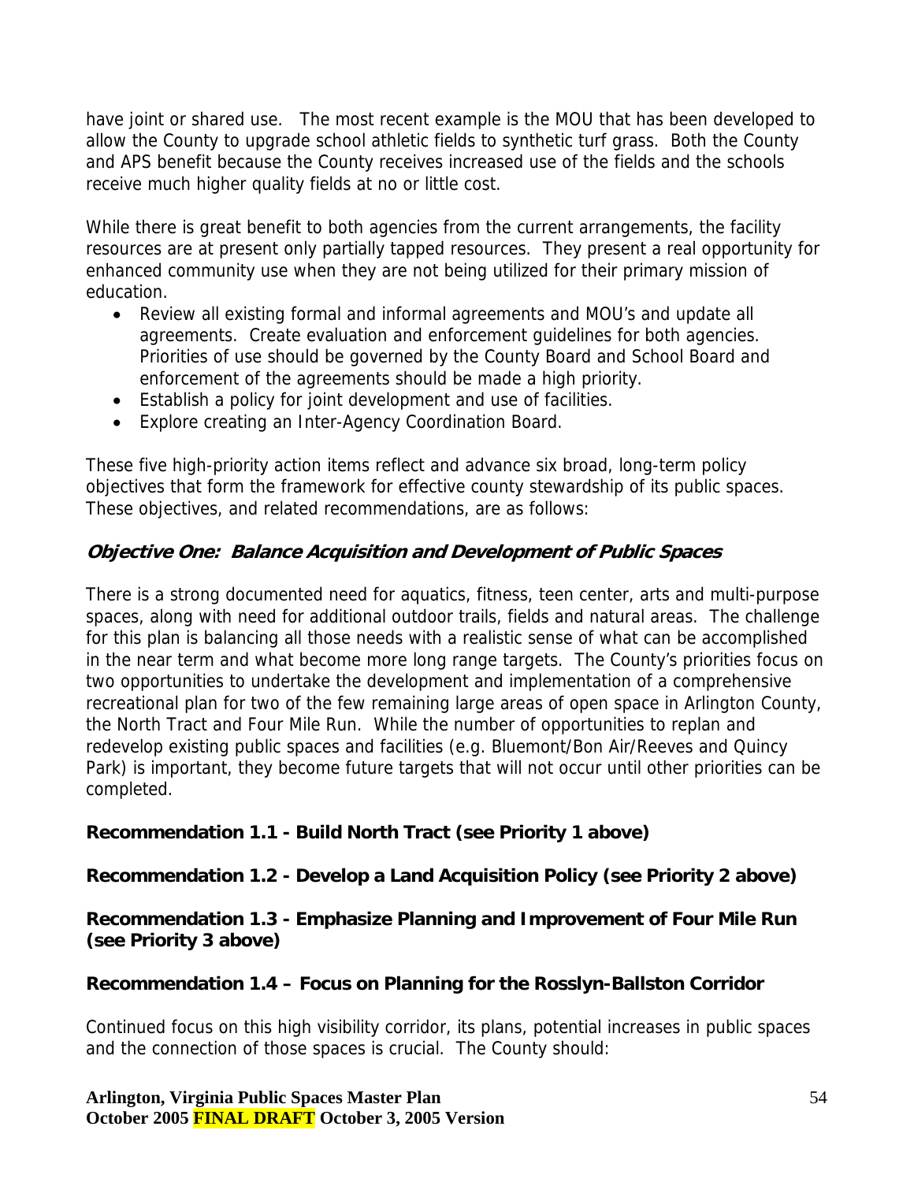have joint or shared use. The most recent example is the MOU that has been developed to allow the County to upgrade school athletic fields to synthetic turf grass. Both the County and APS benefit because the County receives increased use of the fields and the schools receive much higher quality fields at no or little cost.

While there is great benefit to both agencies from the current arrangements, the facility resources are at present only partially tapped resources. They present a real opportunity for enhanced community use when they are not being utilized for their primary mission of education.

- Review all existing formal and informal agreements and MOU's and update all agreements. Create evaluation and enforcement guidelines for both agencies. Priorities of use should be governed by the County Board and School Board and enforcement of the agreements should be made a high priority.
- Establish a policy for joint development and use of facilities.
- Explore creating an Inter-Agency Coordination Board.

These five high-priority action items reflect and advance six broad, long-term policy objectives that form the framework for effective county stewardship of its public spaces. These objectives, and related recommendations, are as follows:

## *Objective One: Balance Acquisition and Development of Public Spaces*

There is a strong documented need for aquatics, fitness, teen center, arts and multi-purpose spaces, along with need for additional outdoor trails, fields and natural areas. The challenge for this plan is balancing all those needs with a realistic sense of what can be accomplished in the near term and what become more long range targets. The County's priorities focus on two opportunities to undertake the development and implementation of a comprehensive recreational plan for two of the few remaining large areas of open space in Arlington County, the North Tract and Four Mile Run. While the number of opportunities to replan and redevelop existing public spaces and facilities (e.g. Bluemont/Bon Air/Reeves and Quincy Park) is important, they become future targets that will not occur until other priorities can be completed.

### Recommendation 1.1 - Build North Tract (see Priority 1 above)

### Recommendation 1.2 - Develop a Land Acquisition Policy (see Priority 2 above)

### Recommendation 1.3 - Emphasize Planning and Improvement of Four Mile Run (see Priority 3 above)

### Recommendation 1.4 – Focus on Planning for the Rosslyn-Ballston Corridor

Continued focus on this high visibility corridor, its plans, potential increases in public spaces and the connection of those spaces is crucial. The County should: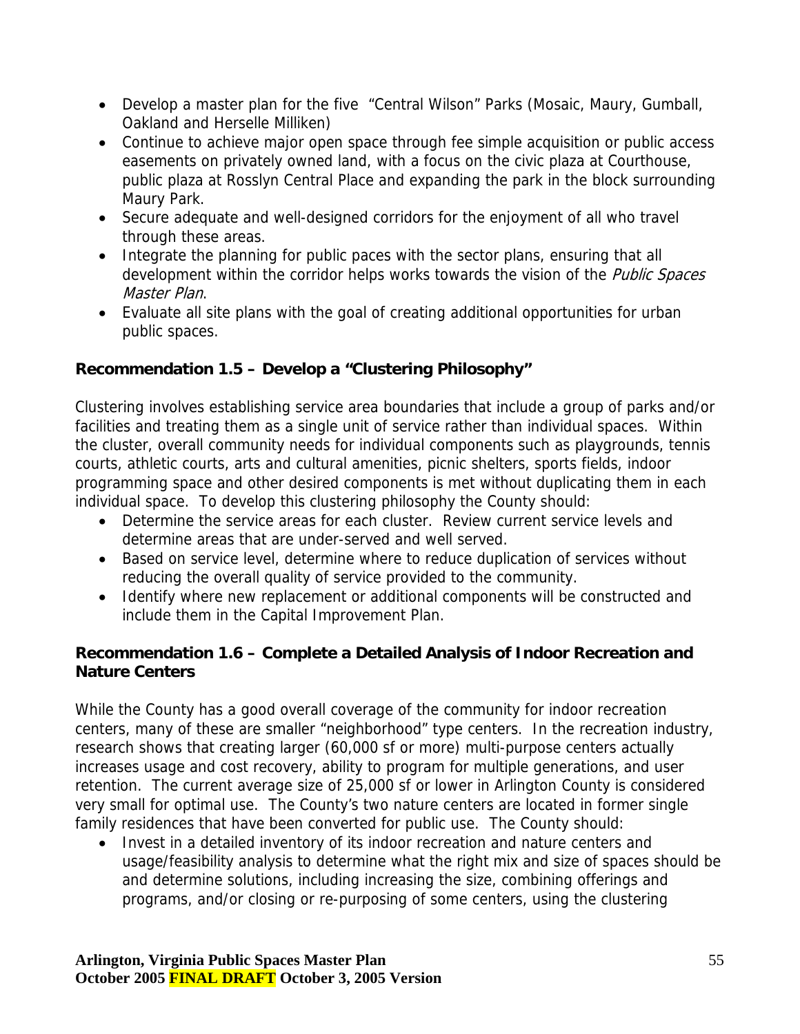- Develop a master plan for the five "Central Wilson" Parks (Mosaic, Maury, Gumball, Oakland and Herselle Milliken)
- Continue to achieve major open space through fee simple acquisition or public access easements on privately owned land, with a focus on the civic plaza at Courthouse, public plaza at Rosslyn Central Place and expanding the park in the block surrounding Maury Park.
- Secure adequate and well-designed corridors for the enjoyment of all who travel through these areas.
- Integrate the planning for public paces with the sector plans, ensuring that all development within the corridor helps works towards the vision of the *Public Spaces Master Plan*.
- Evaluate all site plans with the goal of creating additional opportunities for urban public spaces.

### Recommendation 1.5 – Develop a "Clustering Philosophy"

Clustering involves establishing service area boundaries that include a group of parks and/or facilities and treating them as a single unit of service rather than individual spaces. Within the cluster, overall community needs for individual components such as playgrounds, tennis courts, athletic courts, arts and cultural amenities, picnic shelters, sports fields, indoor programming space and other desired components is met without duplicating them in each individual space. To develop this clustering philosophy the County should:

- Determine the service areas for each cluster. Review current service levels and determine areas that are under-served and well served.
- Based on service level, determine where to reduce duplication of services without reducing the overall quality of service provided to the community.
- Identify where new replacement or additional components will be constructed and include them in the Capital Improvement Plan.

### Recommendation 1.6 – Complete a Detailed Analysis of Indoor Recreation and Nature Centers

While the County has a good overall coverage of the community for indoor recreation centers, many of these are smaller "neighborhood" type centers. In the recreation industry, research shows that creating larger (60,000 sf or more) multi-purpose centers actually increases usage and cost recovery, ability to program for multiple generations, and user retention. The current average size of 25,000 sf or lower in Arlington County is considered very small for optimal use. The County's two nature centers are located in former single family residences that have been converted for public use. The County should:

- Invest in a detailed inventory of its indoor recreation and nature centers and usage/feasibility analysis to determine what the right mix and size of spaces should be and determine solutions, including increasing the size, combining offerings and programs, and/or closing or re-purposing of some centers, using the clustering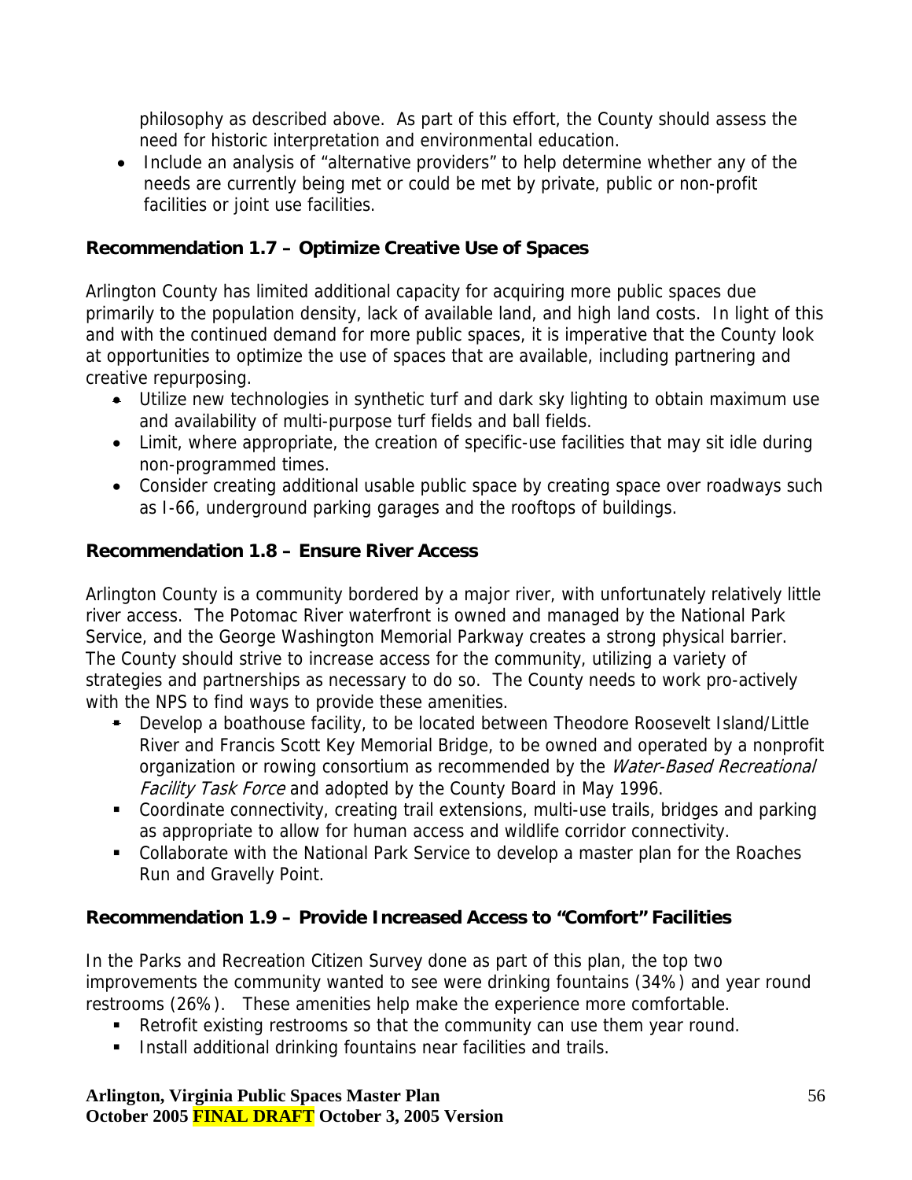philosophy as described above. As part of this effort, the County should assess the need for historic interpretation and environmental education.

- Include an analysis of "alternative providers" to help determine whether any of the needs are currently being met or could be met by private, public or non-profit facilities or joint use facilities.

### Recommendation 1.7 – Optimize Creative Use of Spaces

Arlington County has limited additional capacity for acquiring more public spaces due primarily to the population density, lack of available land, and high land costs. In light of this and with the continued demand for more public spaces, it is imperative that the County look at opportunities to optimize the use of spaces that are available, including partnering and creative repurposing.

- Utilize new technologies in synthetic turf and dark sky lighting to obtain maximum use and availability of multi-purpose turf fields and ball fields.
- Limit, where appropriate, the creation of specific-use facilities that may sit idle during non-programmed times.
- Consider creating additional usable public space by creating space over roadways such as I-66, underground parking garages and the rooftops of buildings.

### Recommendation 1.8 – Ensure River Access

Arlington County is a community bordered by a major river, with unfortunately relatively little river access. The Potomac River waterfront is owned and managed by the National Park Service, and the George Washington Memorial Parkway creates a strong physical barrier. The County should strive to increase access for the community, utilizing a variety of strategies and partnerships as necessary to do so. The County needs to work pro-actively with the NPS to find ways to provide these amenities.

- Develop a boathouse facility, to be located between Theodore Roosevelt Island/Little River and Francis Scott Key Memorial Bridge, to be owned and operated by a nonprofit organization or rowing consortium as recommended by the *Water-Based Recreational Facility Task Force* and adopted by the County Board in May 1996.
- Coordinate connectivity, creating trail extensions, multi-use trails, bridges and parking as appropriate to allow for human access and wildlife corridor connectivity.
- Collaborate with the National Park Service to develop a master plan for the Roaches Run and Gravelly Point.

### Recommendation 1.9 – Provide Increased Access to "Comfort" Facilities

In the Parks and Recreation Citizen Survey done as part of this plan, the top two improvements the community wanted to see were drinking fountains (34%) and year round restrooms (26%). These amenities help make the experience more comfortable.

- Retrofit existing restrooms so that the community can use them year round.
- Install additional drinking fountains near facilities and trails.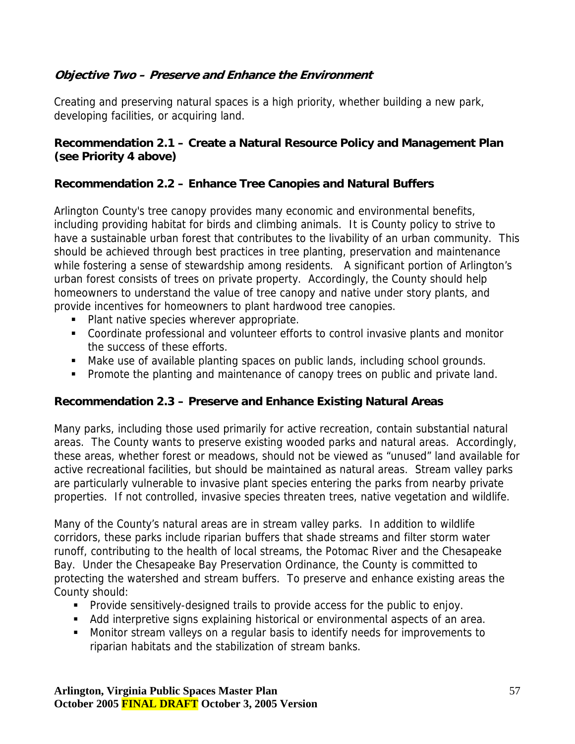## *Objective Two – Preserve and Enhance the Environment*

Creating and preserving natural spaces is a high priority, whether building a new park, developing facilities, or acquiring land.

### Recommendation 2.1 – Create a Natural Resource Policy and Management Plan (see Priority 4 above)

### Recommendation 2.2 – Enhance Tree Canopies and Natural Buffers

Arlington County's tree canopy provides many economic and environmental benefits, including providing habitat for birds and climbing animals. It is County policy to strive to have a sustainable urban forest that contributes to the livability of an urban community. This should be achieved through best practices in tree planting, preservation and maintenance while fostering a sense of stewardship among residents. A significant portion of Arlington's urban forest consists of trees on private property. Accordingly, the County should help homeowners to understand the value of tree canopy and native under story plants, and provide incentives for homeowners to plant hardwood tree canopies.

- Plant native species wherever appropriate.
- Coordinate professional and volunteer efforts to control invasive plants and monitor the success of these efforts.
- Make use of available planting spaces on public lands, including school grounds.
- Promote the planting and maintenance of canopy trees on public and private land.

### Recommendation 2.3 – Preserve and Enhance Existing Natural Areas

Many parks, including those used primarily for active recreation, contain substantial natural areas. The County wants to preserve existing wooded parks and natural areas. Accordingly, these areas, whether forest or meadows, should not be viewed as "unused" land available for active recreational facilities, but should be maintained as natural areas. Stream valley parks are particularly vulnerable to invasive plant species entering the parks from nearby private properties. If not controlled, invasive species threaten trees, native vegetation and wildlife.

Many of the County's natural areas are in stream valley parks. In addition to wildlife corridors, these parks include riparian buffers that shade streams and filter storm water runoff, contributing to the health of local streams, the Potomac River and the Chesapeake Bay. Under the Chesapeake Bay Preservation Ordinance, the County is committed to protecting the watershed and stream buffers. To preserve and enhance existing areas the County should:

- Provide sensitively-designed trails to provide access for the public to enjoy.
- Add interpretive signs explaining historical or environmental aspects of an area.
- Monitor stream valleys on a regular basis to identify needs for improvements to riparian habitats and the stabilization of stream banks.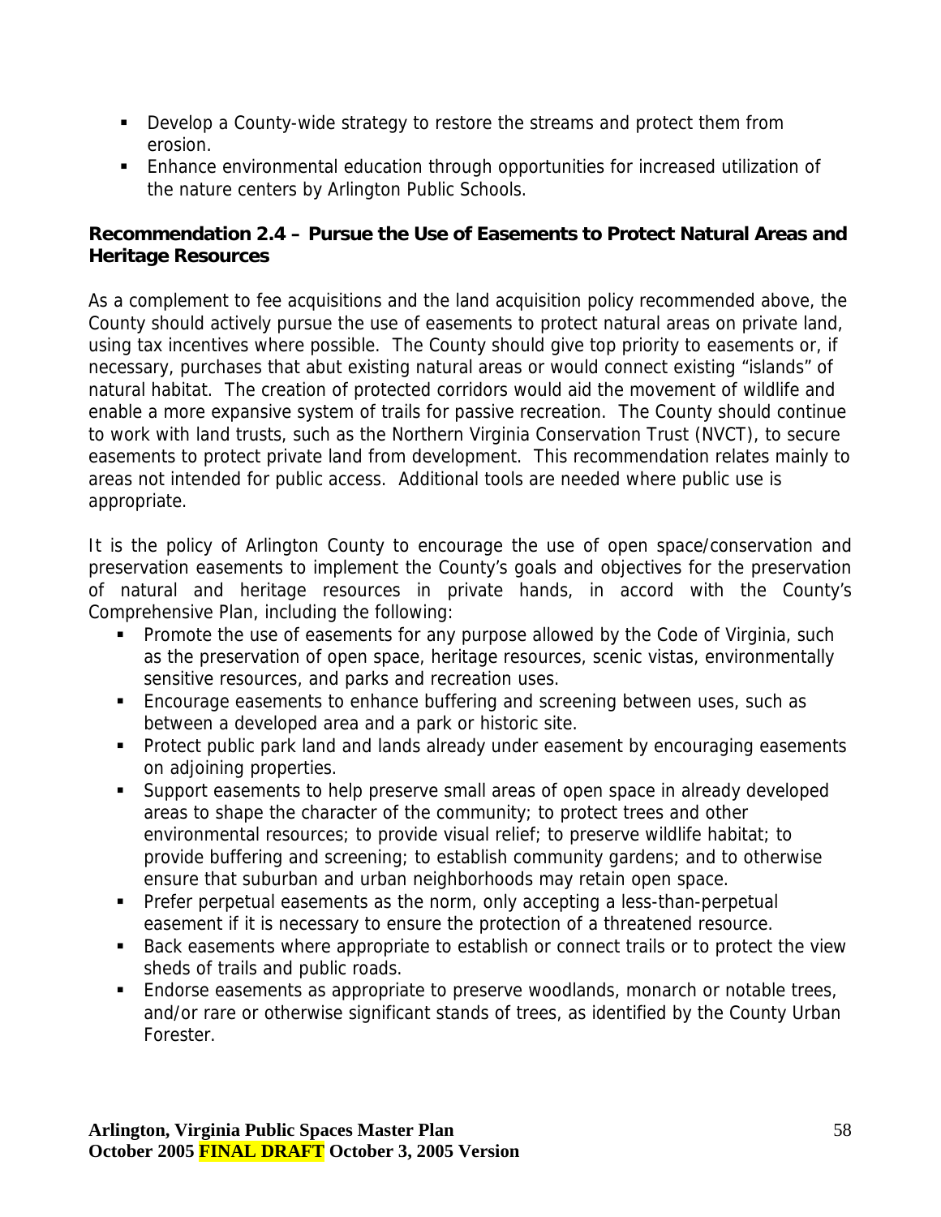- Develop a County-wide strategy to restore the streams and protect them from erosion.
- Enhance environmental education through opportunities for increased utilization of the nature centers by Arlington Public Schools.

### Recommendation 2.4 – Pursue the Use of Easements to Protect Natural Areas and Heritage Resources

As a complement to fee acquisitions and the land acquisition policy recommended above, the County should actively pursue the use of easements to protect natural areas on private land, using tax incentives where possible. The County should give top priority to easements or, if necessary, purchases that abut existing natural areas or would connect existing "islands" of natural habitat. The creation of protected corridors would aid the movement of wildlife and enable a more expansive system of trails for passive recreation. The County should continue to work with land trusts, such as the Northern Virginia Conservation Trust (NVCT), to secure easements to protect private land from development. This recommendation relates mainly to areas not intended for public access. Additional tools are needed where public use is appropriate.

It is the policy of Arlington County to encourage the use of open space/conservation and preservation easements to implement the County's goals and objectives for the preservation of natural and heritage resources in private hands, in accord with the County's Comprehensive Plan, including the following:

- Promote the use of easements for any purpose allowed by the Code of Virginia, such as the preservation of open space, heritage resources, scenic vistas, environmentally sensitive resources, and parks and recreation uses.
- Encourage easements to enhance buffering and screening between uses, such as between a developed area and a park or historic site.
- Protect public park land and lands already under easement by encouraging easements on adjoining properties.
- Support easements to help preserve small areas of open space in already developed areas to shape the character of the community; to protect trees and other environmental resources; to provide visual relief; to preserve wildlife habitat; to provide buffering and screening; to establish community gardens; and to otherwise ensure that suburban and urban neighborhoods may retain open space.
- Prefer perpetual easements as the norm, only accepting a less-than-perpetual easement if it is necessary to ensure the protection of a threatened resource.
- Back easements where appropriate to establish or connect trails or to protect the view sheds of trails and public roads.
- Endorse easements as appropriate to preserve woodlands, monarch or notable trees, and/or rare or otherwise significant stands of trees, as identified by the County Urban Forester.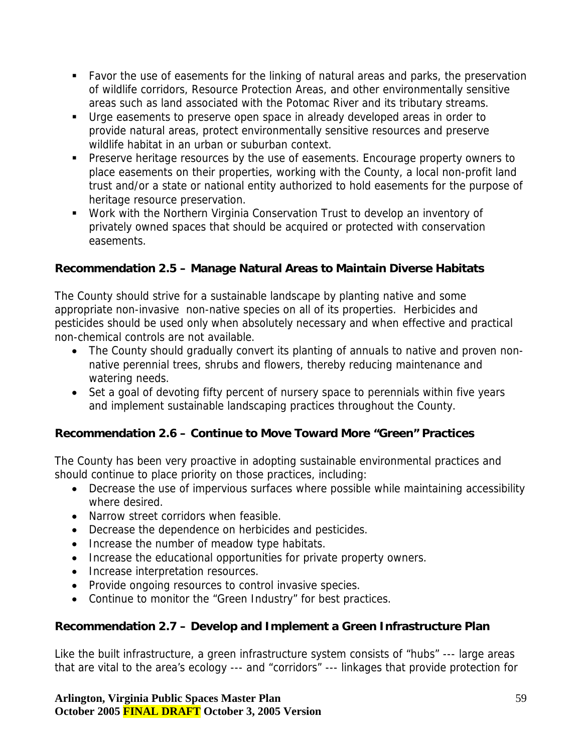- Favor the use of easements for the linking of natural areas and parks, the preservation of wildlife corridors, Resource Protection Areas, and other environmentally sensitive areas such as land associated with the Potomac River and its tributary streams.
- Urge easements to preserve open space in already developed areas in order to provide natural areas, protect environmentally sensitive resources and preserve wildlife habitat in an urban or suburban context.
- Preserve heritage resources by the use of easements. Encourage property owners to place easements on their properties, working with the County, a local non-profit land trust and/or a state or national entity authorized to hold easements for the purpose of heritage resource preservation.
- Work with the Northern Virginia Conservation Trust to develop an inventory of privately owned spaces that should be acquired or protected with conservation easements.

### Recommendation 2.5 – Manage Natural Areas to Maintain Diverse Habitats

The County should strive for a sustainable landscape by planting native and some appropriate non-invasive non-native species on all of its properties. Herbicides and pesticides should be used only when absolutely necessary and when effective and practical non-chemical controls are not available.

- The County should gradually convert its planting of annuals to native and proven non-native perennial trees, shrubs and flowers, thereby reducing maintenance and watering needs.
- Set a goal of devoting fifty percent of nursery space to perennials within five years and implement sustainable landscaping practices throughout the County.

### Recommendation 2.6 – Continue to Move Toward More "Green" Practices

The County has been very proactive in adopting sustainable environmental practices and should continue to place priority on those practices, including:

- Decrease the use of impervious surfaces where possible while maintaining accessibility where desired.
- Narrow street corridors when feasible.
- Decrease the dependence on herbicides and pesticides.
- Increase the number of meadow type habitats.
- Increase the educational opportunities for private property owners.
- Increase interpretation resources.
- Provide ongoing resources to control invasive species.
- Continue to monitor the "Green Industry" for best practices.

### Recommendation 2.7 – Develop and Implement a Green Infrastructure Plan

Like the built infrastructure, a green infrastructure system consists of "hubs" --- large areas that are vital to the area's ecology --- and "corridors" --- linkages that provide protection for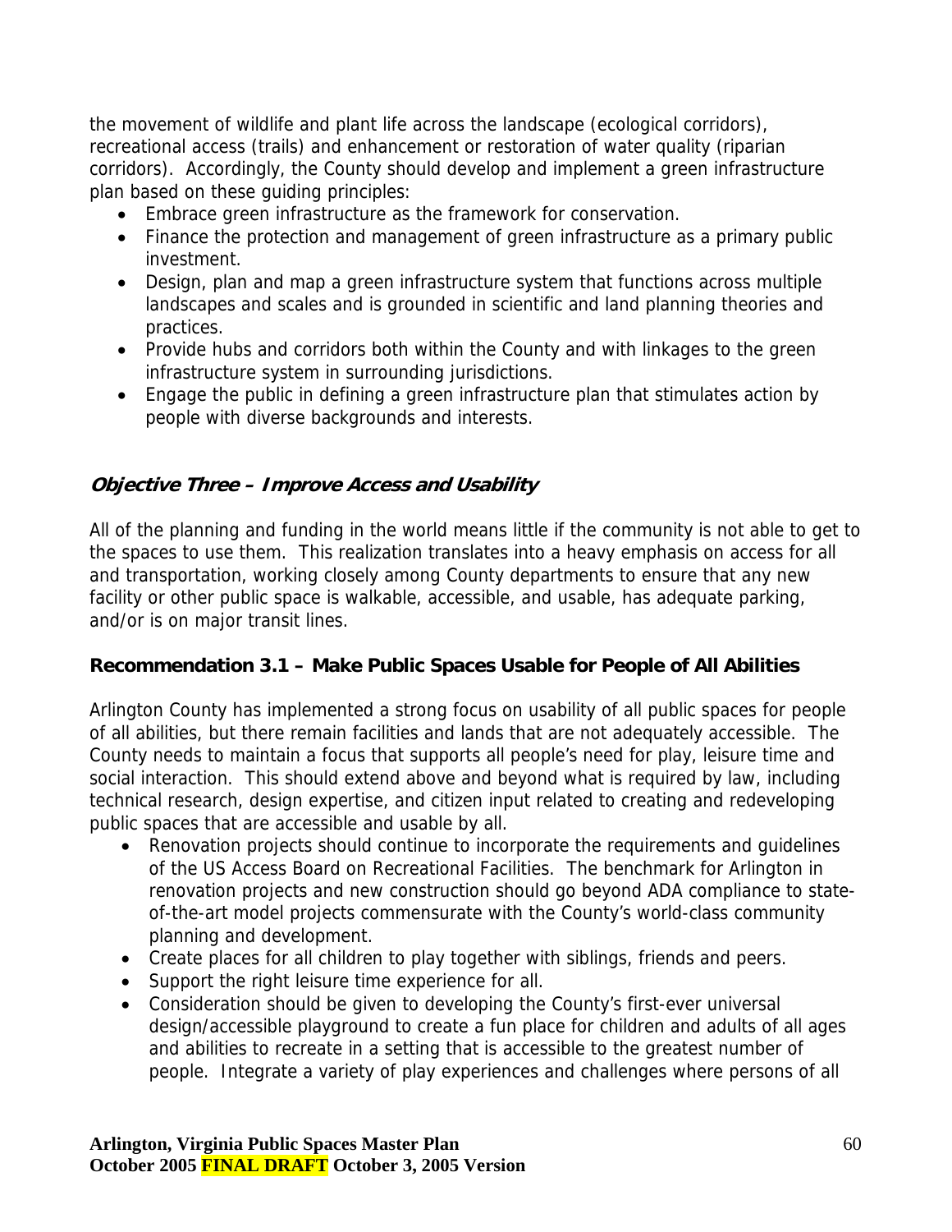the movement of wildlife and plant life across the landscape (ecological corridors), recreational access (trails) and enhancement or restoration of water quality (riparian corridors). Accordingly, the County should develop and implement a green infrastructure plan based on these guiding principles:

- Embrace green infrastructure as the framework for conservation.
- Finance the protection and management of green infrastructure as a primary public investment.
- Design, plan and map a green infrastructure system that functions across multiple landscapes and scales and is grounded in scientific and land planning theories and practices.
- Provide hubs and corridors both within the County and with linkages to the green infrastructure system in surrounding jurisdictions.
- Engage the public in defining a green infrastructure plan that stimulates action by people with diverse backgrounds and interests.

### *Objective Three – Improve Access and Usability*

All of the planning and funding in the world means little if the community is not able to get to the spaces to use them. This realization translates into a heavy emphasis on access for all and transportation, working closely among County departments to ensure that any new facility or other public space is walkable, accessible, and usable, has adequate parking, and/or is on major transit lines.

#### Recommendation 3.1 – Make Public Spaces Usable for People of All Abilities

Arlington County has implemented a strong focus on usability of all public spaces for people of all abilities, but there remain facilities and lands that are not adequately accessible. The County needs to maintain a focus that supports all people's need for play, leisure time and social interaction. This should extend above and beyond what is required by law, including technical research, design expertise, and citizen input related to creating and redeveloping public spaces that are accessible and usable by all.

- Renovation projects should continue to incorporate the requirements and guidelines of the US Access Board on Recreational Facilities. The benchmark for Arlington in renovation projects and new construction should go beyond ADA compliance to state-of-the-art model projects commensurate with the County's world-class community planning and development.
- Create places for all children to play together with siblings, friends and peers.
- Support the right leisure time experience for all.
- Consideration should be given to developing the County's first-ever universal design/accessible playground to create a fun place for children and adults of all ages and abilities to recreate in a setting that is accessible to the greatest number of people. Integrate a variety of play experiences and challenges where persons of all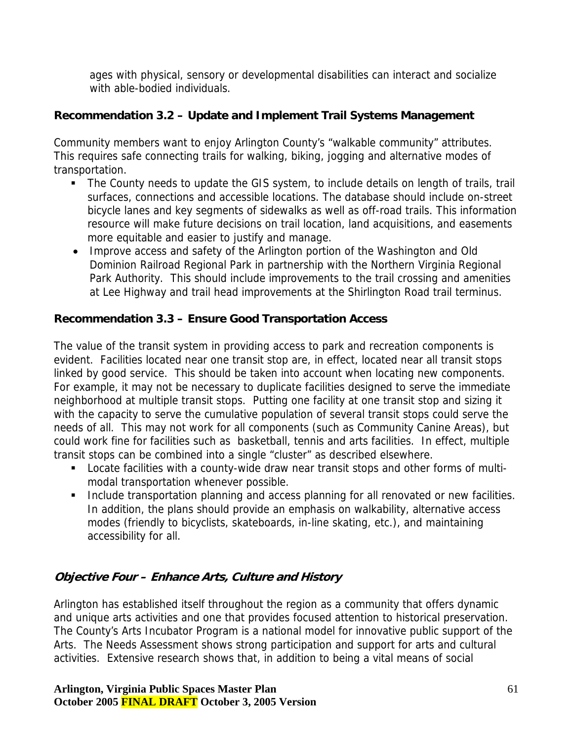ages with physical, sensory or developmental disabilities can interact and socialize with able-bodied individuals.

### Recommendation 3.2 – Update and Implement Trail Systems Management

Community members want to enjoy Arlington County's "walkable community" attributes. This requires safe connecting trails for walking, biking, jogging and alternative modes of transportation.

- The County needs to update the GIS system, to include details on length of trails, trail surfaces, connections and accessible locations. The database should include on-street bicycle lanes and key segments of sidewalks as well as off-road trails. This information resource will make future decisions on trail location, land acquisitions, and easements more equitable and easier to justify and manage.
- Improve access and safety of the Arlington portion of the Washington and Old Dominion Railroad Regional Park in partnership with the Northern Virginia Regional Park Authority. This should include improvements to the trail crossing and amenities at Lee Highway and trail head improvements at the Shirlington Road trail terminus.

### Recommendation 3.3 – Ensure Good Transportation Access

The value of the transit system in providing access to park and recreation components is evident. Facilities located near one transit stop are, in effect, located near all transit stops linked by good service. This should be taken into account when locating new components. For example, it may not be necessary to duplicate facilities designed to serve the immediate neighborhood at multiple transit stops. Putting one facility at one transit stop and sizing it with the capacity to serve the cumulative population of several transit stops could serve the needs of all. This may not work for all components (such as Community Canine Areas), but could work fine for facilities such as basketball, tennis and arts facilities. In effect, multiple transit stops can be combined into a single "cluster" as described elsewhere.

- Locate facilities with a county-wide draw near transit stops and other forms of multi-modal transportation whenever possible.
- Include transportation planning and access planning for all renovated or new facilities. In addition, the plans should provide an emphasis on walkability, alternative access modes (friendly to bicyclists, skateboards, in-line skating, etc.), and maintaining accessibility for all.

## *Objective Four – Enhance Arts, Culture and History*

Arlington has established itself throughout the region as a community that offers dynamic and unique arts activities and one that provides focused attention to historical preservation. The County's Arts Incubator Program is a national model for innovative public support of the Arts. The Needs Assessment shows strong participation and support for arts and cultural activities. Extensive research shows that, in addition to being a vital means of social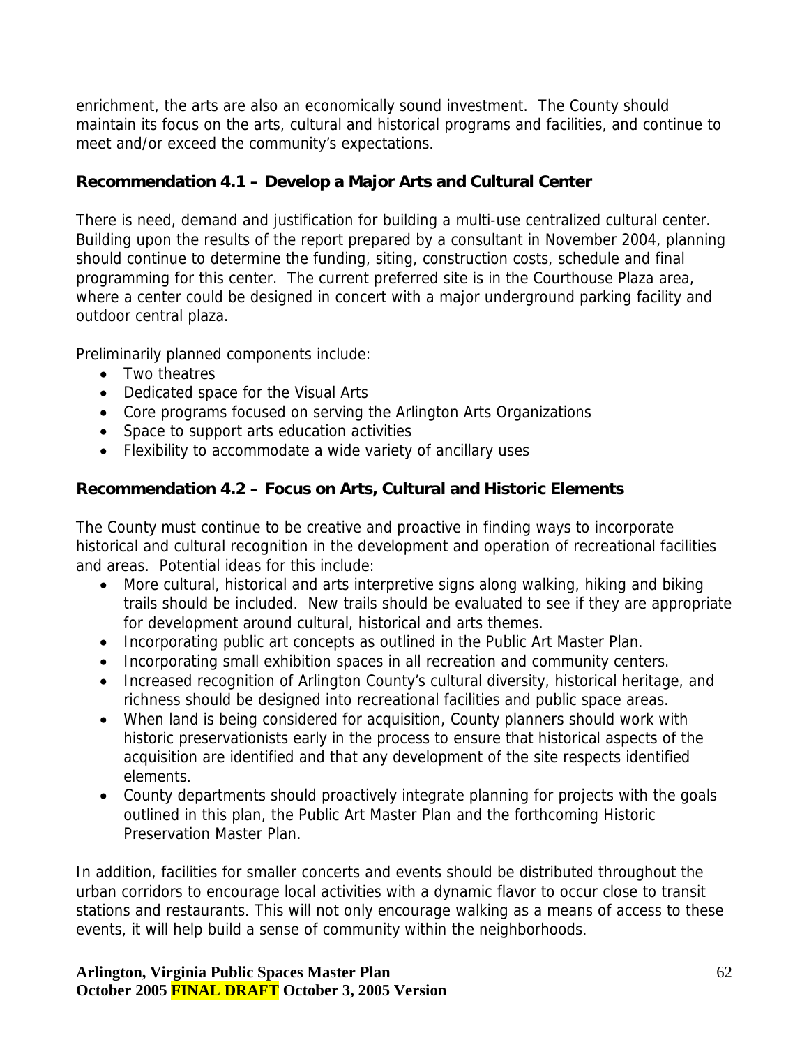enrichment, the arts are also an economically sound investment. The County should maintain its focus on the arts, cultural and historical programs and facilities, and continue to meet and/or exceed the community's expectations.

### Recommendation 4.1 – Develop a Major Arts and Cultural Center

There is need, demand and justification for building a multi-use centralized cultural center. Building upon the results of the report prepared by a consultant in November 2004, planning should continue to determine the funding, siting, construction costs, schedule and final programming for this center. The current preferred site is in the Courthouse Plaza area, where a center could be designed in concert with a major underground parking facility and outdoor central plaza.

Preliminarily planned components include:

- Two theatres
- Dedicated space for the Visual Arts
- Core programs focused on serving the Arlington Arts Organizations
- Space to support arts education activities
- Flexibility to accommodate a wide variety of ancillary uses

### Recommendation 4.2 – Focus on Arts, Cultural and Historic Elements

The County must continue to be creative and proactive in finding ways to incorporate historical and cultural recognition in the development and operation of recreational facilities and areas. Potential ideas for this include:

- More cultural, historical and arts interpretive signs along walking, hiking and biking trails should be included. New trails should be evaluated to see if they are appropriate for development around cultural, historical and arts themes.
- Incorporating public art concepts as outlined in the Public Art Master Plan.
- Incorporating small exhibition spaces in all recreation and community centers.
- Increased recognition of Arlington County's cultural diversity, historical heritage, and richness should be designed into recreational facilities and public space areas.
- When land is being considered for acquisition, County planners should work with historic preservationists early in the process to ensure that historical aspects of the acquisition are identified and that any development of the site respects identified elements.
- County departments should proactively integrate planning for projects with the goals outlined in this plan, the Public Art Master Plan and the forthcoming Historic Preservation Master Plan.

In addition, facilities for smaller concerts and events should be distributed throughout the urban corridors to encourage local activities with a dynamic flavor to occur close to transit stations and restaurants. This will not only encourage walking as a means of access to these events, it will help build a sense of community within the neighborhoods.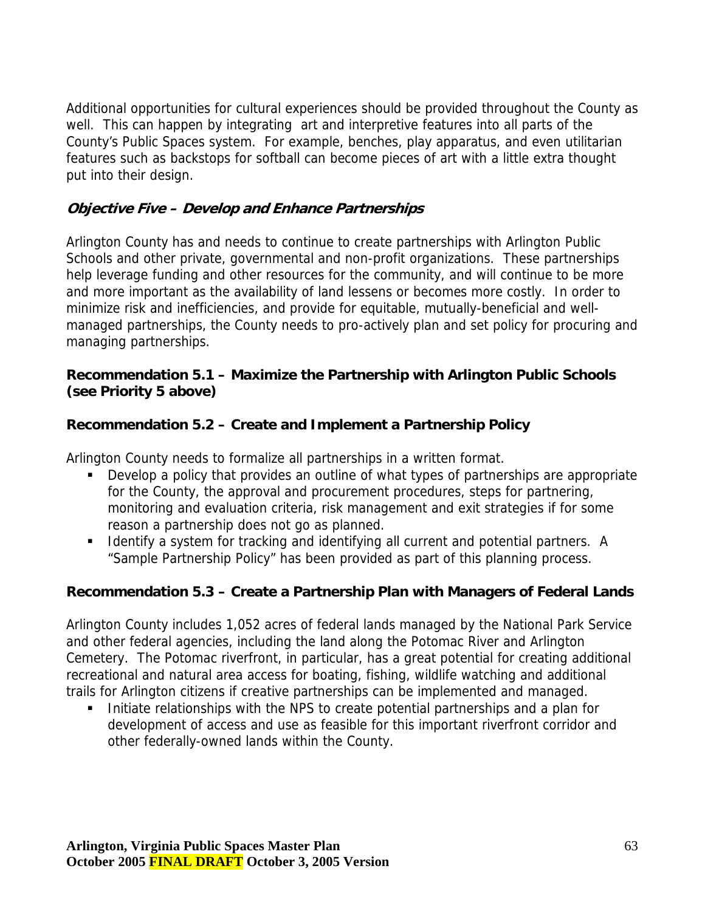Additional opportunities for cultural experiences should be provided throughout the County as well. This can happen by integrating art and interpretive features into all parts of the County's Public Spaces system. For example, benches, play apparatus, and even utilitarian features such as backstops for softball can become pieces of art with a little extra thought put into their design.

### *Objective Five – Develop and Enhance Partnerships*

Arlington County has and needs to continue to create partnerships with Arlington Public Schools and other private, governmental and non-profit organizations. These partnerships help leverage funding and other resources for the community, and will continue to be more and more important as the availability of land lessens or becomes more costly. In order to minimize risk and inefficiencies, and provide for equitable, mutually-beneficial and well-managed partnerships, the County needs to pro-actively plan and set policy for procuring and managing partnerships.

#### Recommendation 5.1 – Maximize the Partnership with Arlington Public Schools (see Priority 5 above)

#### Recommendation 5.2 – Create and Implement a Partnership Policy

Arlington County needs to formalize all partnerships in a written format.

- Develop a policy that provides an outline of what types of partnerships are appropriate for the County, the approval and procurement procedures, steps for partnering, monitoring and evaluation criteria, risk management and exit strategies if for some reason a partnership does not go as planned.
- Identify a system for tracking and identifying all current and potential partners. A "Sample Partnership Policy" has been provided as part of this planning process.

#### Recommendation 5.3 – Create a Partnership Plan with Managers of Federal Lands

Arlington County includes 1,052 acres of federal lands managed by the National Park Service and other federal agencies, including the land along the Potomac River and Arlington Cemetery. The Potomac riverfront, in particular, has a great potential for creating additional recreational and natural area access for boating, fishing, wildlife watching and additional trails for Arlington citizens if creative partnerships can be implemented and managed.

- Initiate relationships with the NPS to create potential partnerships and a plan for development of access and use as feasible for this important riverfront corridor and other federally-owned lands within the County.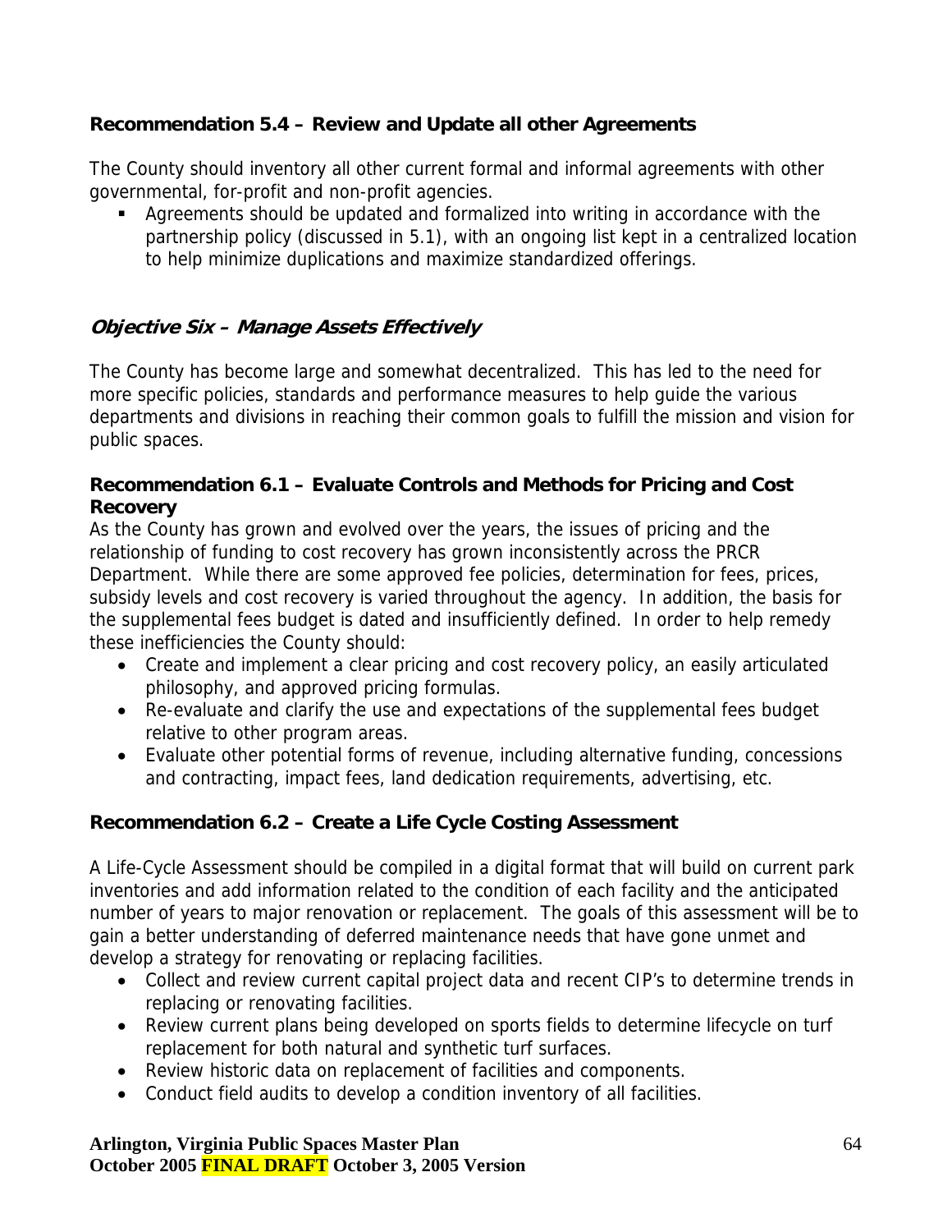### Recommendation 5.4 – Review and Update all other Agreements

The County should inventory all other current formal and informal agreements with other governmental, for-profit and non-profit agencies.

- Agreements should be updated and formalized into writing in accordance with the partnership policy (discussed in 5.1), with an ongoing list kept in a centralized location to help minimize duplications and maximize standardized offerings.

## *Objective Six – Manage Assets Effectively*

The County has become large and somewhat decentralized. This has led to the need for more specific policies, standards and performance measures to help guide the various departments and divisions in reaching their common goals to fulfill the mission and vision for public spaces.

### Recommendation 6.1 – Evaluate Controls and Methods for Pricing and Cost Recovery

As the County has grown and evolved over the years, the issues of pricing and the relationship of funding to cost recovery has grown inconsistently across the PRCR Department. While there are some approved fee policies, determination for fees, prices, subsidy levels and cost recovery is varied throughout the agency. In addition, the basis for the supplemental fees budget is dated and insufficiently defined. In order to help remedy these inefficiencies the County should:

- Create and implement a clear pricing and cost recovery policy, an easily articulated philosophy, and approved pricing formulas.
- Re-evaluate and clarify the use and expectations of the supplemental fees budget relative to other program areas.
- Evaluate other potential forms of revenue, including alternative funding, concessions and contracting, impact fees, land dedication requirements, advertising, etc.

### Recommendation 6.2 – Create a Life Cycle Costing Assessment

A Life-Cycle Assessment should be compiled in a digital format that will build on current park inventories and add information related to the condition of each facility and the anticipated number of years to major renovation or replacement. The goals of this assessment will be to gain a better understanding of deferred maintenance needs that have gone unmet and develop a strategy for renovating or replacing facilities.

- Collect and review current capital project data and recent CIP's to determine trends in replacing or renovating facilities.
- Review current plans being developed on sports fields to determine lifecycle on turf replacement for both natural and synthetic turf surfaces.
- Review historic data on replacement of facilities and components.
- Conduct field audits to develop a condition inventory of all facilities.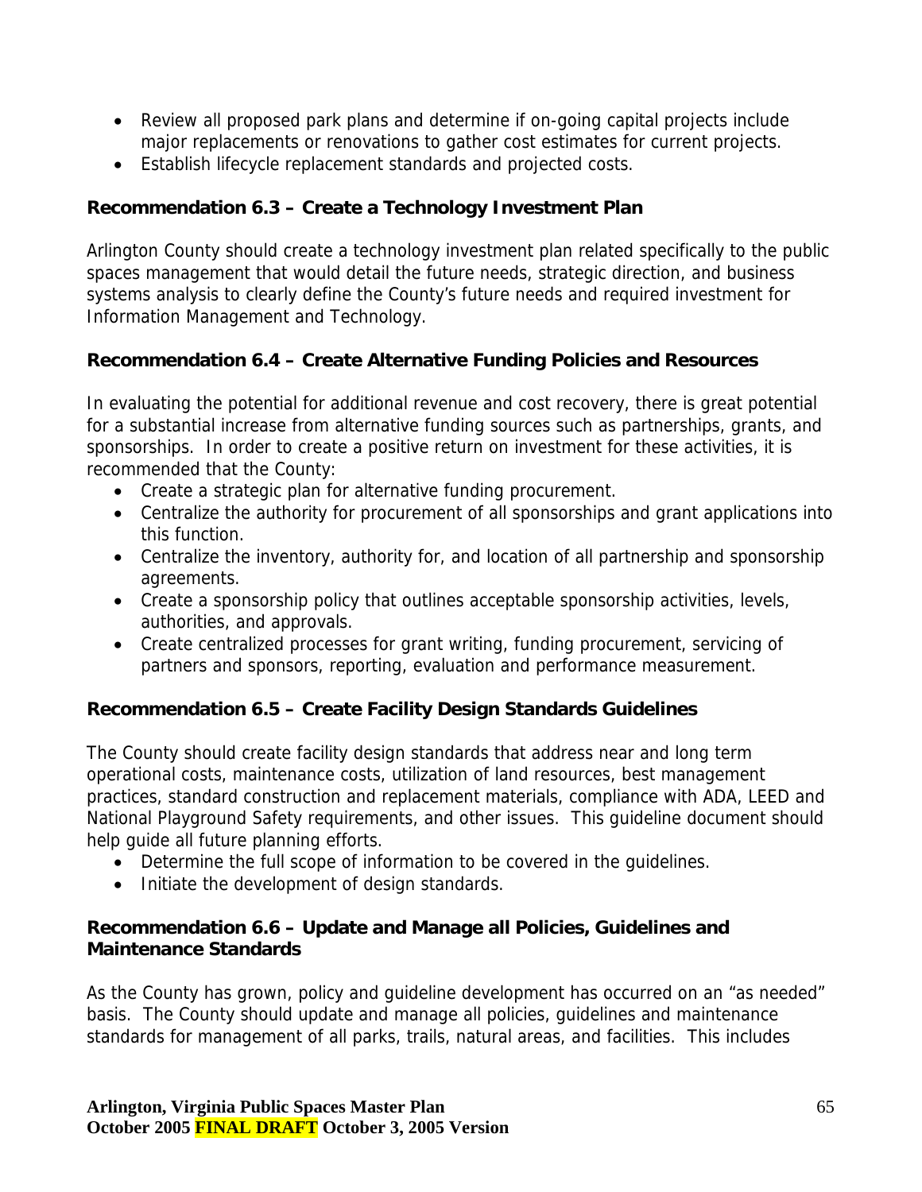- Review all proposed park plans and determine if on-going capital projects include major replacements or renovations to gather cost estimates for current projects.
- Establish lifecycle replacement standards and projected costs.

**Recommendation 6.3 – Create a Technology Investment Plan**

Arlington County should create a technology investment plan related specifically to the public spaces management that would detail the future needs, strategic direction, and business systems analysis to clearly define the County's future needs and required investment for Information Management and Technology.

**Recommendation 6.4 – Create Alternative Funding Policies and Resources**

In evaluating the potential for additional revenue and cost recovery, there is great potential for a substantial increase from alternative funding sources such as partnerships, grants, and sponsorships. In order to create a positive return on investment for these activities, it is recommended that the County:

- Create a strategic plan for alternative funding procurement.
- Centralize the authority for procurement of all sponsorships and grant applications into this function.
- Centralize the inventory, authority for, and location of all partnership and sponsorship agreements.
- Create a sponsorship policy that outlines acceptable sponsorship activities, levels, authorities, and approvals.
- Create centralized processes for grant writing, funding procurement, servicing of partners and sponsors, reporting, evaluation and performance measurement.

**Recommendation 6.5 – Create Facility Design Standards Guidelines**

The County should create facility design standards that address near and long term operational costs, maintenance costs, utilization of land resources, best management practices, standard construction and replacement materials, compliance with ADA, LEED and National Playground Safety requirements, and other issues. This guideline document should help guide all future planning efforts.

- Determine the full scope of information to be covered in the guidelines.
- Initiate the development of design standards.

**Recommendation 6.6 – Update and Manage all Policies, Guidelines and Maintenance Standards**

As the County has grown, policy and guideline development has occurred on an "as needed" basis. The County should update and manage all policies, guidelines and maintenance standards for management of all parks, trails, natural areas, and facilities. This includes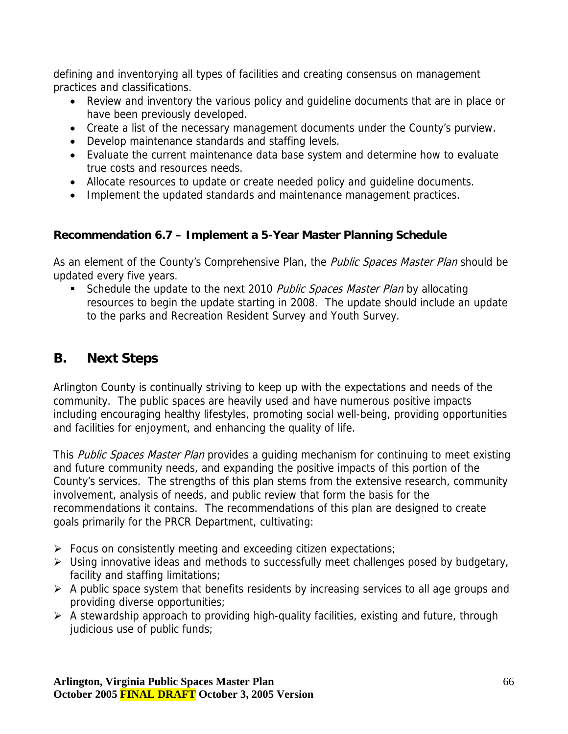defining and inventorying all types of facilities and creating consensus on management practices and classifications.

- Review and inventory the various policy and guideline documents that are in place or have been previously developed.
- Create a list of the necessary management documents under the County's purview.
- Develop maintenance standards and staffing levels.
- Evaluate the current maintenance data base system and determine how to evaluate true costs and resources needs.
- Allocate resources to update or create needed policy and guideline documents.
- Implement the updated standards and maintenance management practices.

**Recommendation 6.7 – Implement a 5-Year Master Planning Schedule**

As an element of the County's Comprehensive Plan, the *Public Spaces Master Plan* should be updated every five years.

- Schedule the update to the next 2010 *Public Spaces Master Plan* by allocating resources to begin the update starting in 2008. The update should include an update to the parks and Recreation Resident Survey and Youth Survey.

## B. Next Steps

Arlington County is continually striving to keep up with the expectations and needs of the community. The public spaces are heavily used and have numerous positive impacts including encouraging healthy lifestyles, promoting social well-being, providing opportunities and facilities for enjoyment, and enhancing the quality of life.

This *Public Spaces Master Plan* provides a guiding mechanism for continuing to meet existing and future community needs, and expanding the positive impacts of this portion of the County's services. The strengths of this plan stems from the extensive research, community involvement, analysis of needs, and public review that form the basis for the recommendations it contains. The recommendations of this plan are designed to create goals primarily for the PRCR Department, cultivating:

- Focus on consistently meeting and exceeding citizen expectations;
- Using innovative ideas and methods to successfully meet challenges posed by budgetary, facility and staffing limitations;
- A public space system that benefits residents by increasing services to all age groups and providing diverse opportunities;
- A stewardship approach to providing high-quality facilities, existing and future, through judicious use of public funds;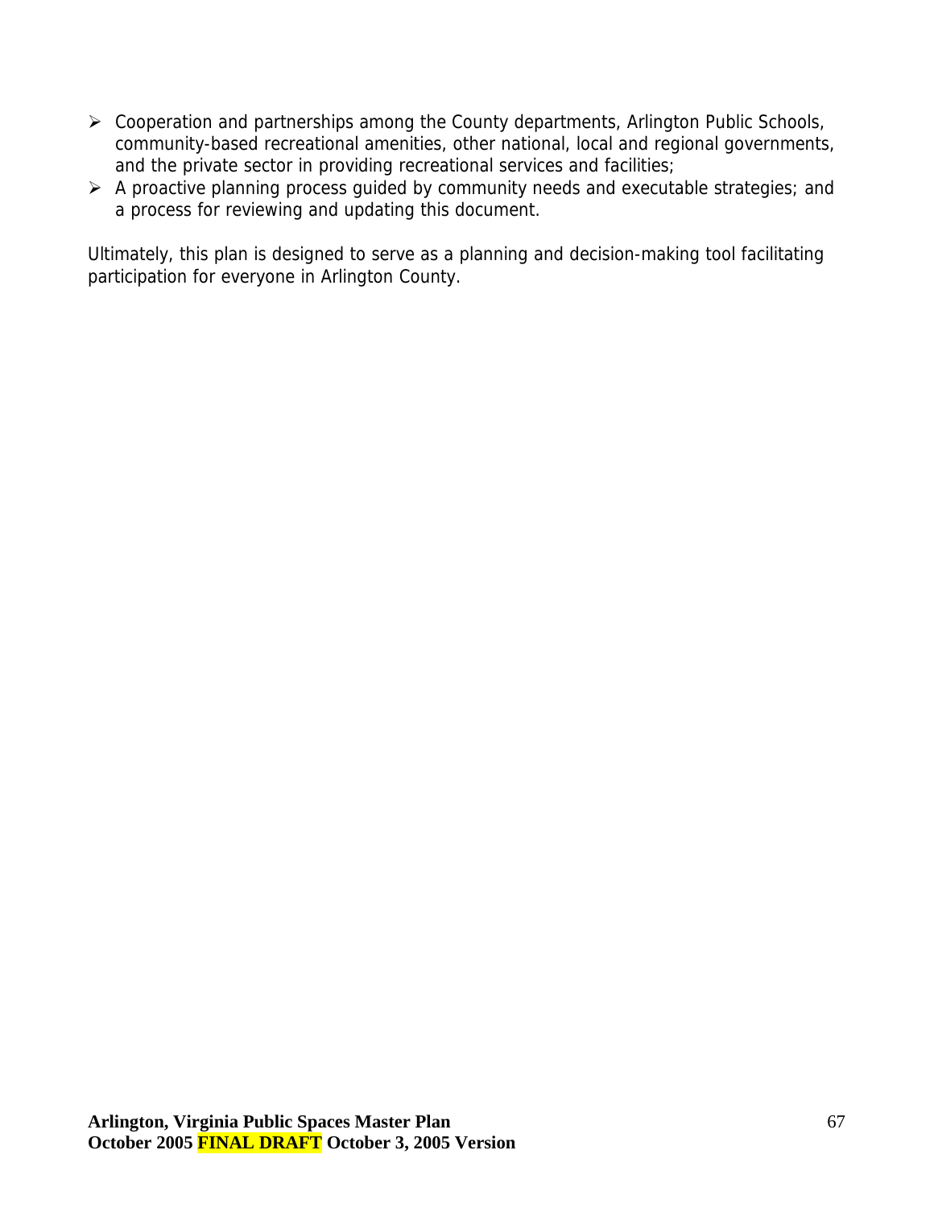- Cooperation and partnerships among the County departments, Arlington Public Schools, community-based recreational amenities, other national, local and regional governments, and the private sector in providing recreational services and facilities;
- A proactive planning process guided by community needs and executable strategies; and a process for reviewing and updating this document.

Ultimately, this plan is designed to serve as a planning and decision-making tool facilitating participation for everyone in Arlington County.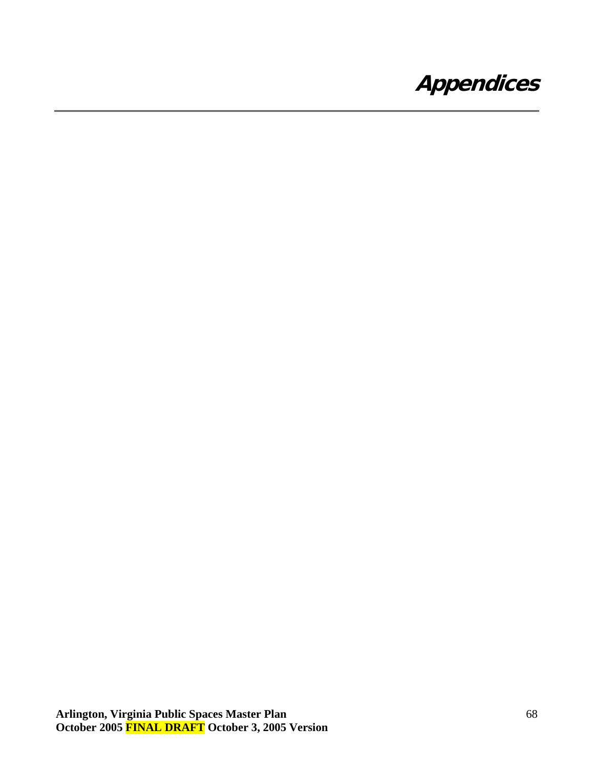# Appendices